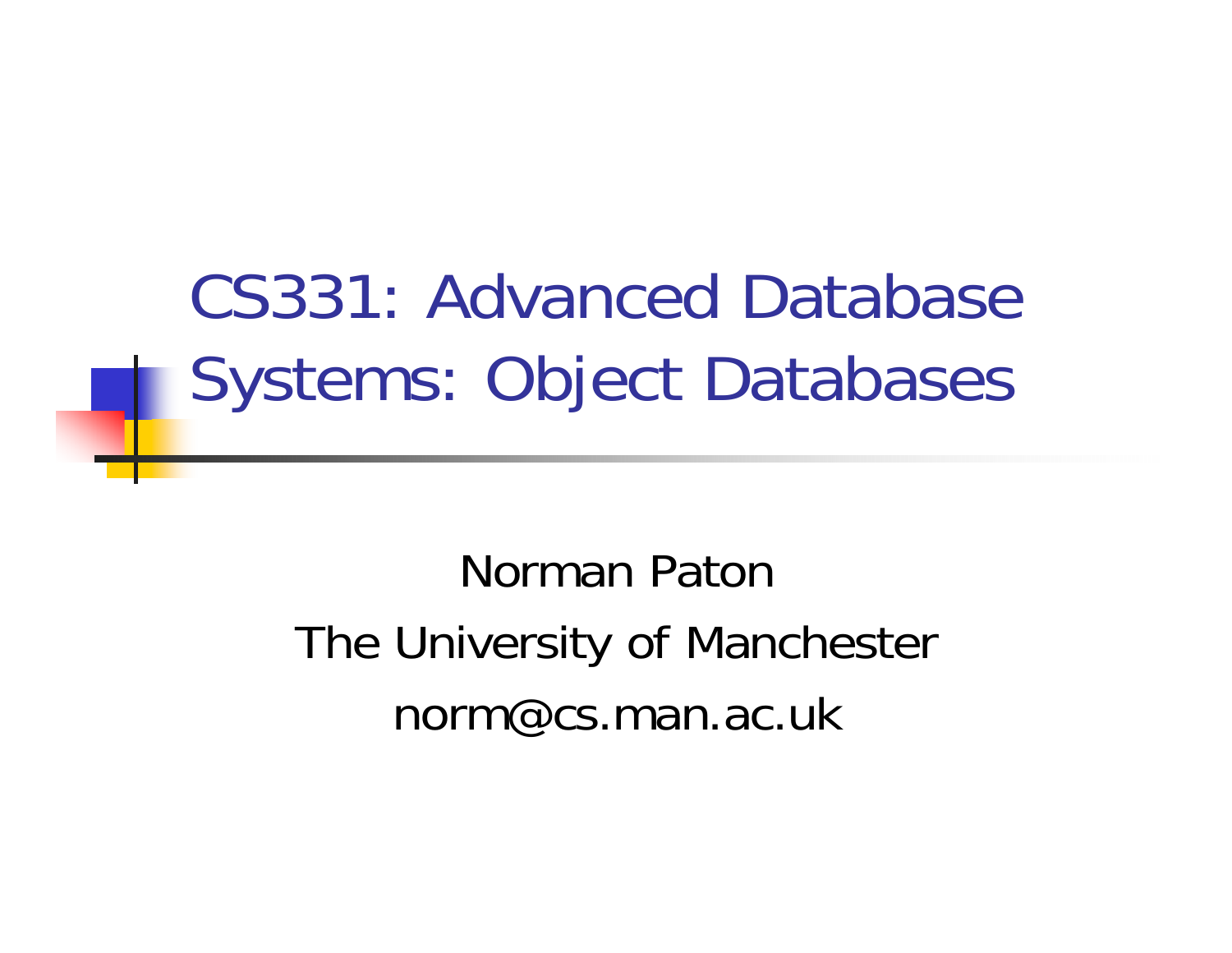# CS331: Advanced Database Systems: Object Databases

Norman Paton

The University of Manchester

norm@cs.man.ac.uk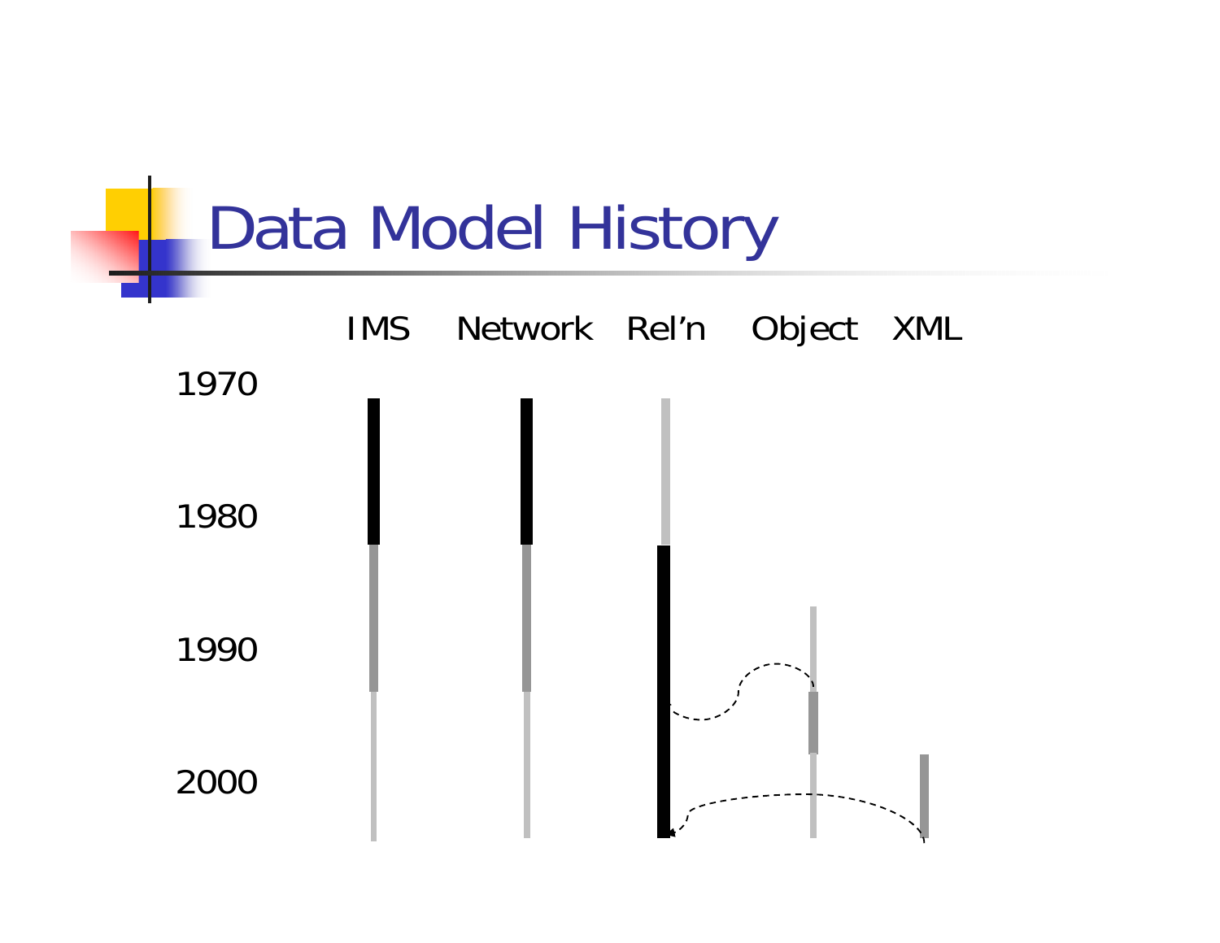# Data Model History

IMS    Network    Rel'n    Object    XML

1970

1980

1990

2000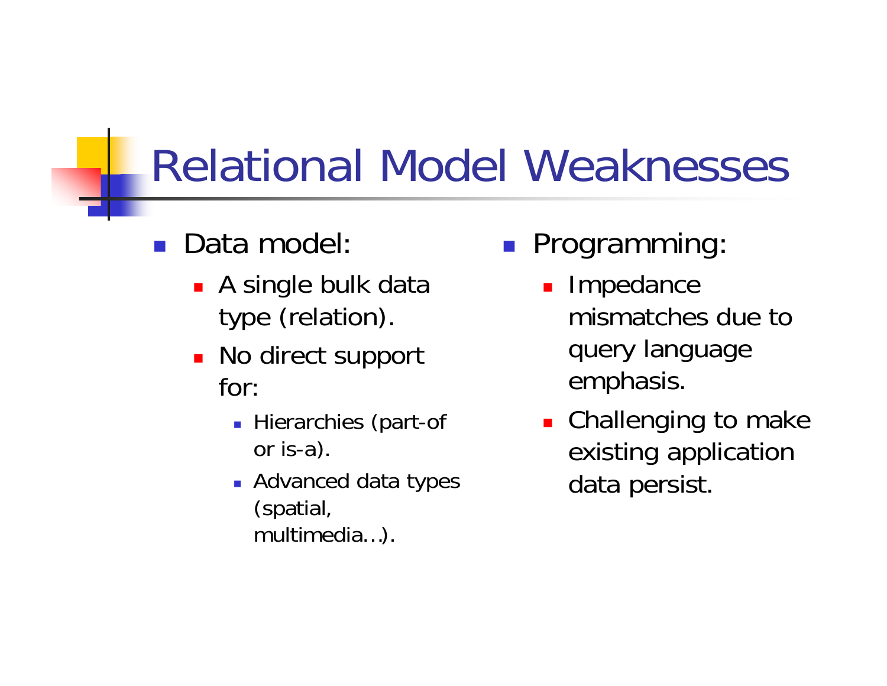# Relational Model Weaknesses

- Data model:
  - A single bulk data type (relation).
  - No direct support for:
    - Hierarchies (part-of or is-a).
    - Advanced data types (spatial, multimedia…).
- Programming:
  - Impedance mismatches due to query language emphasis.
  - Challenging to make existing application data persist.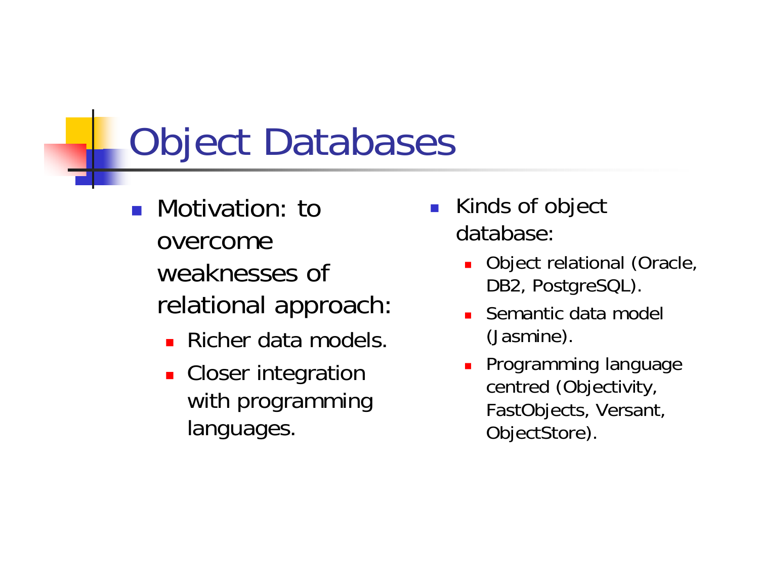# Object Databases

- Motivation: to overcome weaknesses of relational approach:
  - Richer data models.
  - Closer integration with programming languages.
- Kinds of object database:
  - Object relational (Oracle, DB2, PostgreSQL).
  - Semantic data model (Jasmine).
  - Programming language centred (Objectivity, FastObjects, Versant, ObjectStore).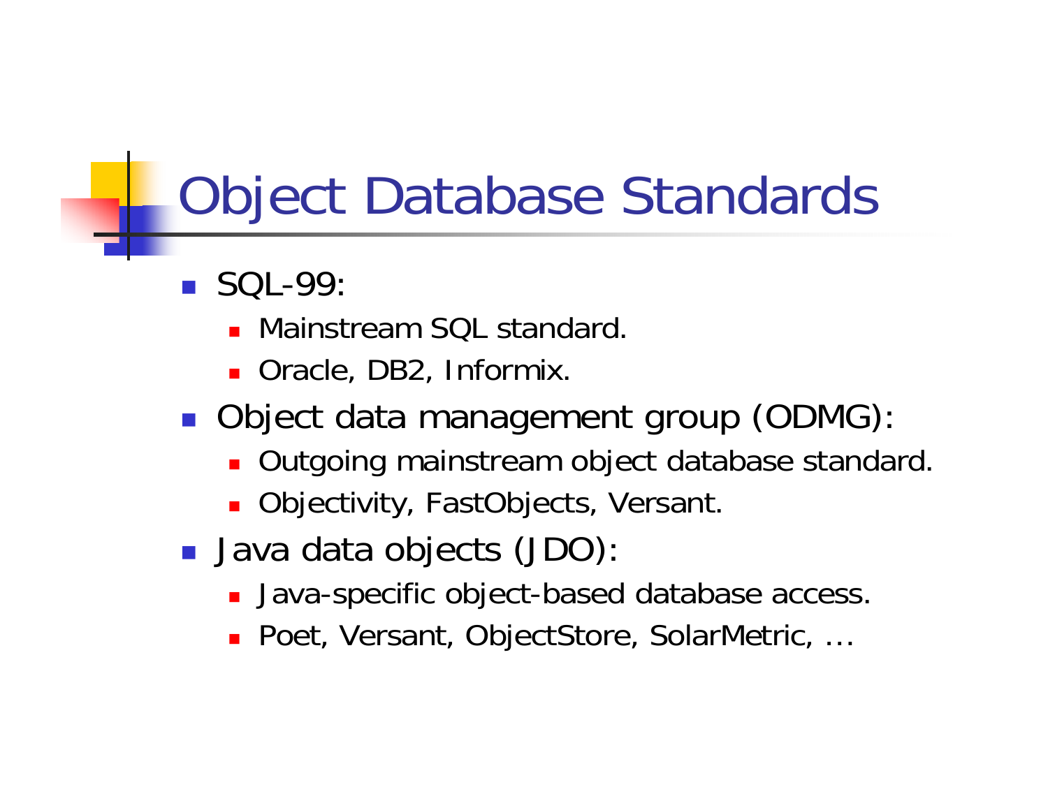# Object Database Standards

- SQL-99:
  - Mainstream SQL standard.
  - Oracle, DB2, Informix.
- Object data management group (ODMG):
  - Outgoing mainstream object database standard.
  - Objectivity, FastObjects, Versant.
- Java data objects (JDO):
  - Java-specific object-based database access.
  - Poet, Versant, ObjectStore, SolarMetric, …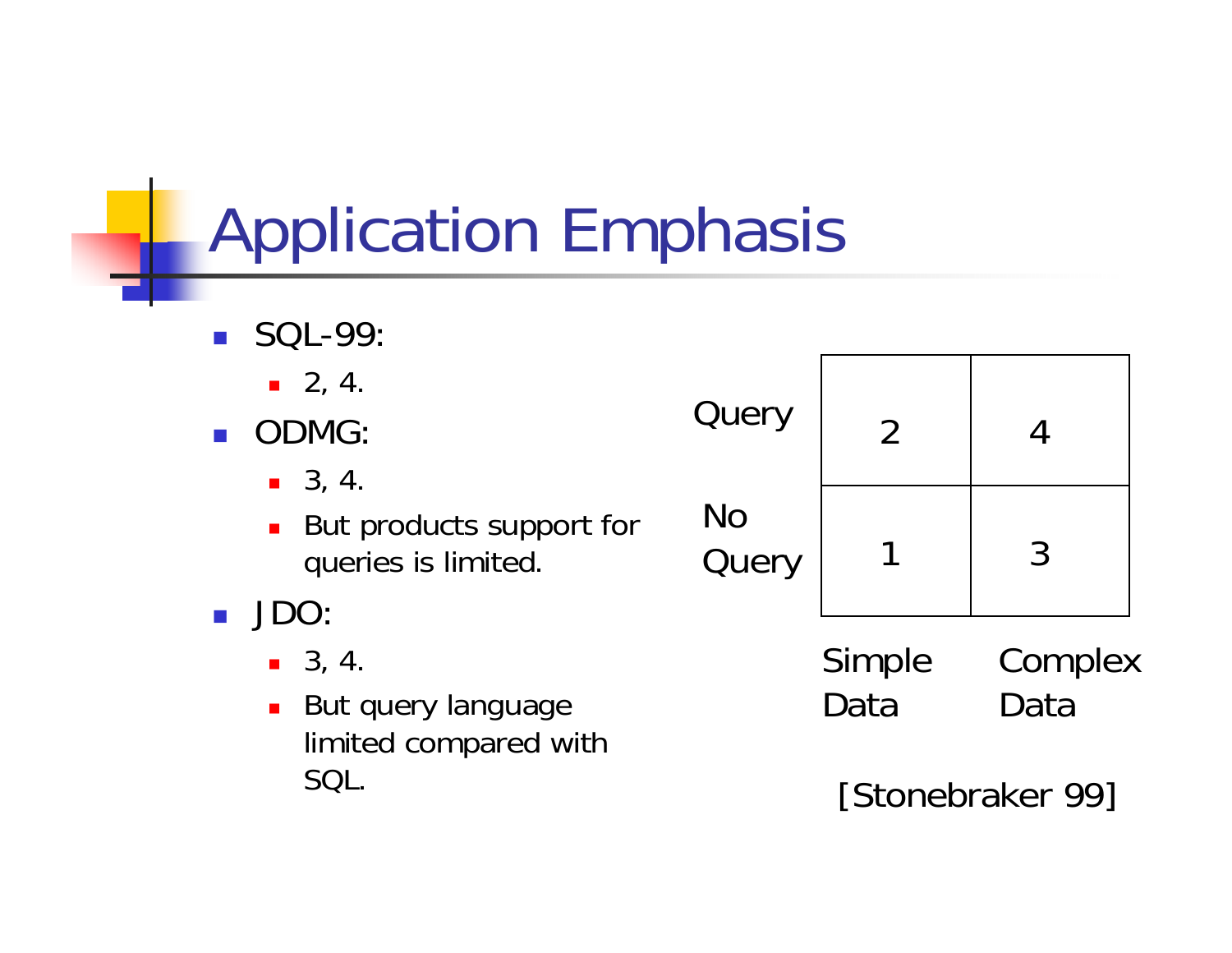# Application Emphasis

- SQL-99:
  - 2, 4.
- ODMG:
  - 3, 4.
  - But products support for queries is limited.
- JDO:
  - 3, 4.
  - But query language limited compared with SQL.

| | Simple Data | Complex Data |
|---|---|---|
| Query | 2 | 4 |
| No Query | 1 | 3 |

[Stonebraker 99]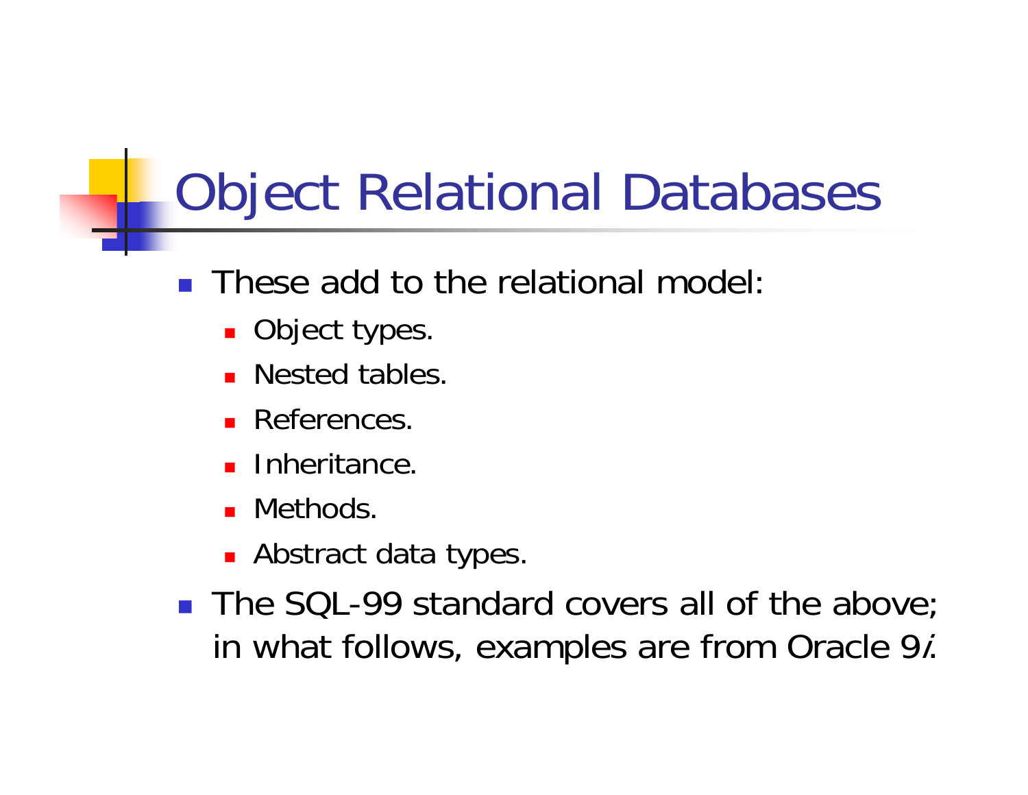# Object Relational Databases

- These add to the relational model:
  - Object types.
  - Nested tables.
  - References.
  - Inheritance.
  - Methods.
  - Abstract data types.
- The SQL-99 standard covers all of the above; in what follows, examples are from Oracle 9*i*.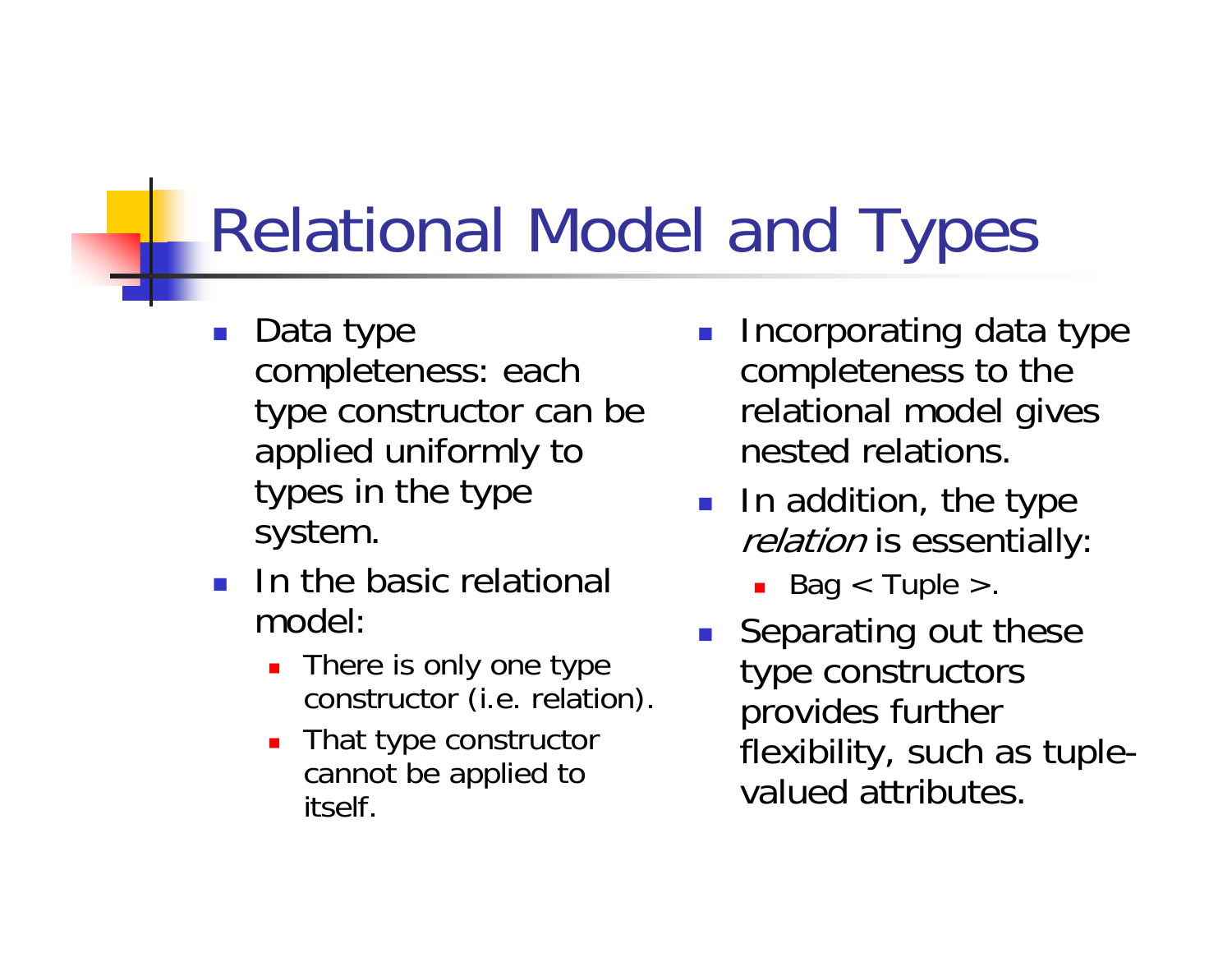# Relational Model and Types

- Data type completeness: each type constructor can be applied uniformly to types in the type system.
- In the basic relational model:
  - There is only one type constructor (i.e. relation).
  - That type constructor cannot be applied to itself.
- Incorporating data type completeness to the relational model gives nested relations.
- In addition, the type *relation* is essentially:
  - Bag < Tuple >.
- Separating out these type constructors provides further flexibility, such as tuple-valued attributes.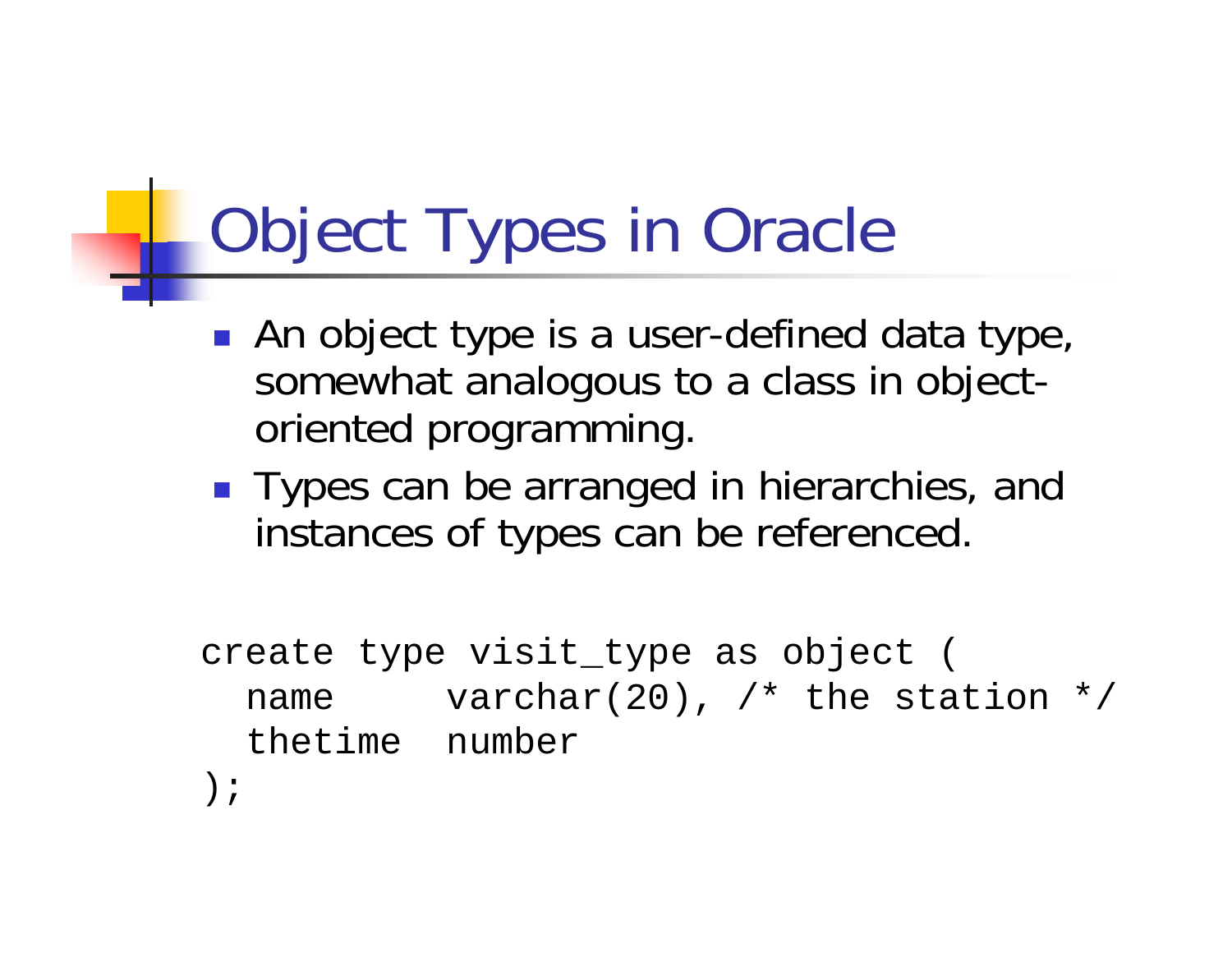# Object Types in Oracle

- An object type is a user-defined data type, somewhat analogous to a class in object-oriented programming.
- Types can be arranged in hierarchies, and instances of types can be referenced.

```
create type visit_type as object (
  name     varchar(20), /* the station */
  thetime  number
);
```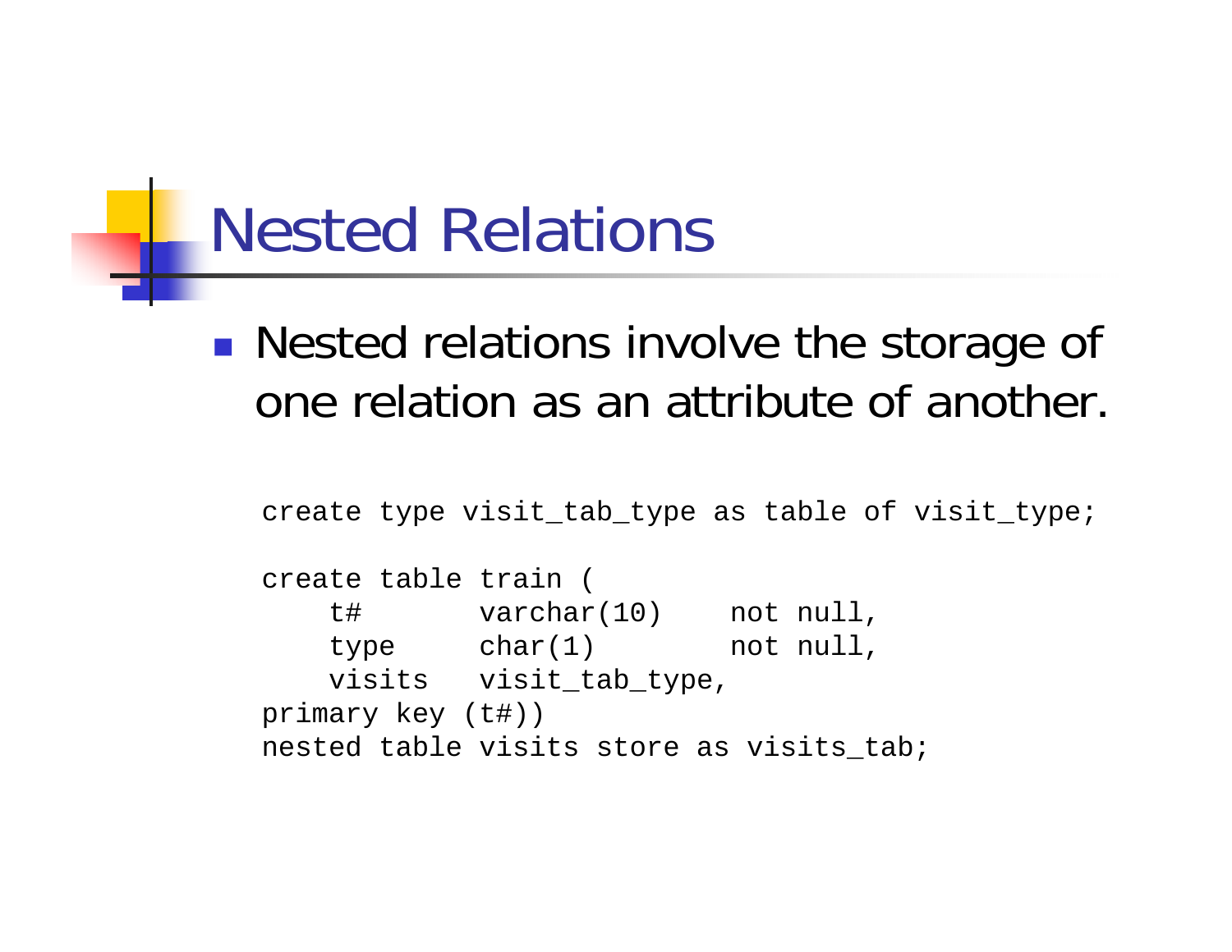# Nested Relations

- Nested relations involve the storage of one relation as an attribute of another.

```
create type visit_tab_type as table of visit_type;

create table train (
    t#       varchar(10)    not null,
    type     char(1)        not null,
    visits   visit_tab_type,
primary key (t#))
nested table visits store as visits_tab;
```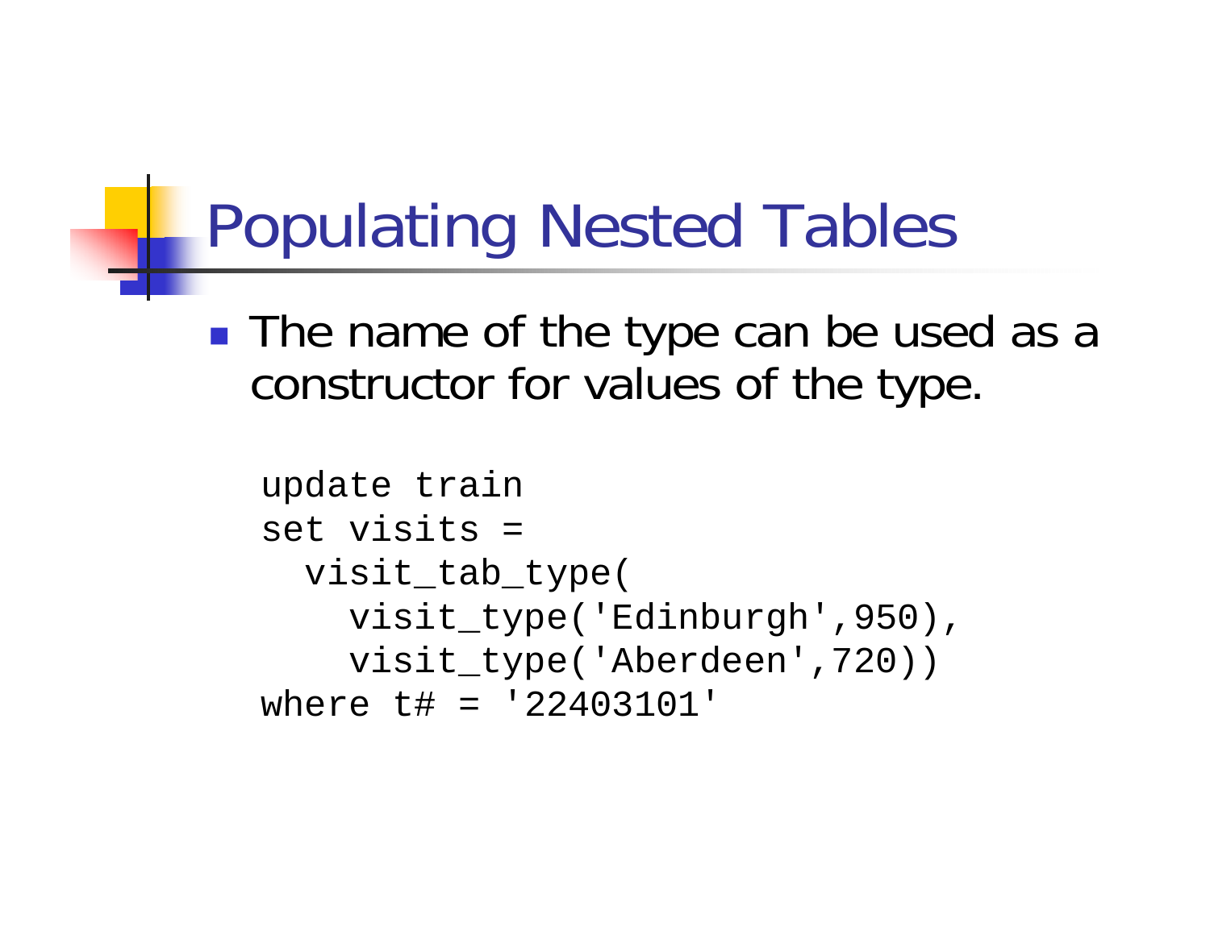# Populating Nested Tables

- The name of the type can be used as a constructor for values of the type.

```
update train
set visits =
  visit_tab_type(
    visit_type('Edinburgh',950),
    visit_type('Aberdeen',720))
where t# = '22403101'
```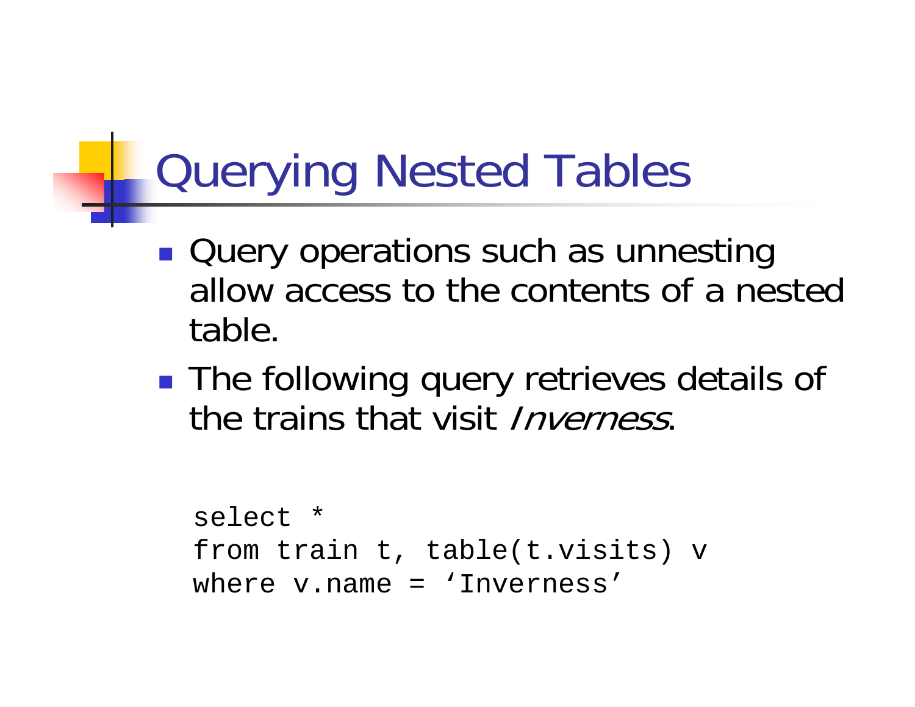# Querying Nested Tables

- Query operations such as unnesting allow access to the contents of a nested table.
- The following query retrieves details of the trains that visit *Inverness*.

```
select *
from train t, table(t.visits) v
where v.name = ‘Inverness’
```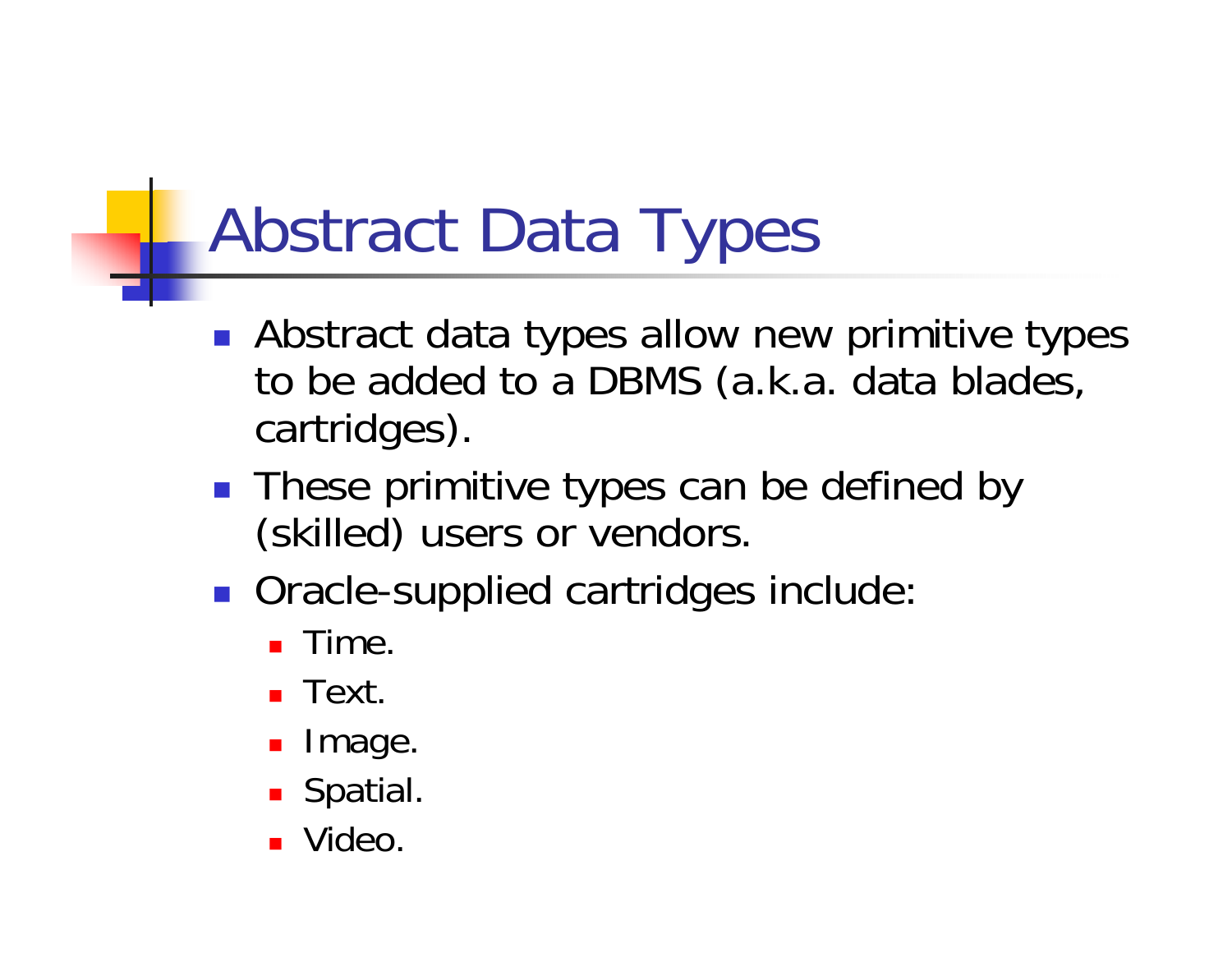# Abstract Data Types

- Abstract data types allow new primitive types to be added to a DBMS (a.k.a. data blades, cartridges).
- These primitive types can be defined by (skilled) users or vendors.
- Oracle-supplied cartridges include:
  - Time.
  - Text.
  - Image.
  - Spatial.
  - Video.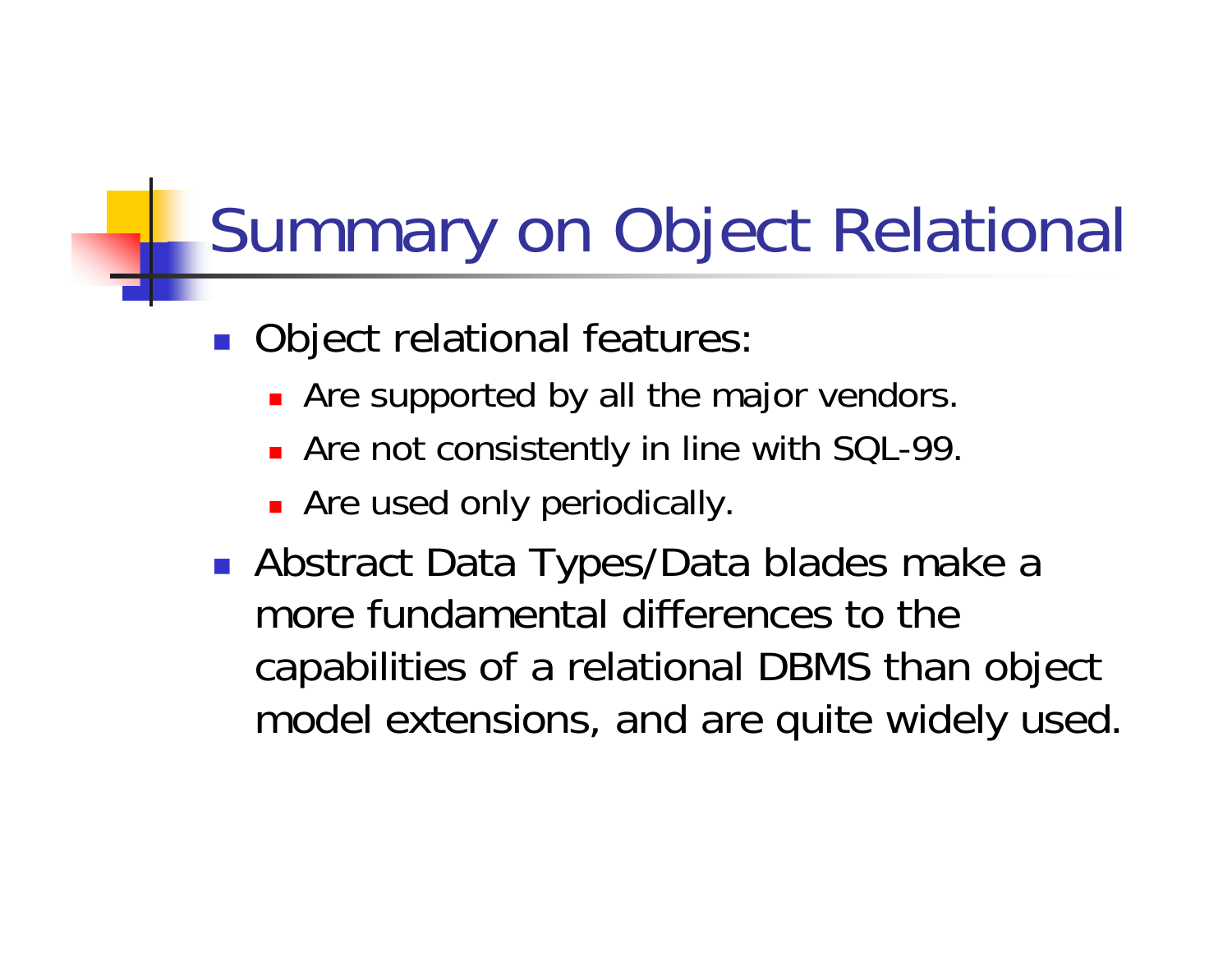# Summary on Object Relational

- Object relational features:
  - Are supported by all the major vendors.
  - Are not consistently in line with SQL-99.
  - Are used only periodically.
- Abstract Data Types/Data blades make a more fundamental differences to the capabilities of a relational DBMS than object model extensions, and are quite widely used.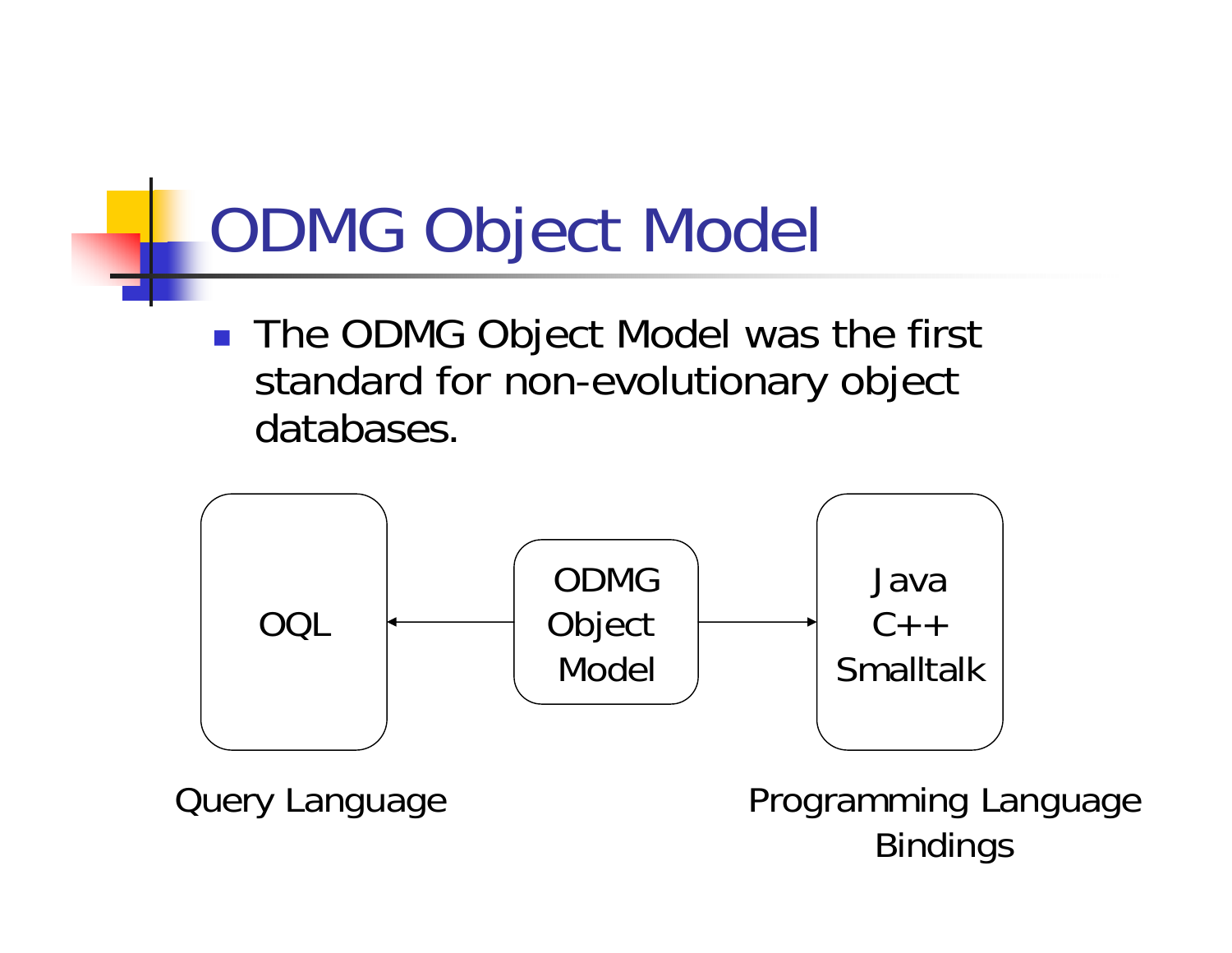# ODMG Object Model

- The ODMG Object Model was the first standard for non-evolutionary object databases.

OQL ← ODMG Object Model → Java, C++, Smalltalk

Query Language

Programming Language Bindings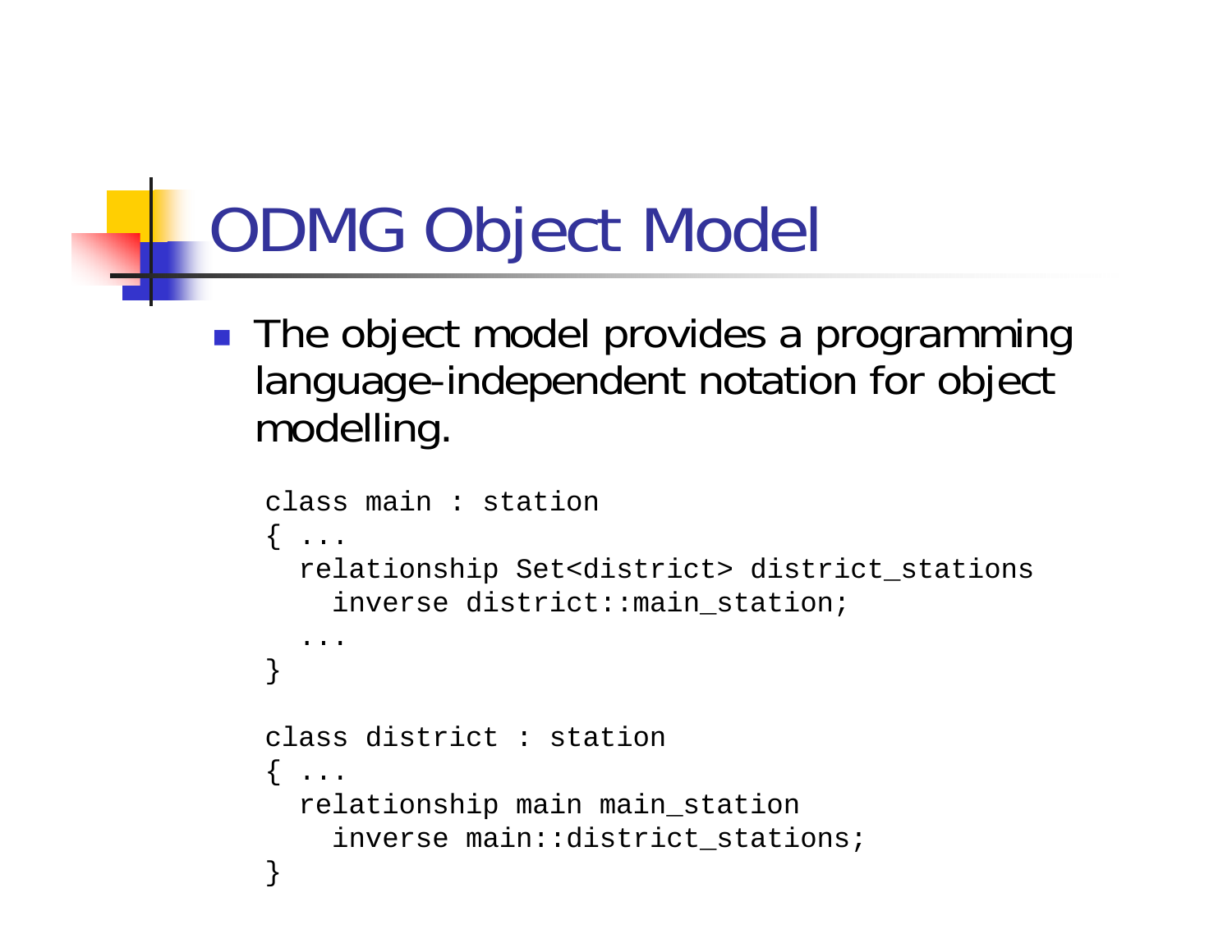# ODMG Object Model

- The object model provides a programming language-independent notation for object modelling.

```
class main : station
{ ...
  relationship Set<district> district_stations
    inverse district::main_station;
  ...
}

class district : station
{ ...
  relationship main main_station
    inverse main::district_stations;
}
```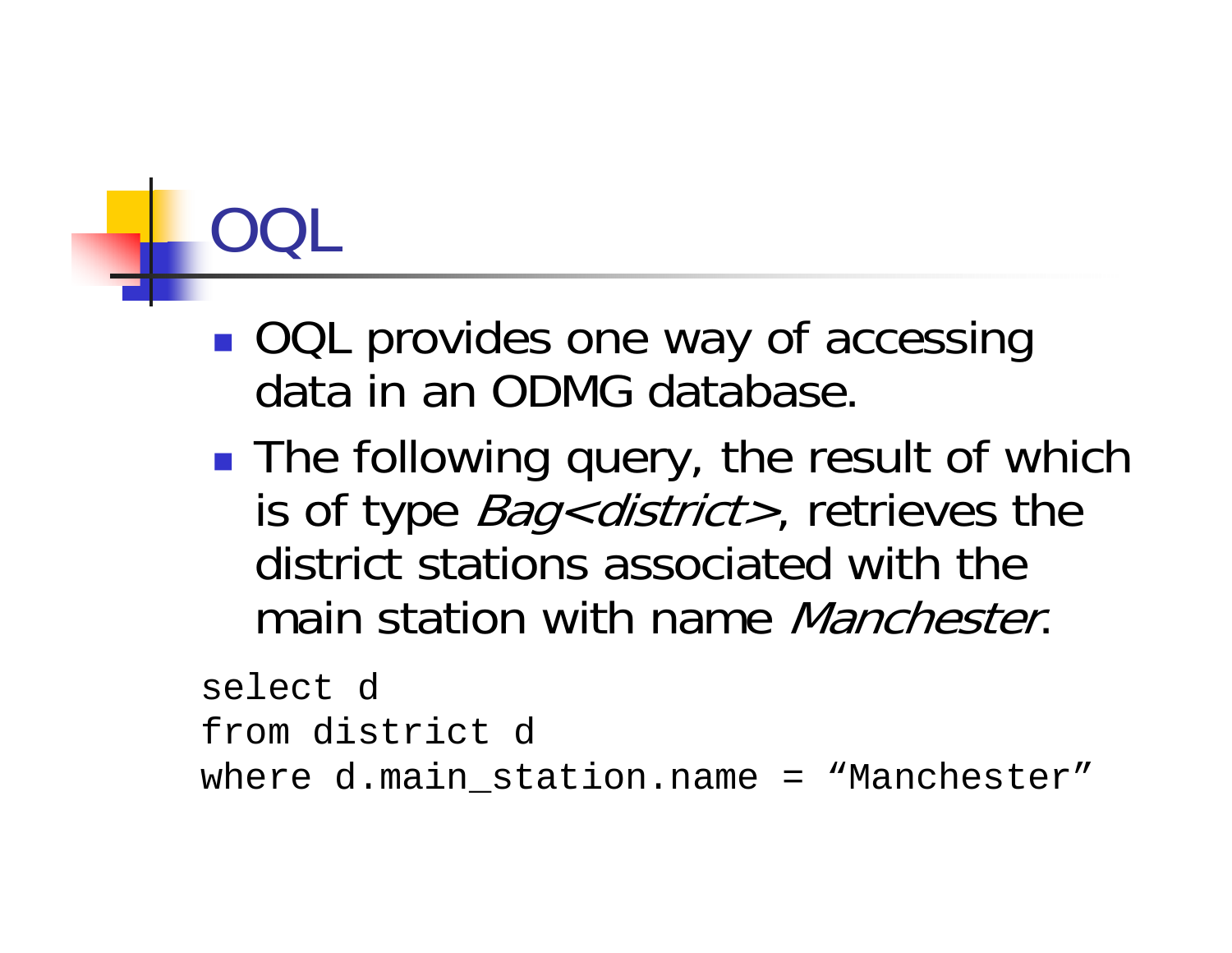# OQL

- OQL provides one way of accessing data in an ODMG database.
- The following query, the result of which is of type *Bag<district>*, retrieves the district stations associated with the main station with name *Manchester*.

```
select d
from district d
where d.main_station.name = “Manchester”
```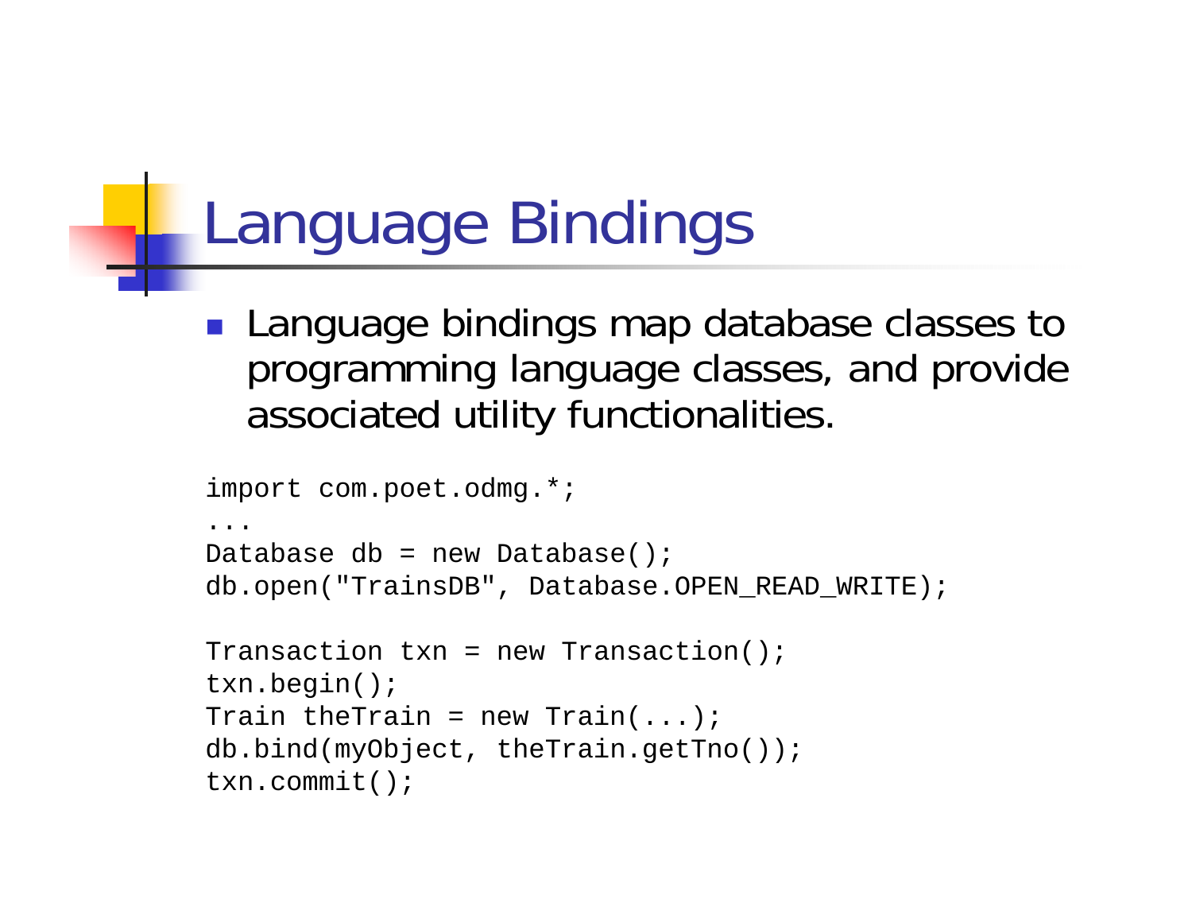# Language Bindings

- Language bindings map database classes to programming language classes, and provide associated utility functionalities.

```
import com.poet.odmg.*;
...
Database db = new Database();
db.open("TrainsDB", Database.OPEN_READ_WRITE);

Transaction txn = new Transaction();
txn.begin();
Train theTrain = new Train(...);
db.bind(myObject, theTrain.getTno());
txn.commit();
```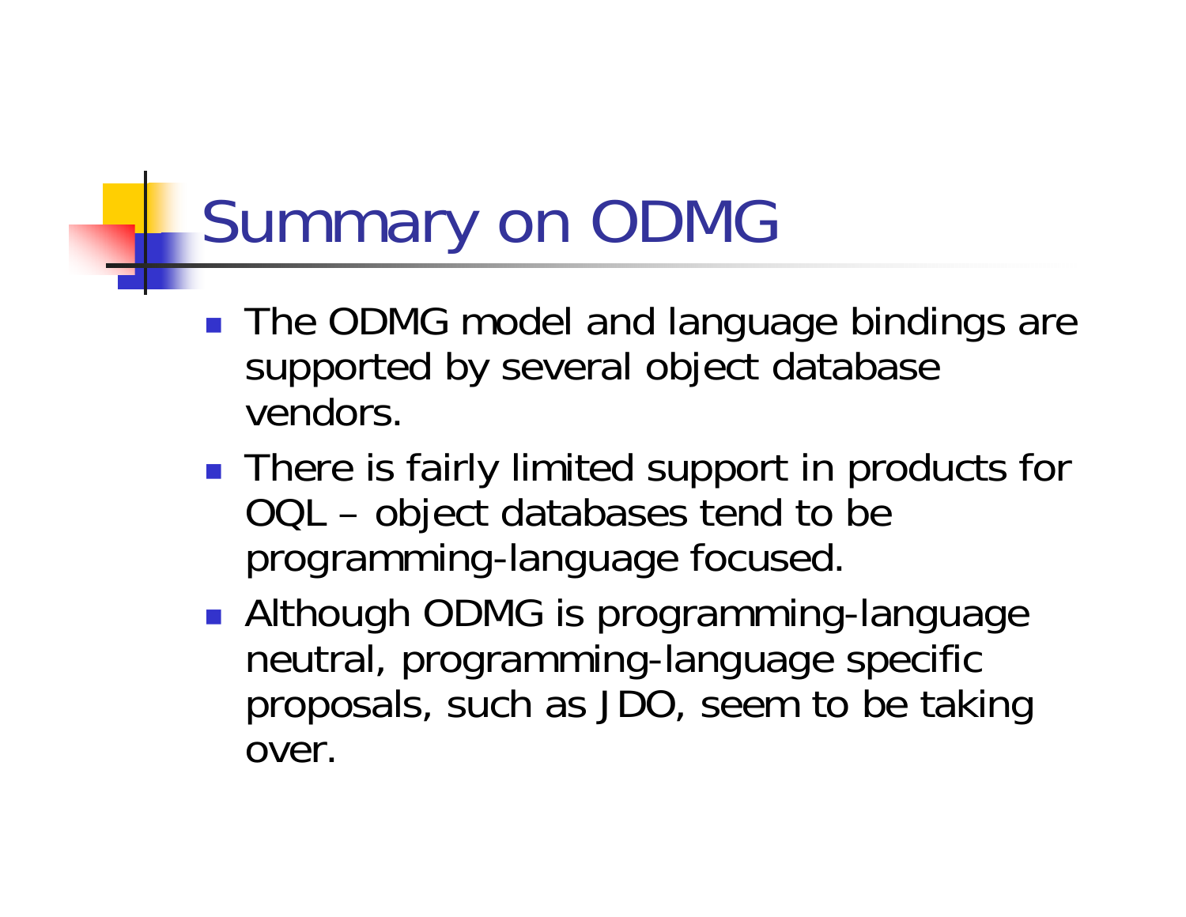# Summary on ODMG

- The ODMG model and language bindings are supported by several object database vendors.
- There is fairly limited support in products for OQL – object databases tend to be programming-language focused.
- Although ODMG is programming-language neutral, programming-language specific proposals, such as JDO, seem to be taking over.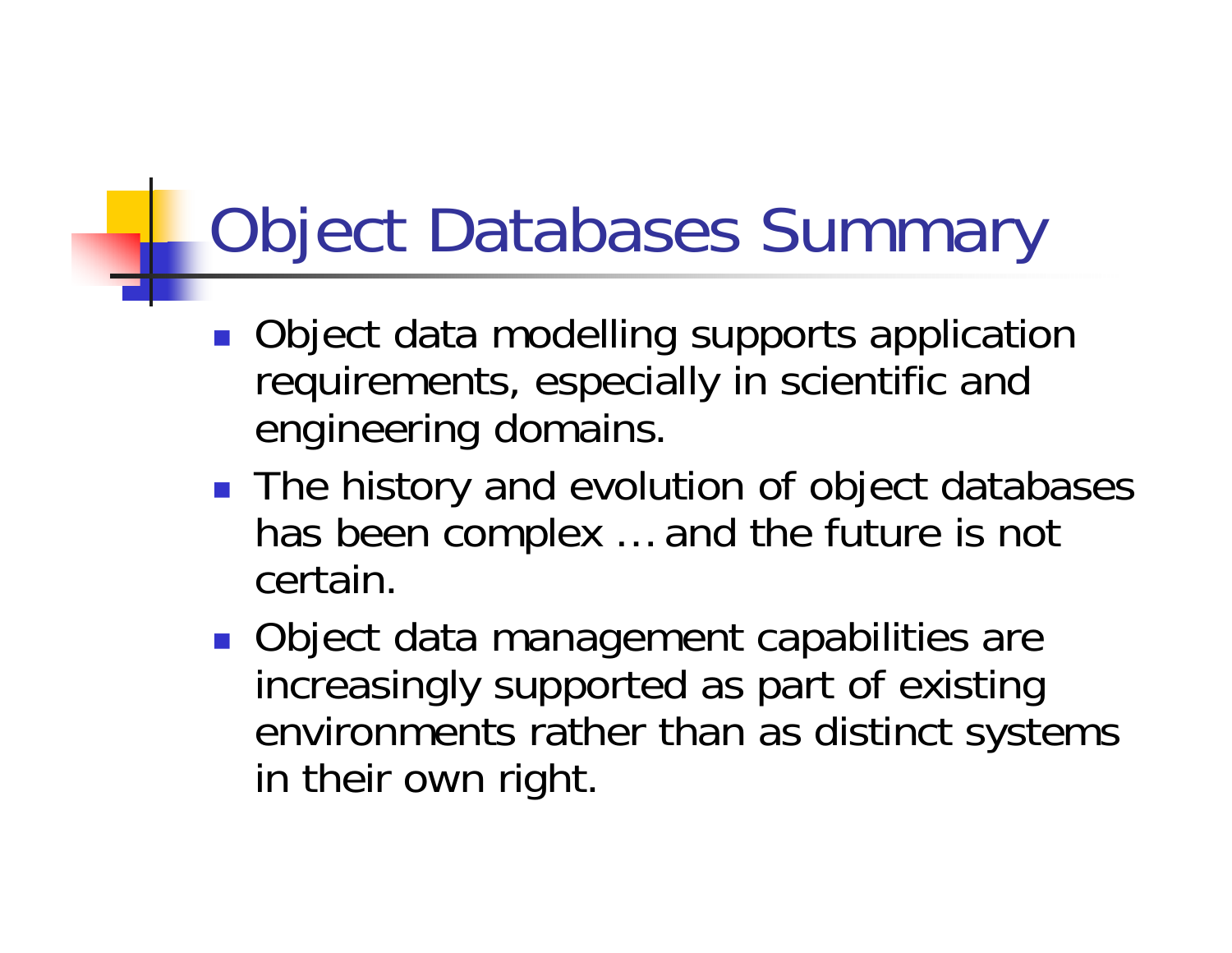# Object Databases Summary

- Object data modelling supports application requirements, especially in scientific and engineering domains.
- The history and evolution of object databases has been complex … and the future is not certain.
- Object data management capabilities are increasingly supported as part of existing environments rather than as distinct systems in their own right.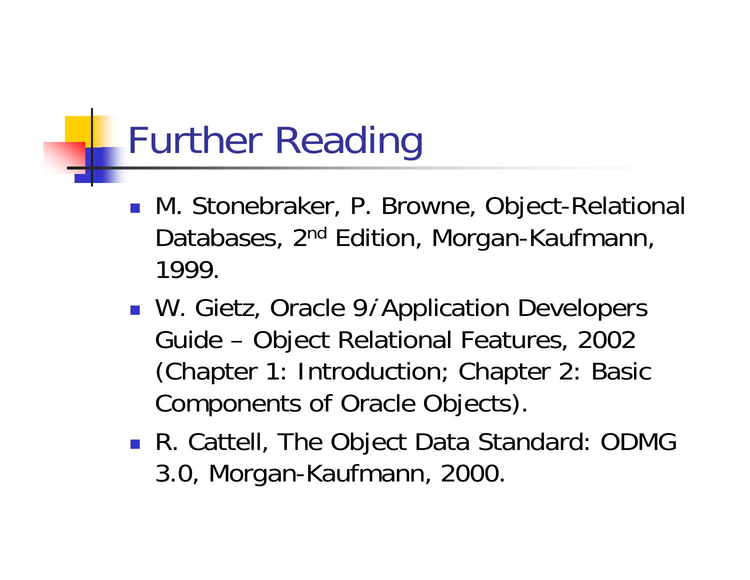# Further Reading

- M. Stonebraker, P. Browne, Object-Relational Databases, 2nd Edition, Morgan-Kaufmann, 1999.
- W. Gietz, Oracle 9*i* Application Developers Guide – Object Relational Features, 2002 (Chapter 1: Introduction; Chapter 2: Basic Components of Oracle Objects).
- R. Cattell, The Object Data Standard: ODMG 3.0, Morgan-Kaufmann, 2000.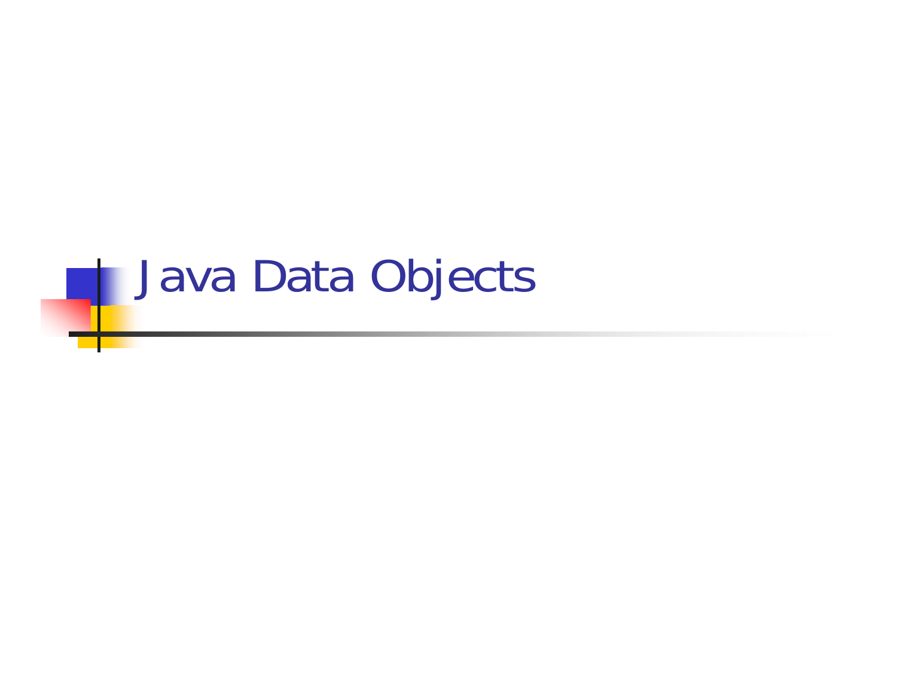# Java Data Objects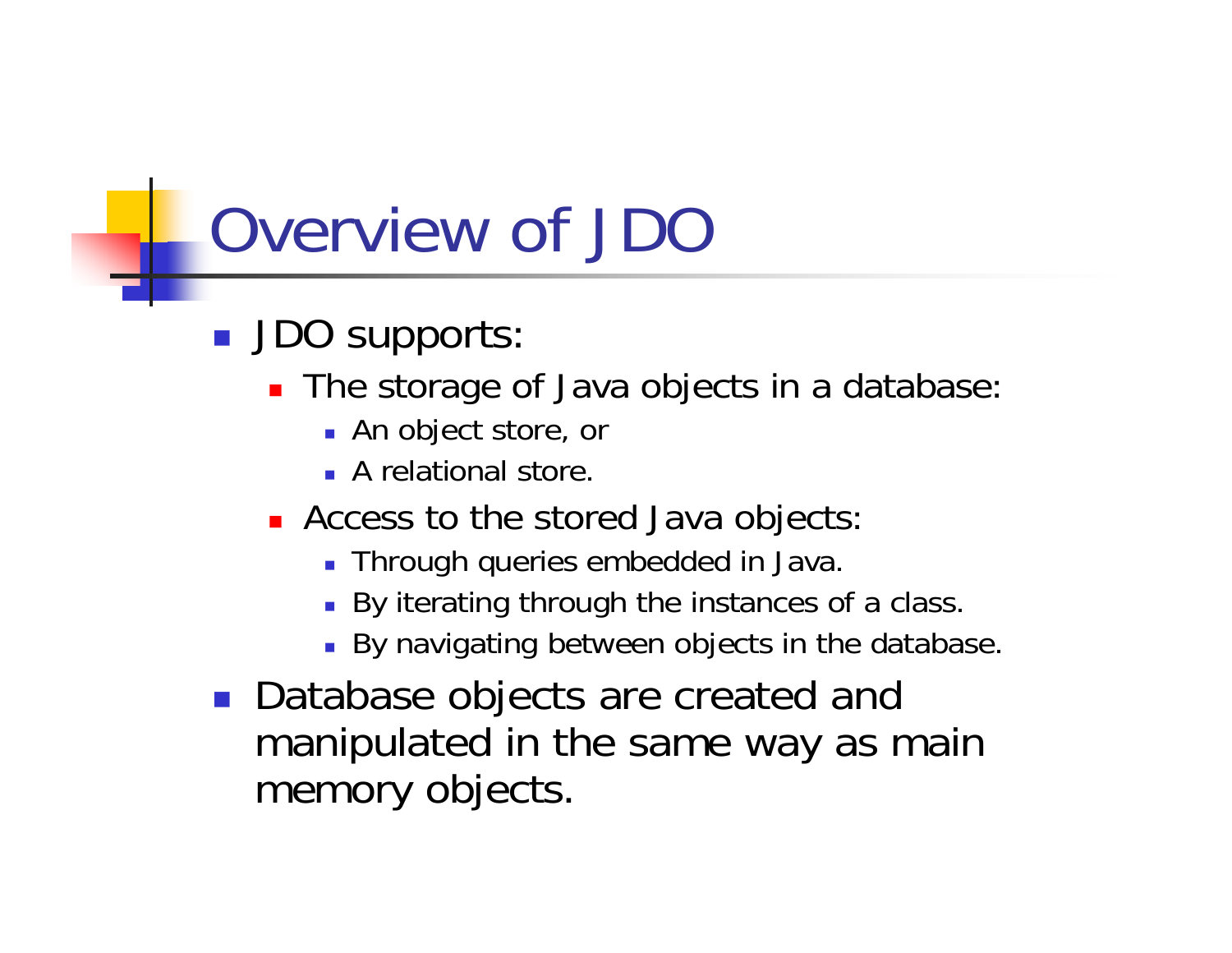# Overview of JDO

- JDO supports:
  - The storage of Java objects in a database:
    - An object store, or
    - A relational store.
  - Access to the stored Java objects:
    - Through queries embedded in Java.
    - By iterating through the instances of a class.
    - By navigating between objects in the database.
- Database objects are created and manipulated in the same way as main memory objects.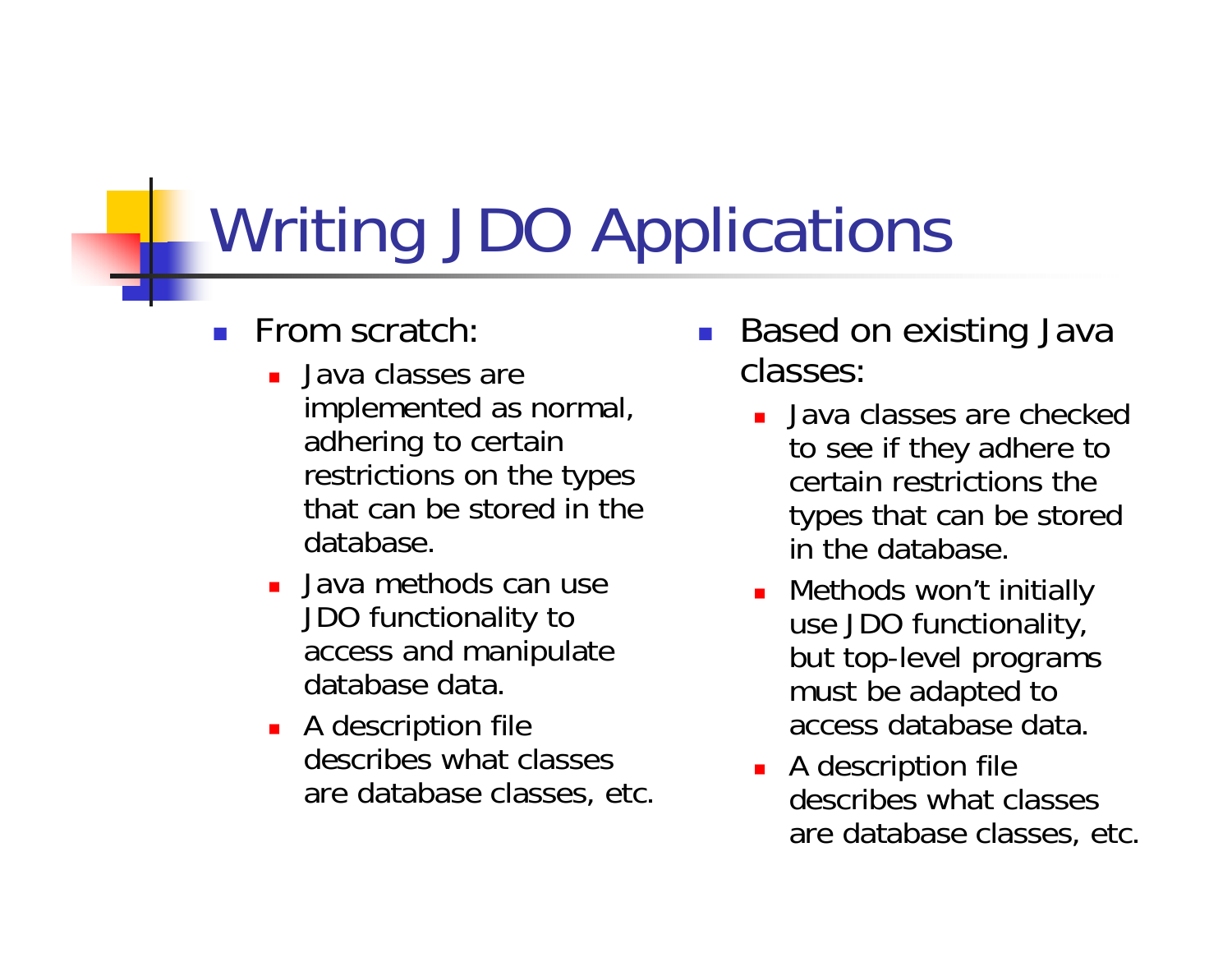# Writing JDO Applications

- From scratch:
  - Java classes are implemented as normal, adhering to certain restrictions on the types that can be stored in the database.
  - Java methods can use JDO functionality to access and manipulate database data.
  - A description file describes what classes are database classes, etc.
- Based on existing Java classes:
  - Java classes are checked to see if they adhere to certain restrictions the types that can be stored in the database.
  - Methods won't initially use JDO functionality, but top-level programs must be adapted to access database data.
  - A description file describes what classes are database classes, etc.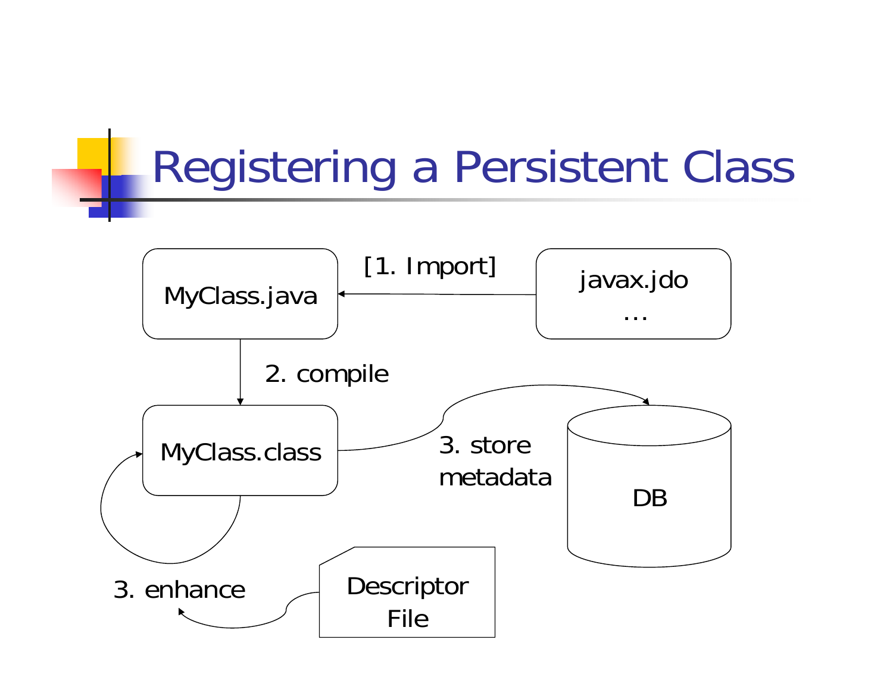# Registering a Persistent Class

MyClass.java

[1. Import]

javax.jdo
...

2. compile

MyClass.class

3. store metadata

DB

3. enhance

Descriptor File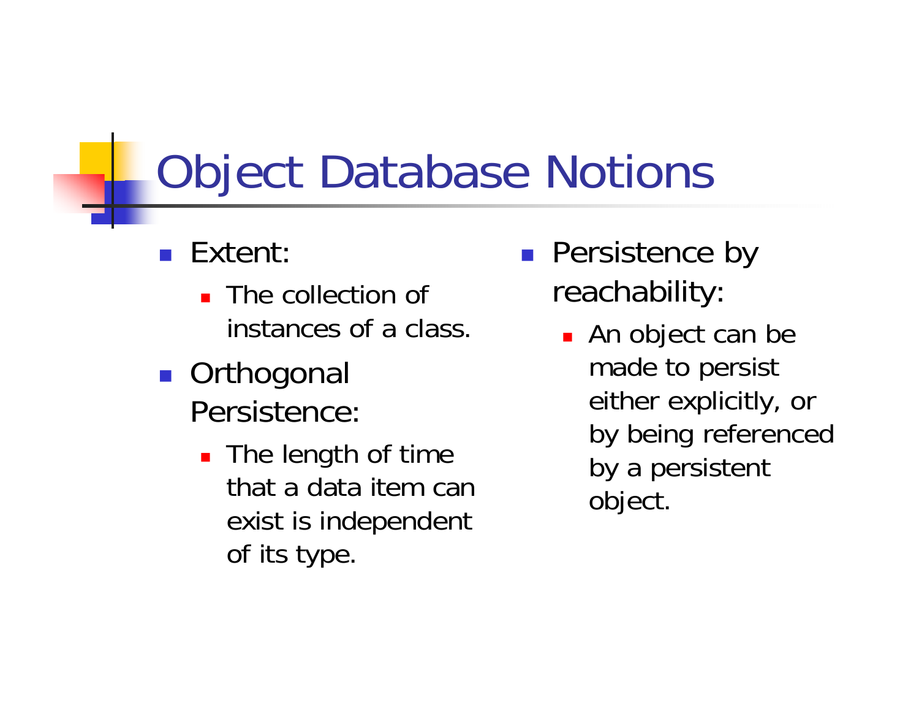# Object Database Notions

- Extent:
  - The collection of instances of a class.
- Orthogonal Persistence:
  - The length of time that a data item can exist is independent of its type.
- Persistence by reachability:
  - An object can be made to persist either explicitly, or by being referenced by a persistent object.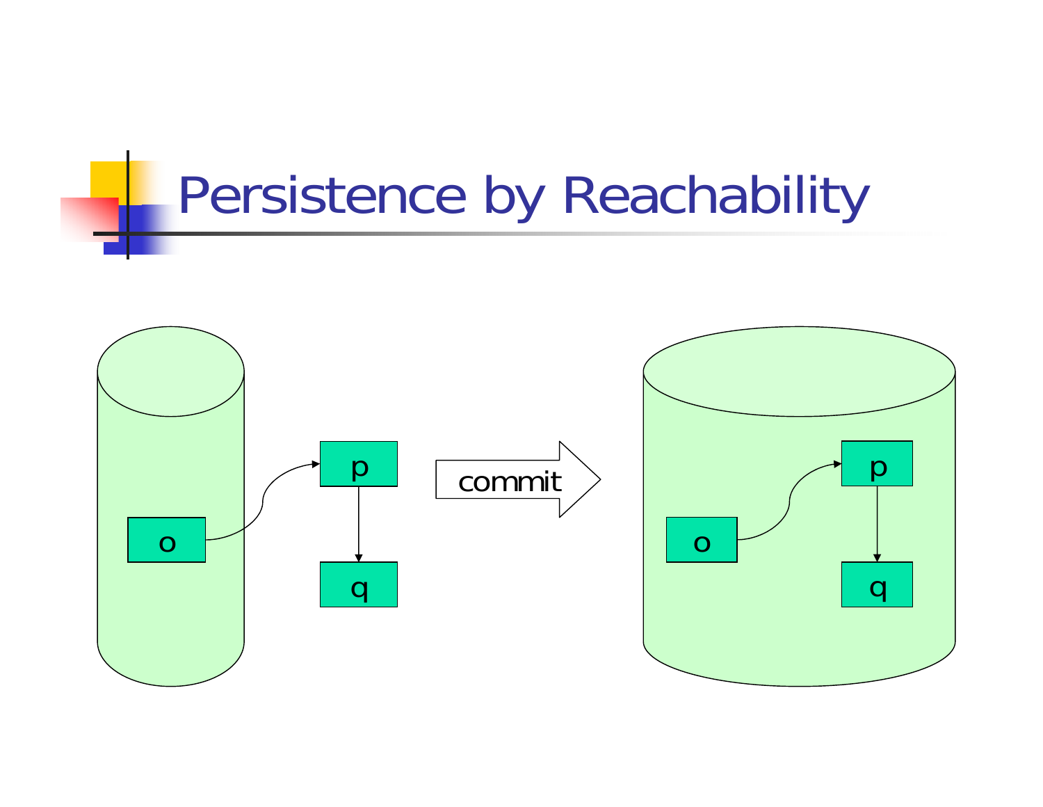# Persistence by Reachability

o p q commit o p q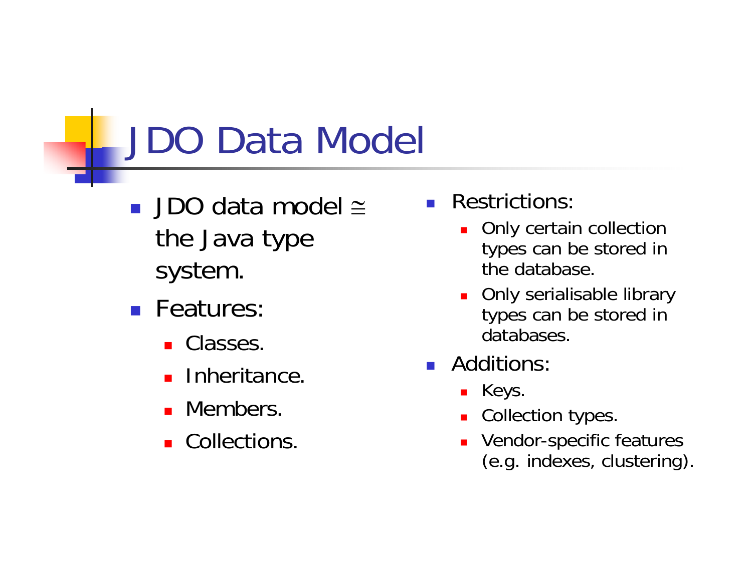# JDO Data Model

- JDO data model $\cong$ the Java type system.
- Features:
  - Classes.
  - Inheritance.
  - Members.
  - Collections.
- Restrictions:
  - Only certain collection types can be stored in the database.
  - Only serialisable library types can be stored in databases.
- Additions:
  - Keys.
  - Collection types.
  - Vendor-specific features (e.g. indexes, clustering).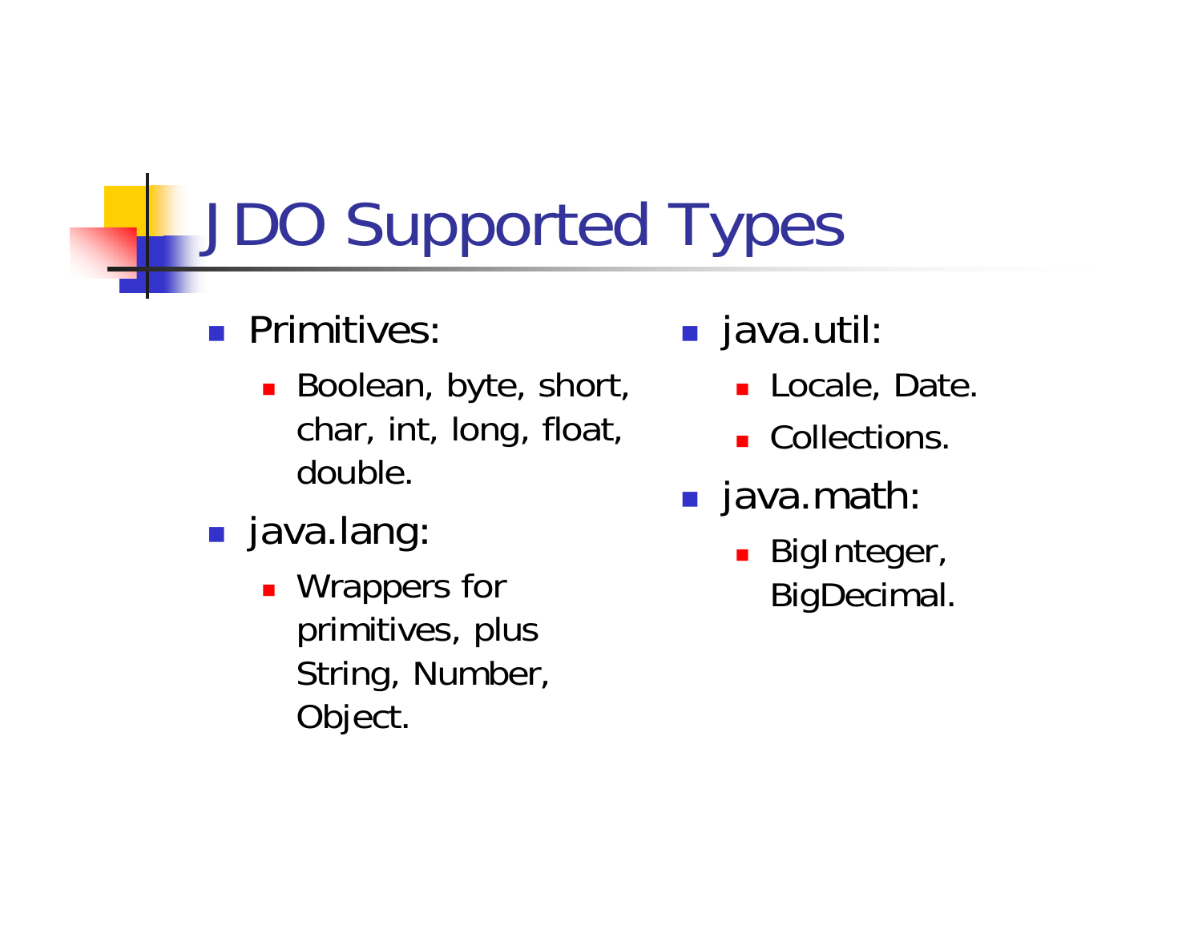# JDO Supported Types

- Primitives:
  - Boolean, byte, short, char, int, long, float, double.
- java.lang:
  - Wrappers for primitives, plus String, Number, Object.
- java.util:
  - Locale, Date.
  - Collections.
- java.math:
  - BigInteger, BigDecimal.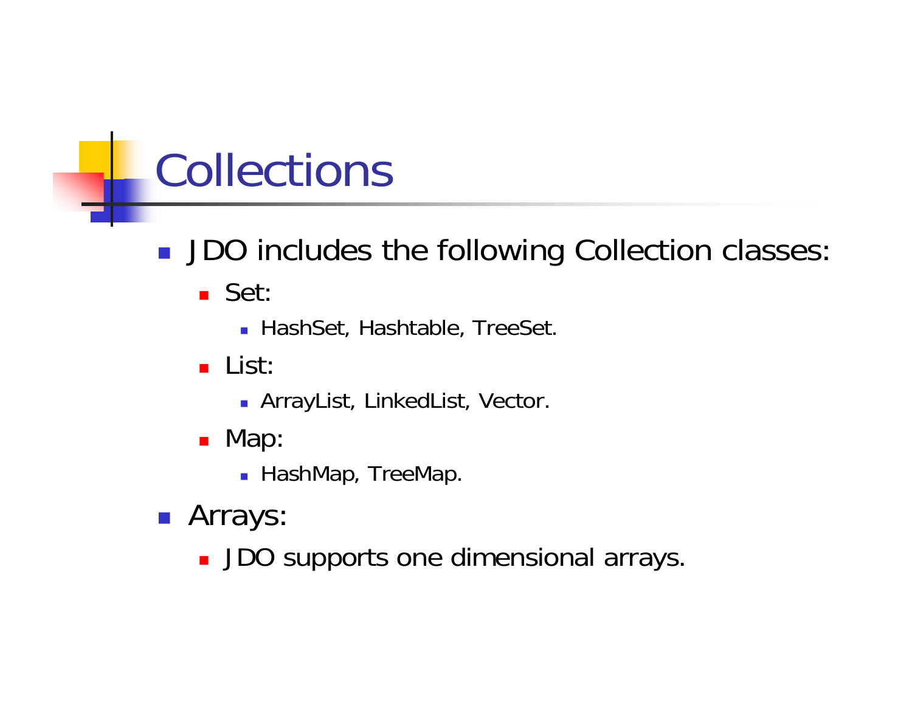# Collections

- JDO includes the following Collection classes:
  - Set:
    - HashSet, Hashtable, TreeSet.
  - List:
    - ArrayList, LinkedList, Vector.
  - Map:
    - HashMap, TreeMap.
- Arrays:
  - JDO supports one dimensional arrays.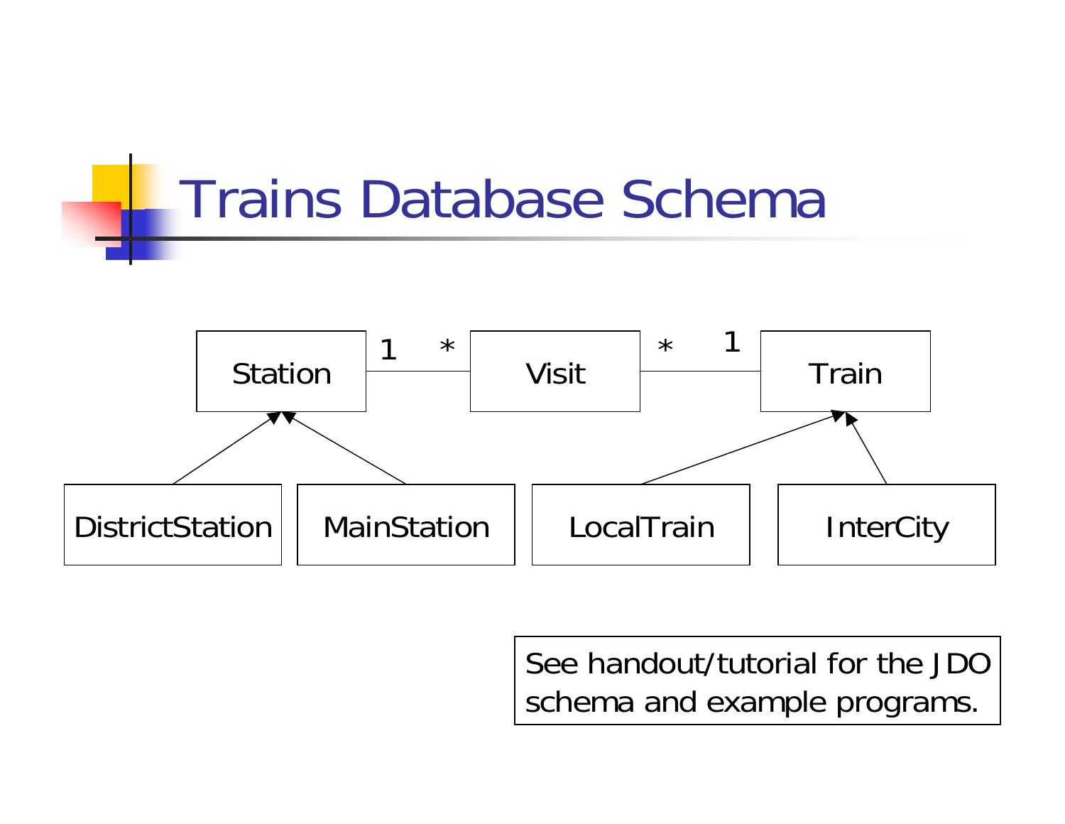# Trains Database Schema

Station 1 —— * Visit * —— 1 Train

DistrictStation, MainStation → Station

LocalTrain, InterCity → Train

See handout/tutorial for the JDO schema and example programs.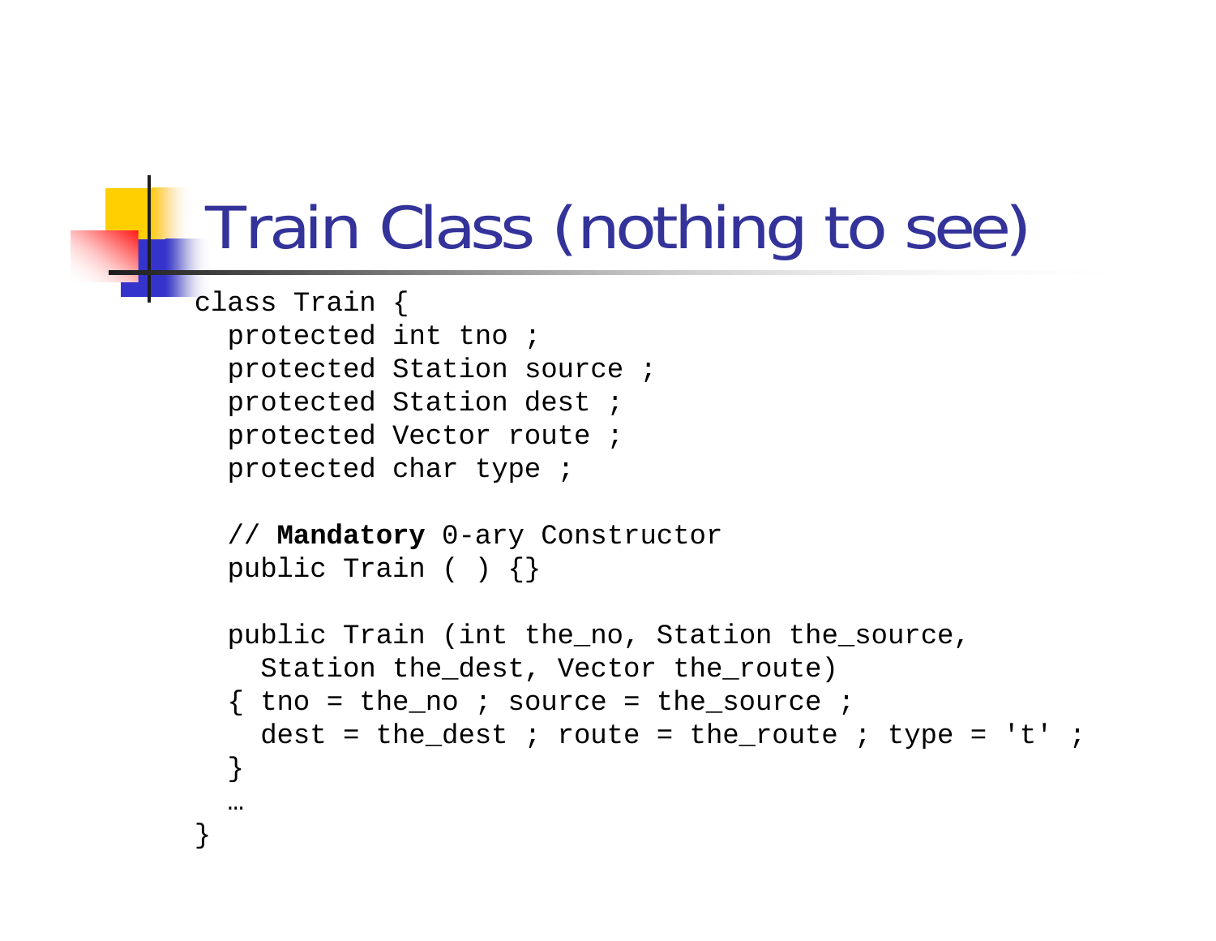# Train Class (nothing to see)

```
class Train {
  protected int tno ;
  protected Station source ;
  protected Station dest ;
  protected Vector route ;
  protected char type ;

  // Mandatory 0-ary Constructor
  public Train ( ) {}

  public Train (int the_no, Station the_source,
    Station the_dest, Vector the_route)
  { tno = the_no ; source = the_source ;
    dest = the_dest ; route = the_route ; type = 't' ;
  }
  …
}
```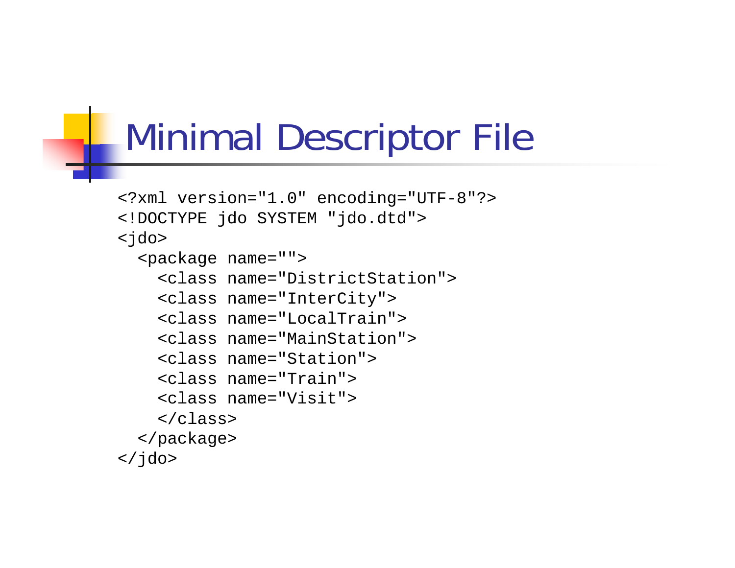# Minimal Descriptor File

```
<?xml version="1.0" encoding="UTF-8"?>
<!DOCTYPE jdo SYSTEM "jdo.dtd">
<jdo>
  <package name="">
    <class name="DistrictStation">
    <class name="InterCity">
    <class name="LocalTrain">
    <class name="MainStation">
    <class name="Station">
    <class name="Train">
    <class name="Visit">
    </class>
  </package>
</jdo>
```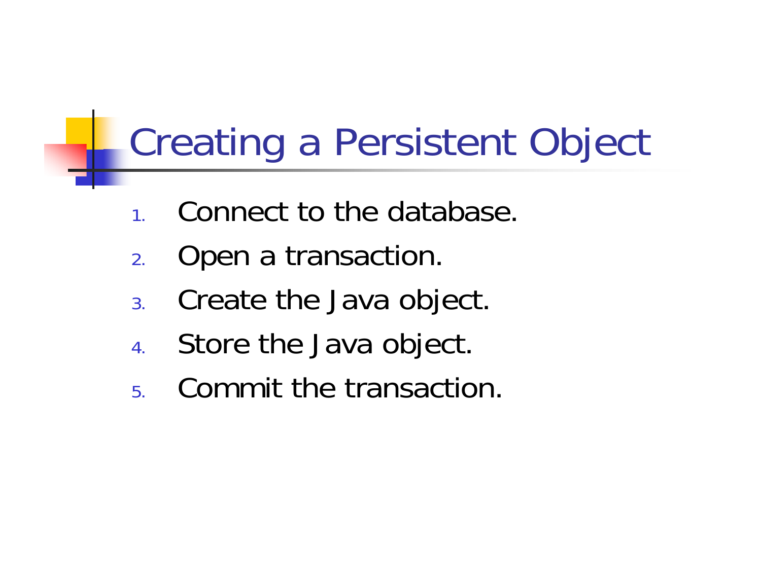# Creating a Persistent Object

1. Connect to the database.
2. Open a transaction.
3. Create the Java object.
4. Store the Java object.
5. Commit the transaction.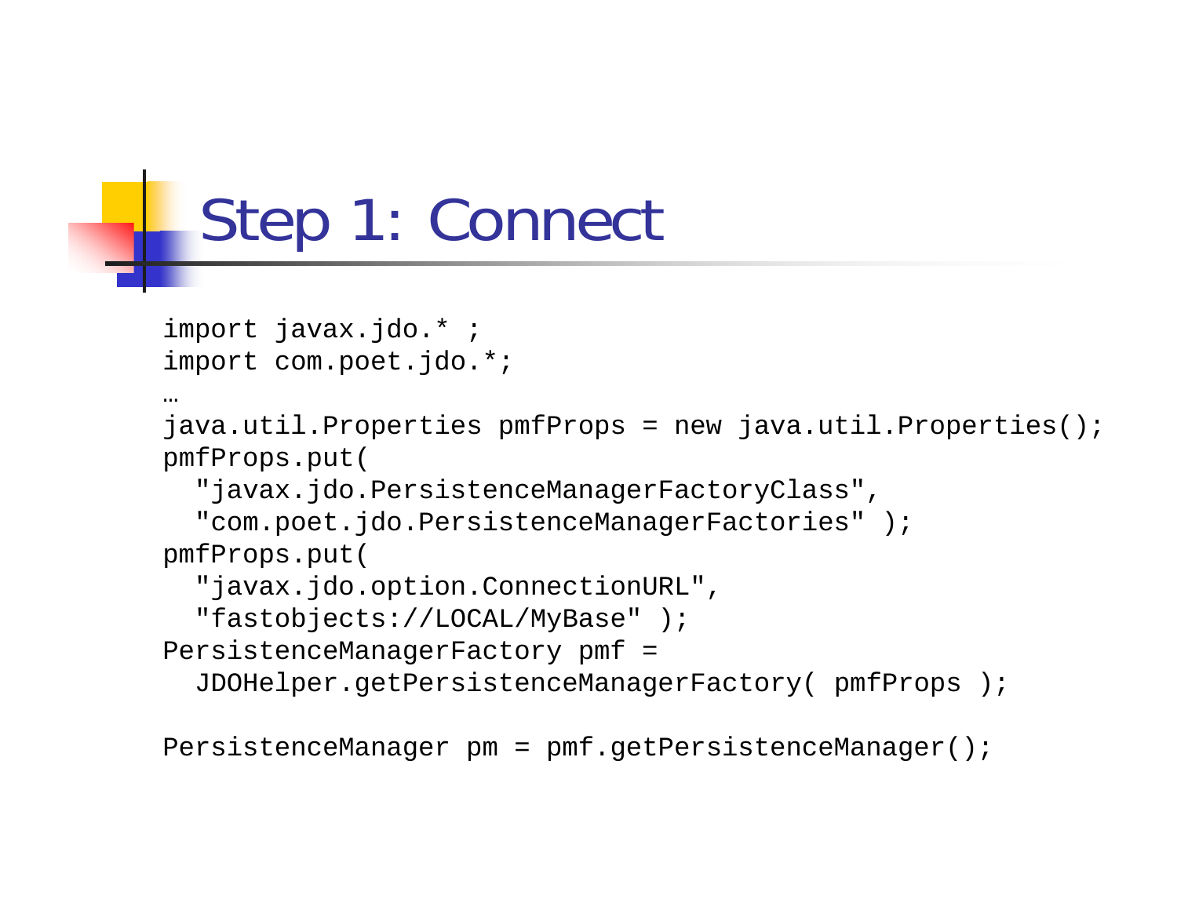# Step 1: Connect

```
import javax.jdo.* ;
import com.poet.jdo.*;
…
java.util.Properties pmfProps = new java.util.Properties();
pmfProps.put(
  "javax.jdo.PersistenceManagerFactoryClass",
  "com.poet.jdo.PersistenceManagerFactories" );
pmfProps.put(
  "javax.jdo.option.ConnectionURL",
  "fastobjects://LOCAL/MyBase" );
PersistenceManagerFactory pmf =
  JDOHelper.getPersistenceManagerFactory( pmfProps );

PersistenceManager pm = pmf.getPersistenceManager();
```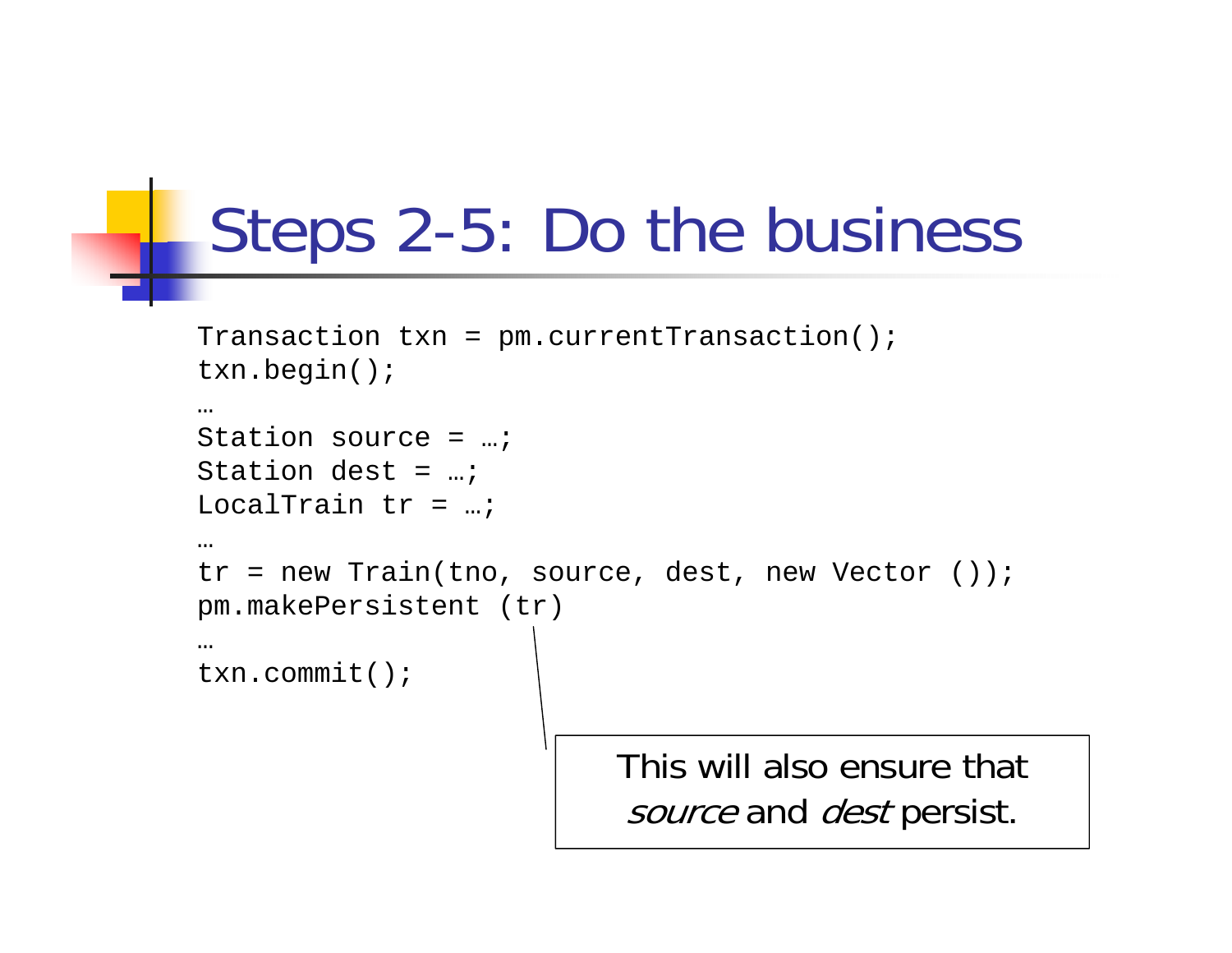# Steps 2-5: Do the business

```
Transaction txn = pm.currentTransaction();
txn.begin();
…
Station source = …;
Station dest = …;
LocalTrain tr = …;
…
tr = new Train(tno, source, dest, new Vector ());
pm.makePersistent (tr)
…
txn.commit();
```

This will also ensure that *source* and *dest* persist.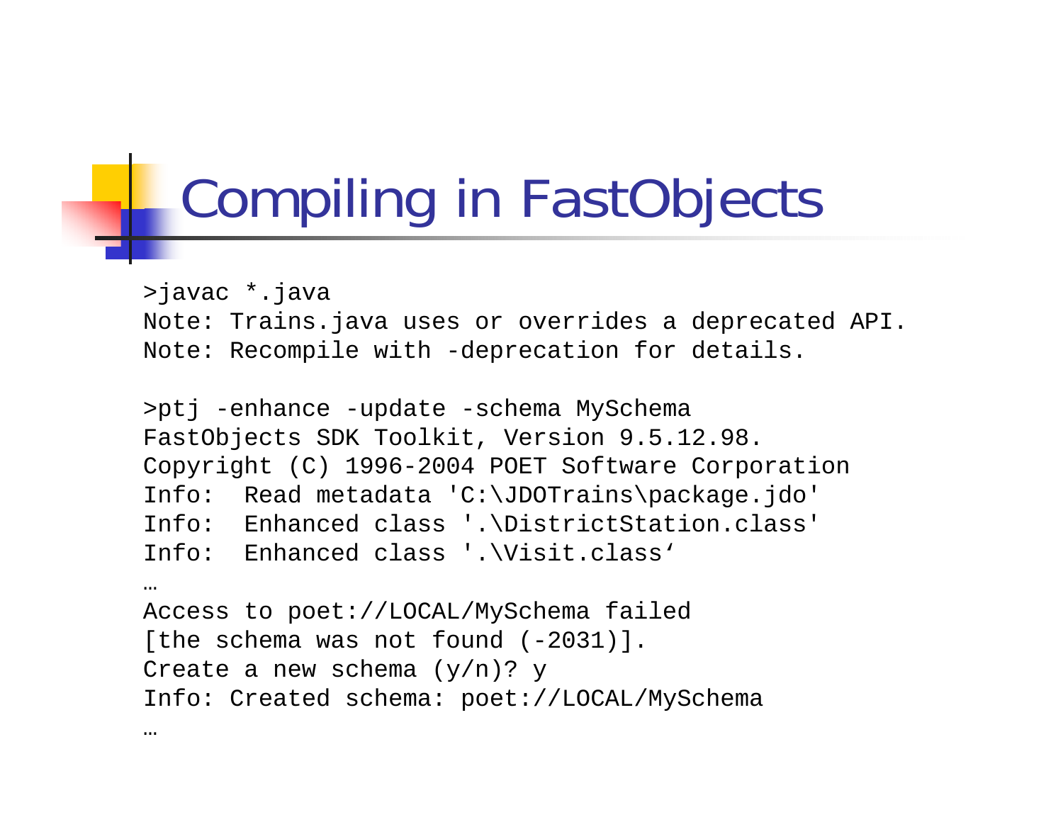# Compiling in FastObjects

```
>javac *.java
Note: Trains.java uses or overrides a deprecated API.
Note: Recompile with -deprecation for details.

>ptj -enhance -update -schema MySchema
FastObjects SDK Toolkit, Version 9.5.12.98.
Copyright (C) 1996-2004 POET Software Corporation
Info:  Read metadata 'C:\JDOTrains\package.jdo'
Info:  Enhanced class '.\DistrictStation.class'
Info:  Enhanced class '.\Visit.class‘
…
Access to poet://LOCAL/MySchema failed
[the schema was not found (-2031)].
Create a new schema (y/n)? y
Info: Created schema: poet://LOCAL/MySchema
…
```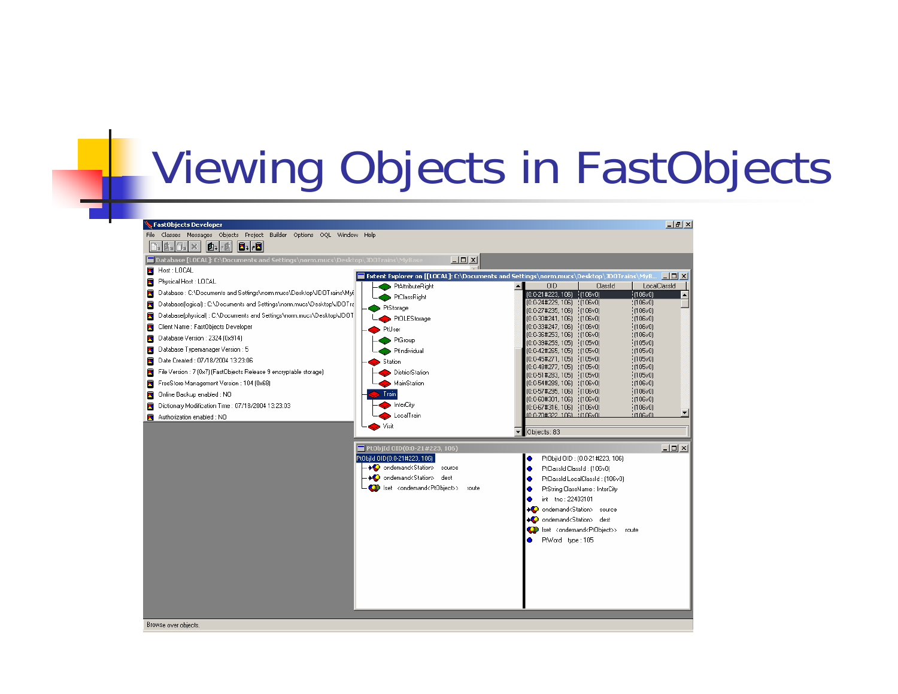# Viewing Objects in FastObjects

FastObjects Developer

File Classes Messages Objects Project Builder Options OQL Window Help

Database [LOCAL]: C:\Documents and Settings\norm.mucs\Desktop\JDOTrains\MyBase

- Host : LOCAL
- Physical Host : LOCAL
- Database : C:\Documents and Settings\norm.mucs\Desktop\JDOTrains\MyE
- Database(logical) : C:\Documents and Settings\norm.mucs\Desktop\JDOTra
- Database(physical) : C:\Documents and Settings\norm.mucs\Desktop\JDOT
- Client Name : FastObjects Developer
- Database Version : 2324 (0x914)
- Database Typemanager Version : 5
- Date Created : 07/18/2004 13:23:06
- File Version : 7 (0x7) (FastObjects Release 9 encryptable storage)
- FreeStore Management Version : 104 (0x68)
- Online Backup enabled : NO
- Dictionary Modification Time : 07/18/2004 13:23:03
- Authorization enabled : NO

Extent Explorer on [[LOCAL]: C:\Documents and Settings\norm.mucs\Desktop\JDOTrains\MyB...

- PtAttributeRight
- PtClassRight
- PtStorage
  - PtOLEStorage
- PtUser
  - PtGroup
  - PtIndividual
- Station
  - DistrictStation
  - MainStation
- Train
  - InterCity
  - LocalTrain
- Visit

| OID | ClassId | LocalClassId |
|---|---|---|
| [0:0-21#223, 106] | [106v0] | [106v0] |
| [0:0-24#229, 106] | [106v0] | [106v0] |
| [0:0-27#235, 106] | [106v0] | [106v0] |
| [0:0-30#241, 106] | [106v0] | [106v0] |
| [0:0-33#247, 106] | [106v0] | [106v0] |
| [0:0-36#253, 106] | [106v0] | [106v0] |
| [0:0-39#259, 105] | [105v0] | [105v0] |
| [0:0-42#265, 105] | [105v0] | [105v0] |
| [0:0-45#271, 105] | [105v0] | [105v0] |
| [0:0-48#277, 105] | [105v0] | [105v0] |
| [0:0-51#283, 105] | [105v0] | [105v0] |
| [0:0-54#289, 106] | [106v0] | [106v0] |
| [0:0-57#295, 106] | [106v0] | [106v0] |
| [0:0-60#301, 106] | [106v0] | [106v0] |
| [0:0-67#316, 106] | [106v0] | [106v0] |
| [0:0-70#322, 106] | [106v0] | [106v0] |

Objects: 83

PtObjId OID(0:0-21#223, 106)

- PtObjId OID(0:0-21#223, 106)
  - ondemand<Station> source
  - ondemand<Station> dest
  - lset <ondemand<PtObject>> route

- PtObjId OID : (0:0-21#223, 106)
- PtClassId ClassId : (106v0)
- PtClassId LocalClassId : (106v0)
- PtString ClassName : InterCity
- int tno : 22403101
- ondemand<Station> source
- ondemand<Station> dest
- lset <ondemand<PtObject>> route
- PtWord type : 105

Browse over objects.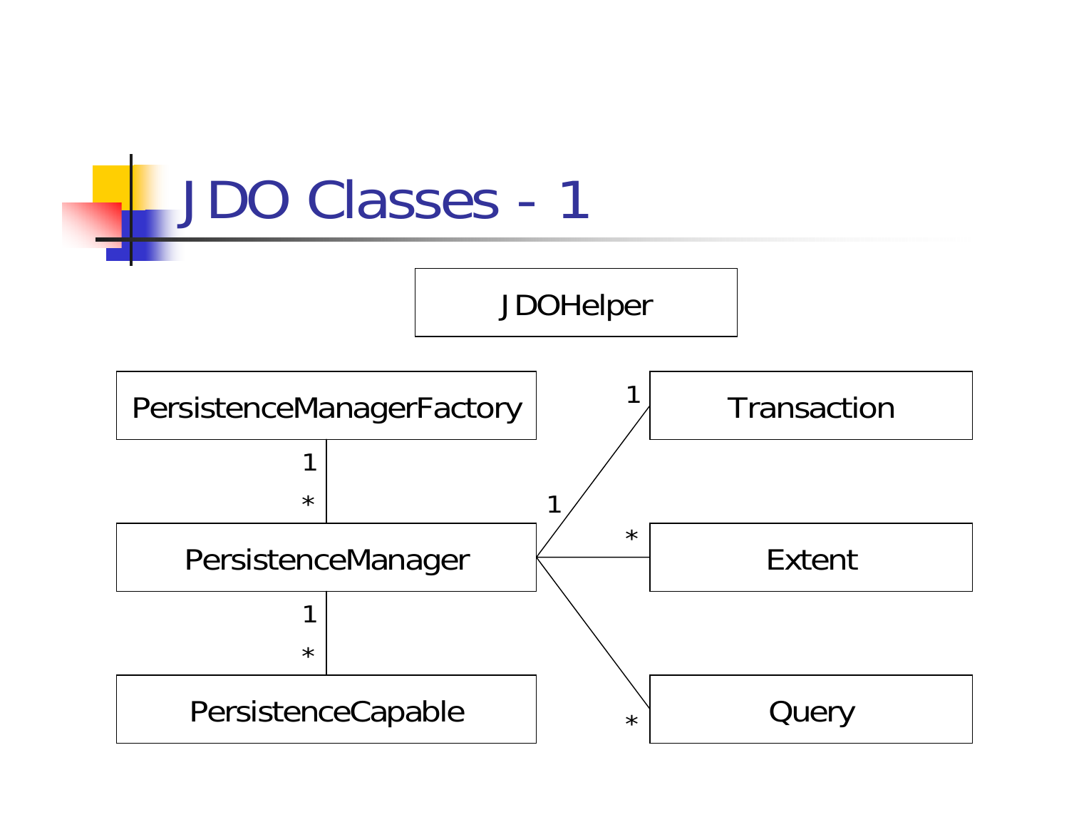# JDO Classes - 1

JDOHelper

PersistenceManagerFactory

1

*

PersistenceManager

1

*

PersistenceCapable

1 — 1 Transaction

* Extent

* Query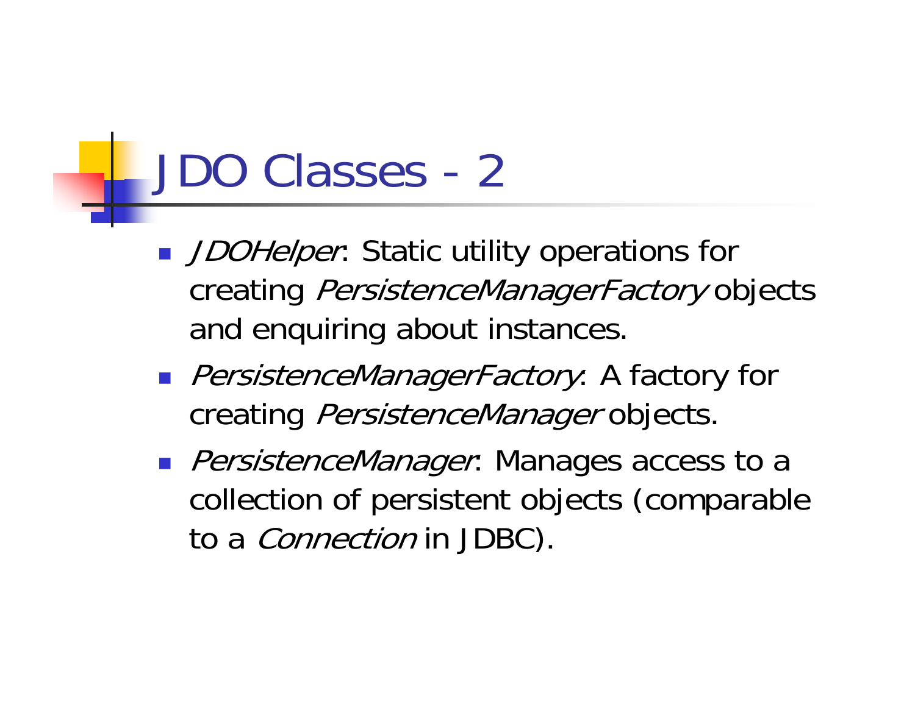# JDO Classes - 2

- *JDOHelper*: Static utility operations for creating *PersistenceManagerFactory* objects and enquiring about instances.
- *PersistenceManagerFactory*: A factory for creating *PersistenceManager* objects.
- *PersistenceManager*: Manages access to a collection of persistent objects (comparable to a *Connection* in JDBC).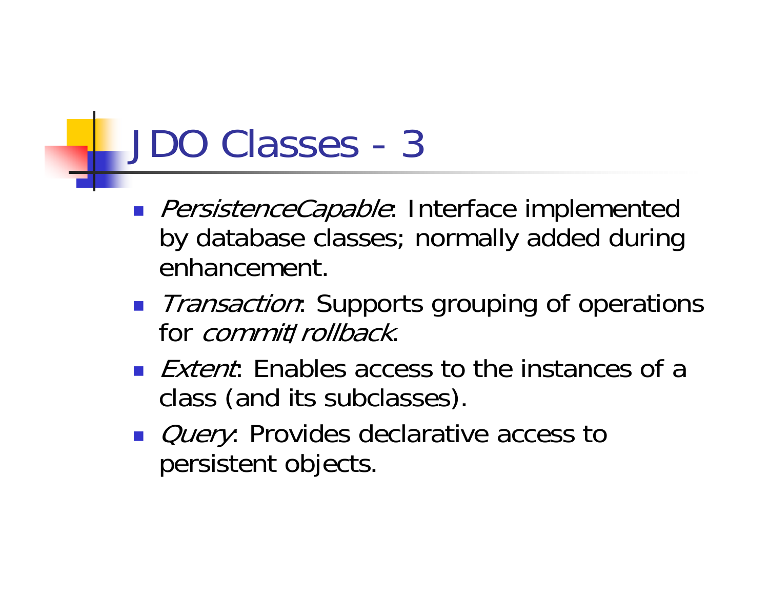# JDO Classes - 3

- *PersistenceCapable*: Interface implemented by database classes; normally added during enhancement.
- *Transaction*: Supports grouping of operations for *commit*/*rollback*.
- *Extent*: Enables access to the instances of a class (and its subclasses).
- *Query*: Provides declarative access to persistent objects.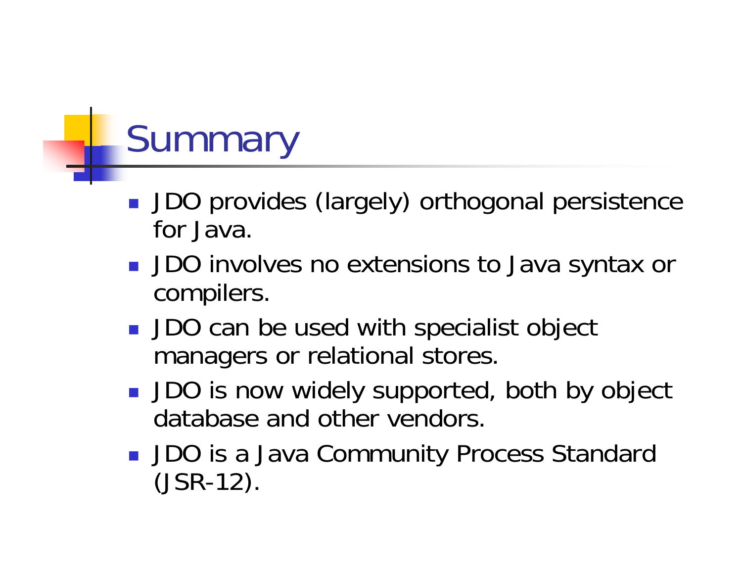# Summary

- JDO provides (largely) orthogonal persistence for Java.
- JDO involves no extensions to Java syntax or compilers.
- JDO can be used with specialist object managers or relational stores.
- JDO is now widely supported, both by object database and other vendors.
- JDO is a Java Community Process Standard (JSR-12).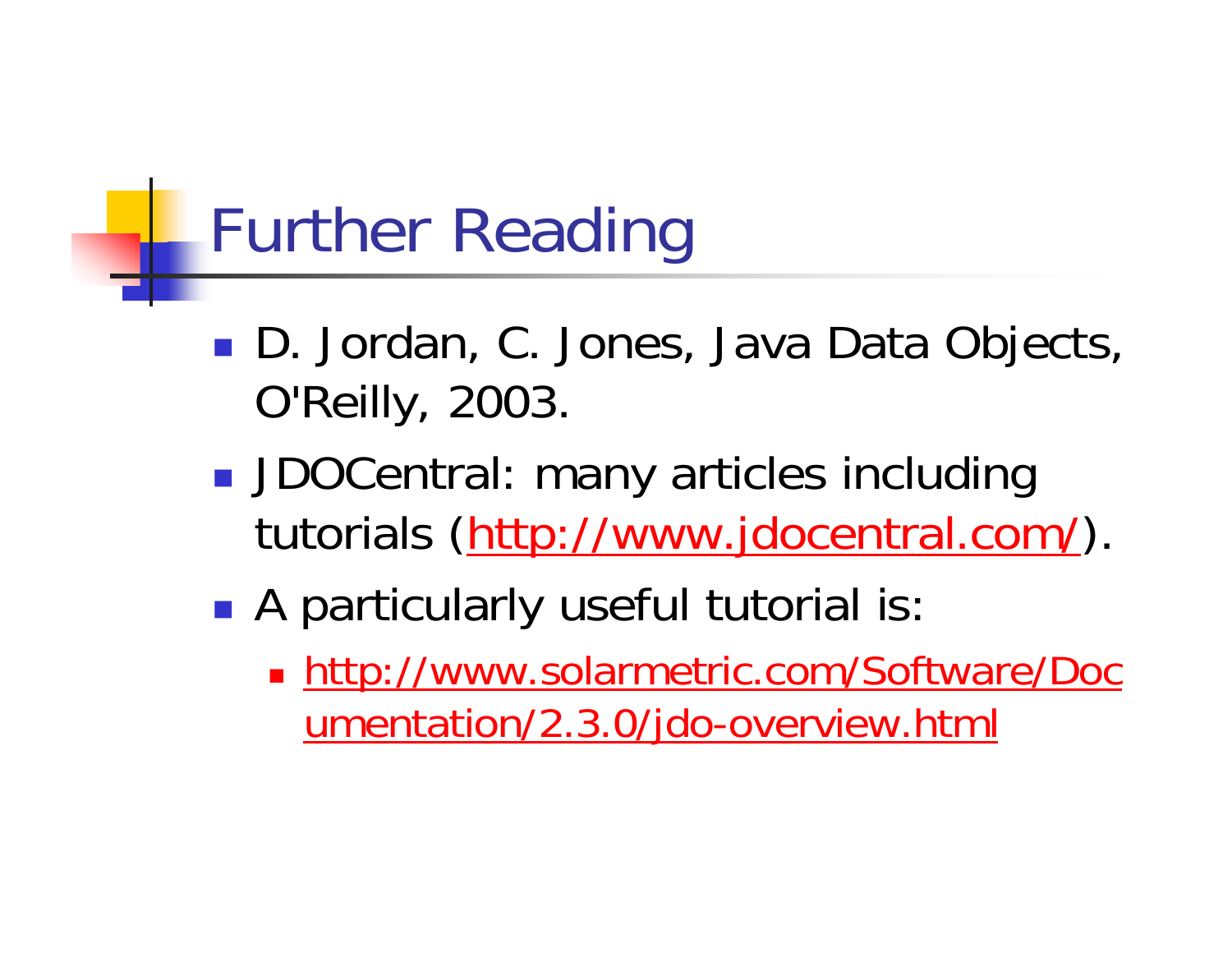# Further Reading

- D. Jordan, C. Jones, Java Data Objects, O'Reilly, 2003.
- JDOCentral: many articles including tutorials (http://www.jdocentral.com/).
- A particularly useful tutorial is:
  - http://www.solarmetric.com/Software/Documentation/2.3.0/jdo-overview.html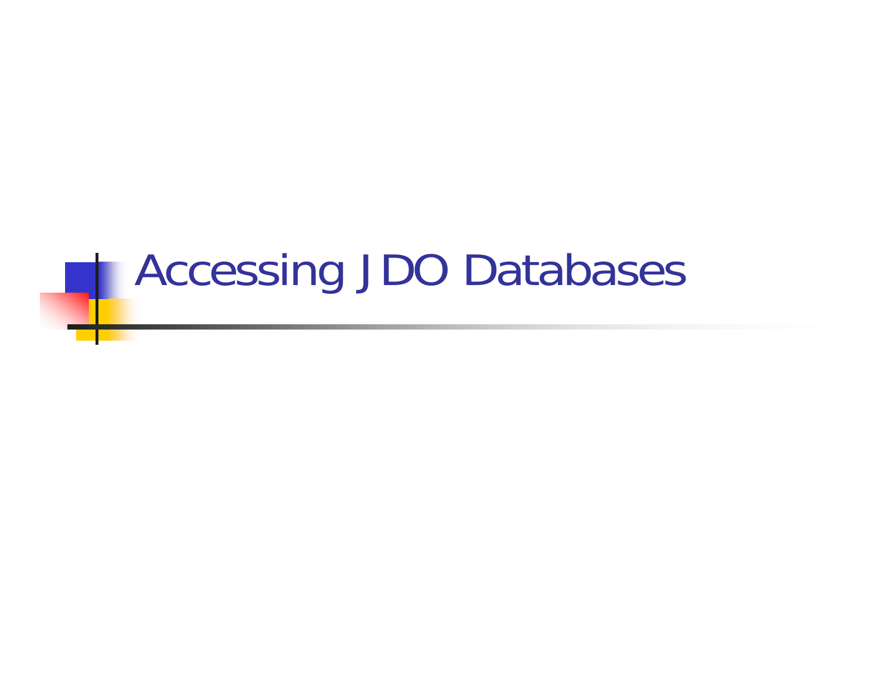# Accessing JDO Databases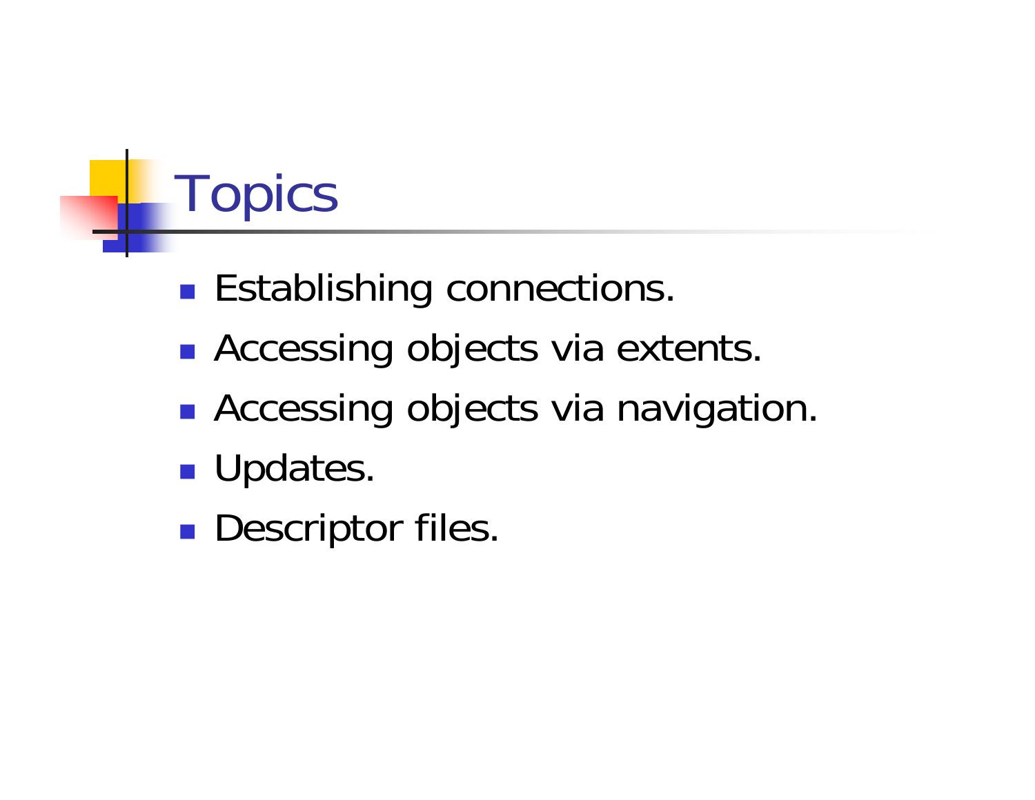# Topics

- Establishing connections.
- Accessing objects via extents.
- Accessing objects via navigation.
- Updates.
- Descriptor files.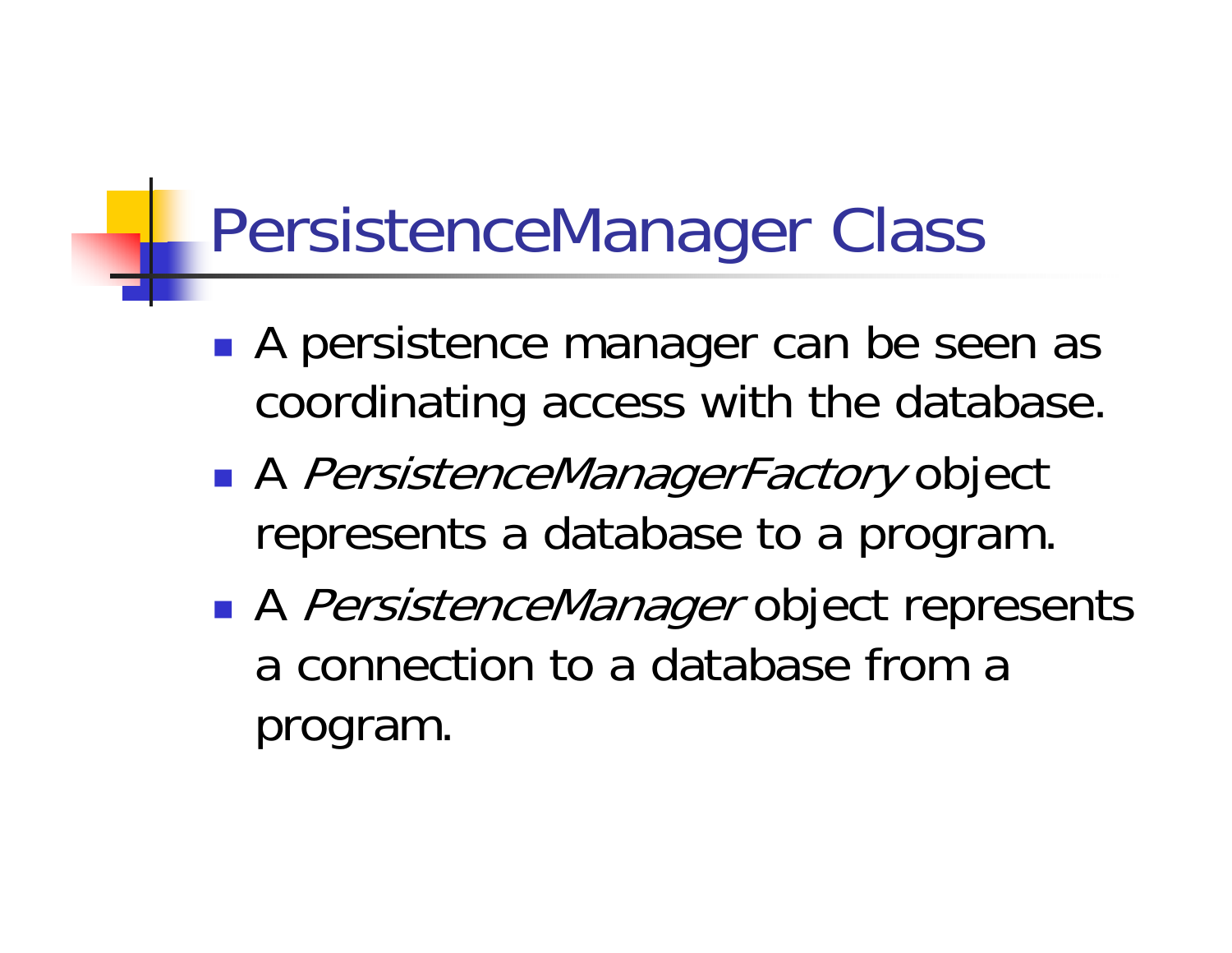# PersistenceManager Class

- A persistence manager can be seen as coordinating access with the database.
- A *PersistenceManagerFactory* object represents a database to a program.
- A *PersistenceManager* object represents a connection to a database from a program.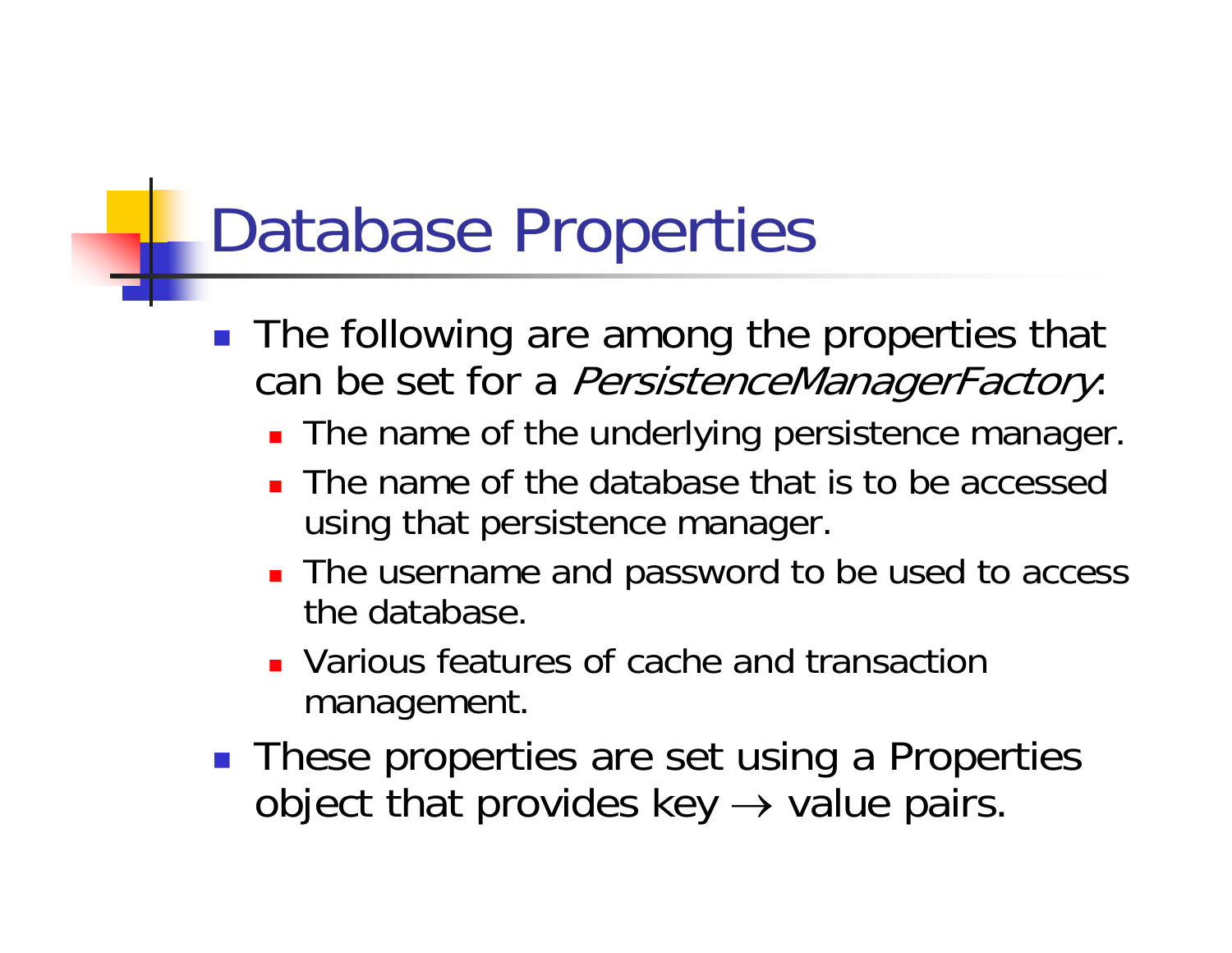# Database Properties

- The following are among the properties that can be set for a *PersistenceManagerFactory*:
  - The name of the underlying persistence manager.
  - The name of the database that is to be accessed using that persistence manager.
  - The username and password to be used to access the database.
  - Various features of cache and transaction management.
- These properties are set using a Properties object that provides key $\rightarrow$ value pairs.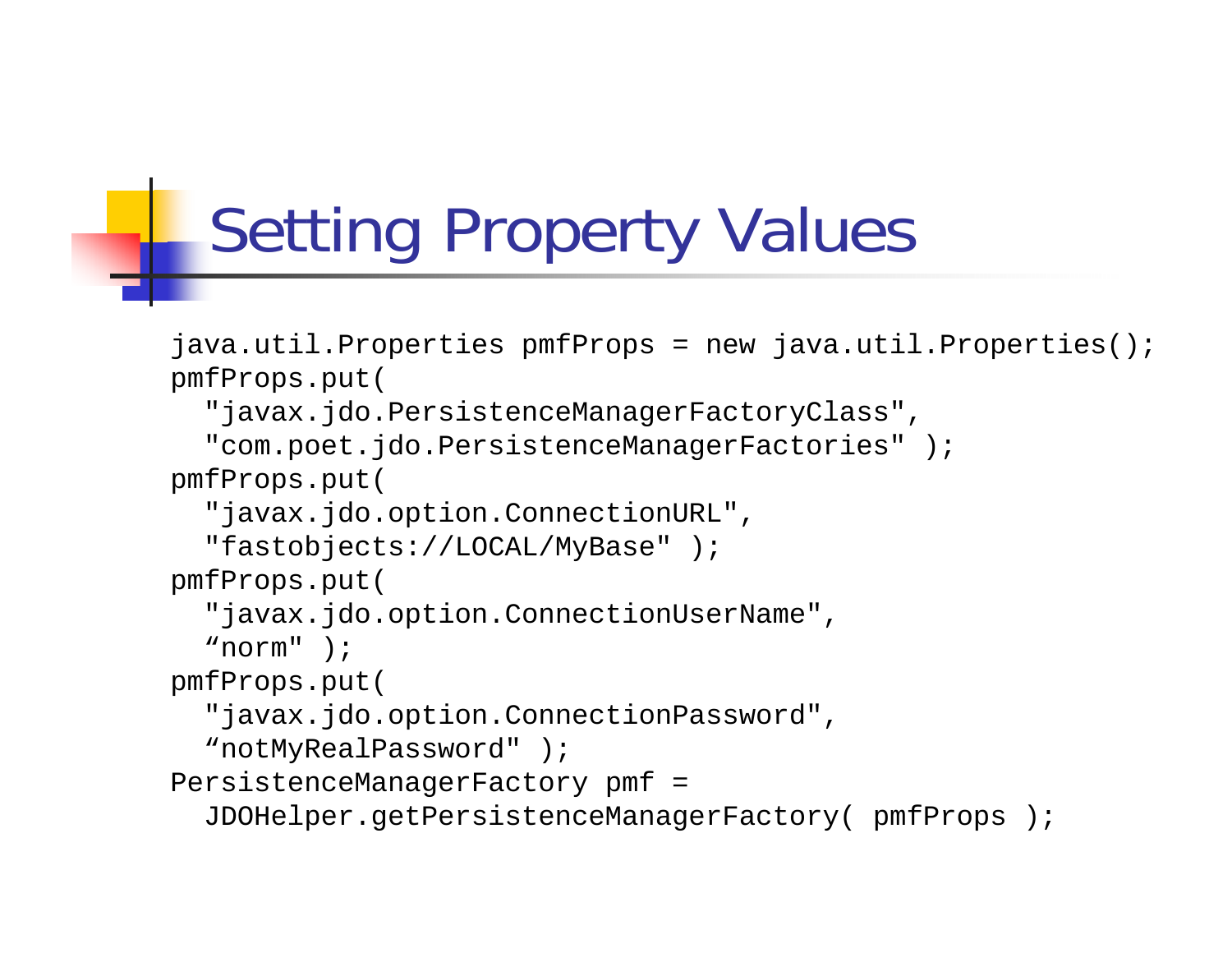# Setting Property Values

```
java.util.Properties pmfProps = new java.util.Properties();
pmfProps.put(
  "javax.jdo.PersistenceManagerFactoryClass",
  "com.poet.jdo.PersistenceManagerFactories" );
pmfProps.put(
  "javax.jdo.option.ConnectionURL",
  "fastobjects://LOCAL/MyBase" );
pmfProps.put(
  "javax.jdo.option.ConnectionUserName",
  “norm" );
pmfProps.put(
  "javax.jdo.option.ConnectionPassword",
  “notMyRealPassword" );
PersistenceManagerFactory pmf =
  JDOHelper.getPersistenceManagerFactory( pmfProps );
```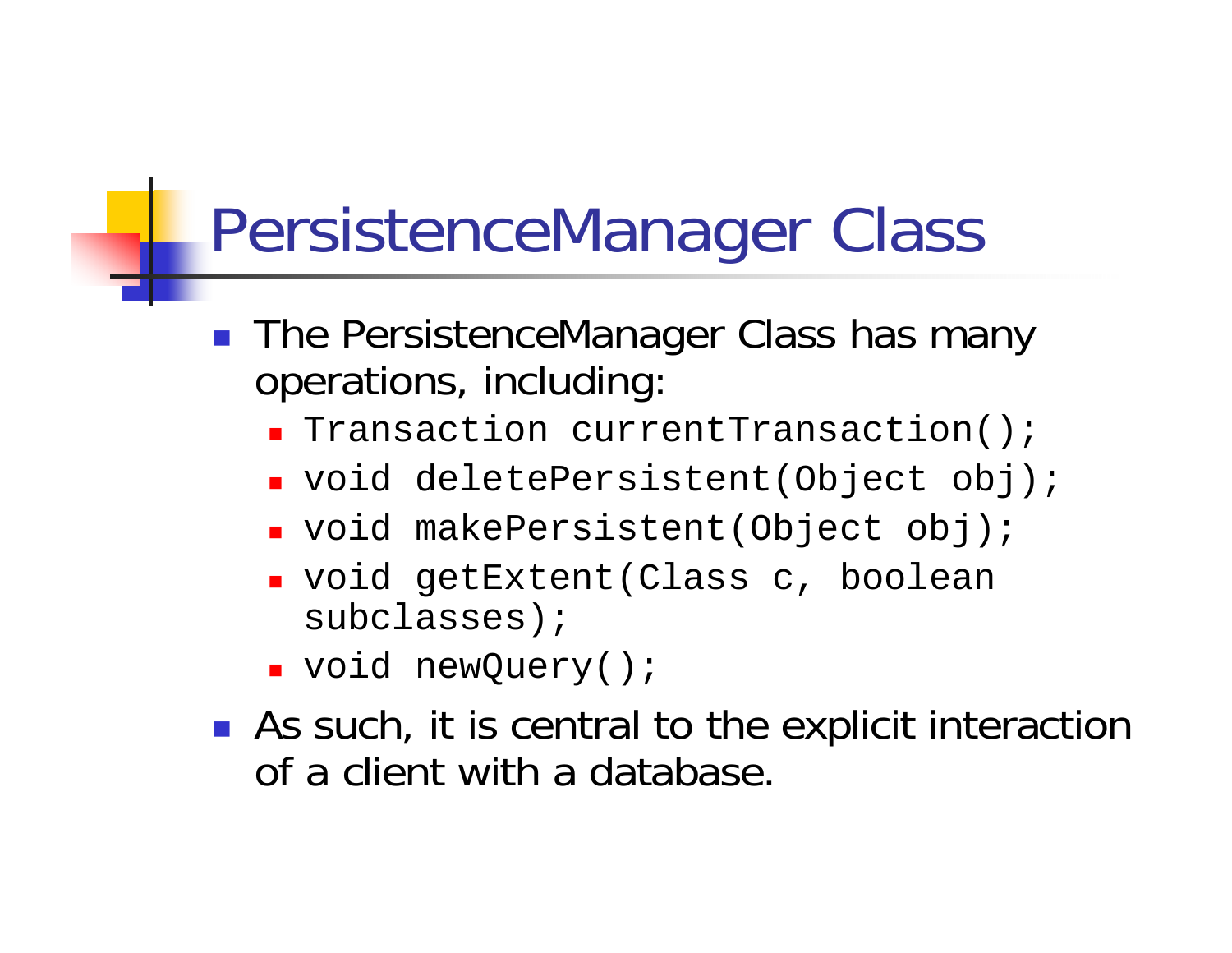# PersistenceManager Class

- The PersistenceManager Class has many operations, including:
  - `Transaction currentTransaction();`
  - `void deletePersistent(Object obj);`
  - `void makePersistent(Object obj);`
  - `void getExtent(Class c, boolean subclasses);`
  - `void newQuery();`
- As such, it is central to the explicit interaction of a client with a database.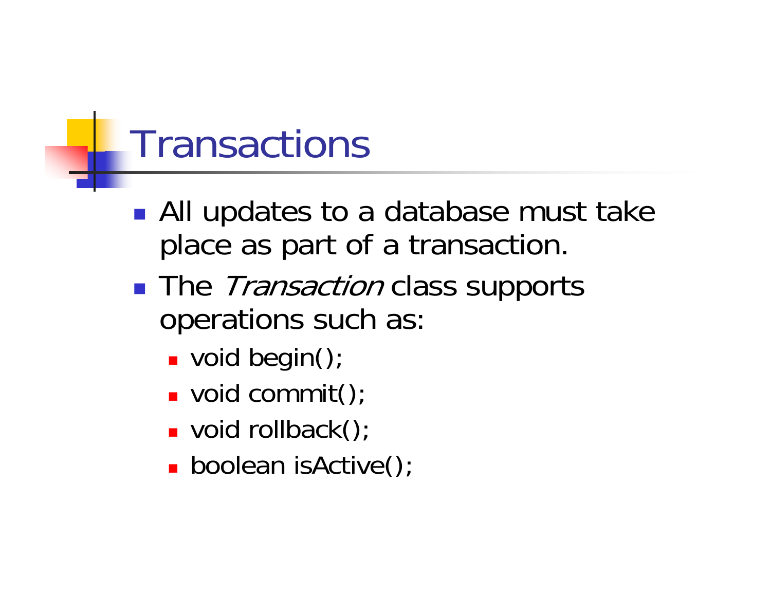# Transactions

- All updates to a database must take place as part of a transaction.
- The *Transaction* class supports operations such as:
  - void begin();
  - void commit();
  - void rollback();
  - boolean isActive();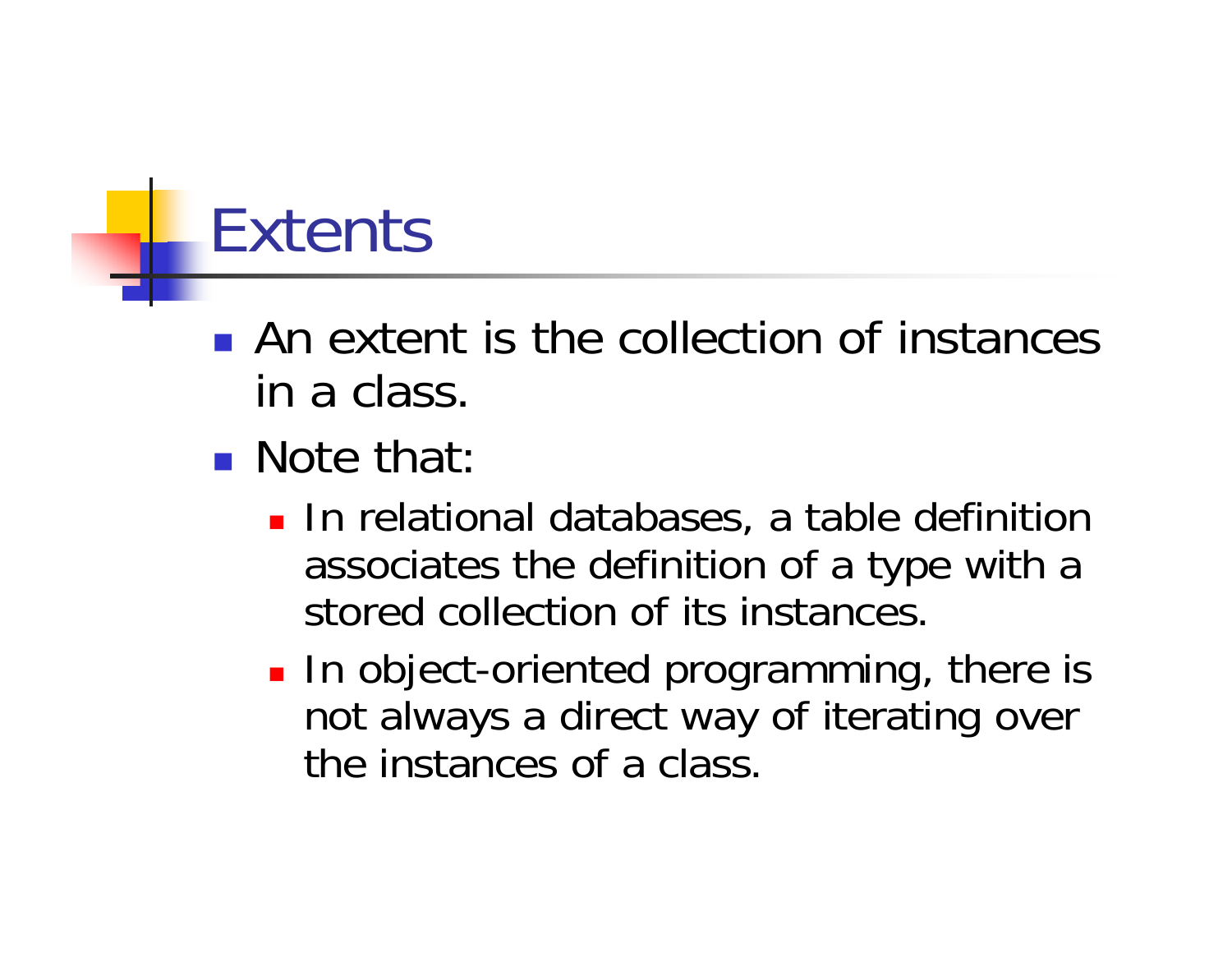# Extents

- An extent is the collection of instances in a class.
- Note that:
  - In relational databases, a table definition associates the definition of a type with a stored collection of its instances.
  - In object-oriented programming, there is not always a direct way of iterating over the instances of a class.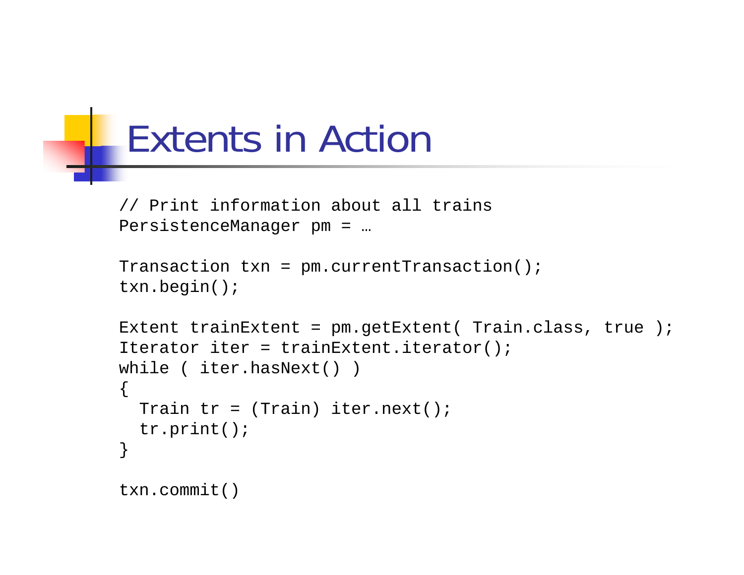# Extents in Action

```
// Print information about all trains
PersistenceManager pm = …

Transaction txn = pm.currentTransaction();
txn.begin();

Extent trainExtent = pm.getExtent( Train.class, true );
Iterator iter = trainExtent.iterator();
while ( iter.hasNext() )
{
  Train tr = (Train) iter.next();
  tr.print();
}

txn.commit()
```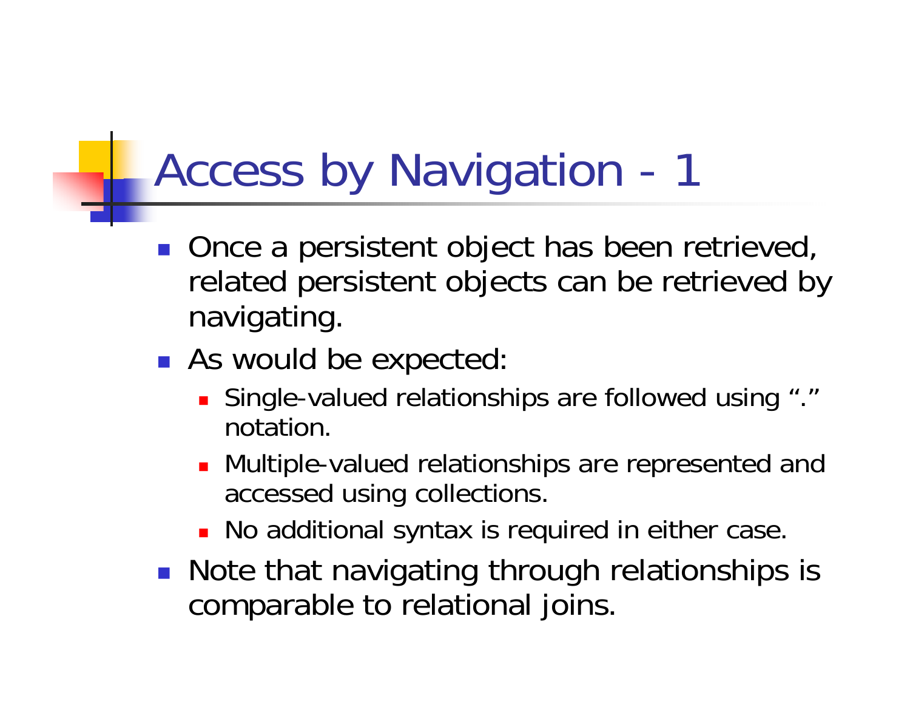# Access by Navigation - 1

- Once a persistent object has been retrieved, related persistent objects can be retrieved by navigating.
- As would be expected:
  - Single-valued relationships are followed using "." notation.
  - Multiple-valued relationships are represented and accessed using collections.
  - No additional syntax is required in either case.
- Note that navigating through relationships is comparable to relational joins.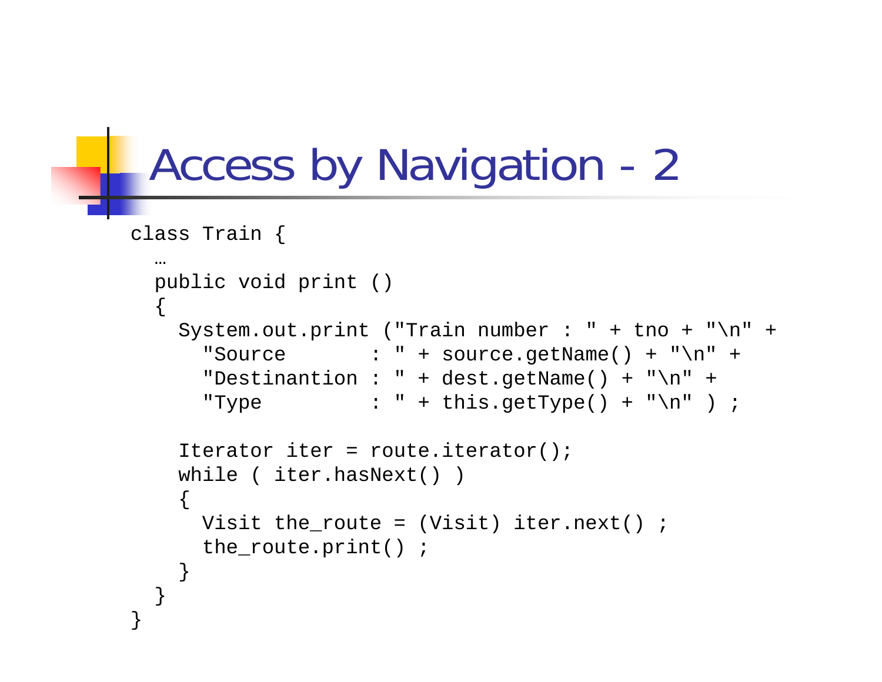# Access by Navigation - 2

```
class Train {
  …
  public void print ()
  {
    System.out.print ("Train number : " + tno + "\n" +
      "Source       : " + source.getName() + "\n" +
      "Destinantion : " + dest.getName() + "\n" +
      "Type         : " + this.getType() + "\n" ) ;

    Iterator iter = route.iterator();
    while ( iter.hasNext() )
    {
      Visit the_route = (Visit) iter.next() ;
      the_route.print() ;
    }
  }
}
```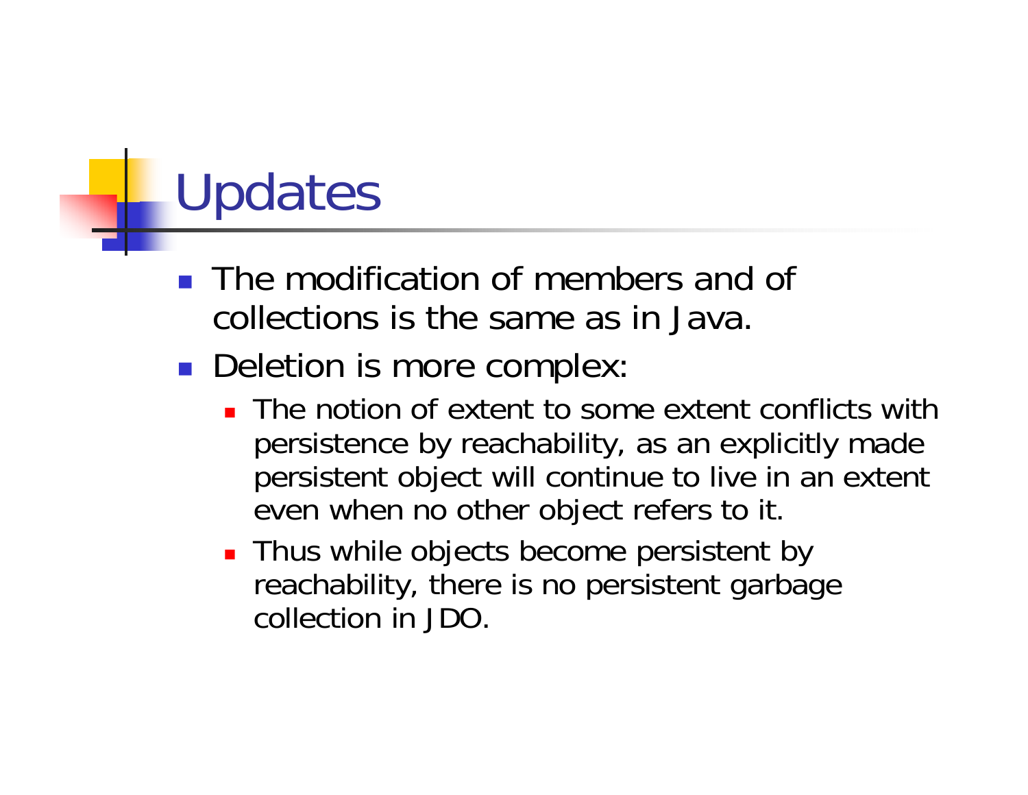# Updates

- The modification of members and of collections is the same as in Java.
- Deletion is more complex:
  - The notion of extent to some extent conflicts with persistence by reachability, as an explicitly made persistent object will continue to live in an extent even when no other object refers to it.
  - Thus while objects become persistent by reachability, there is no persistent garbage collection in JDO.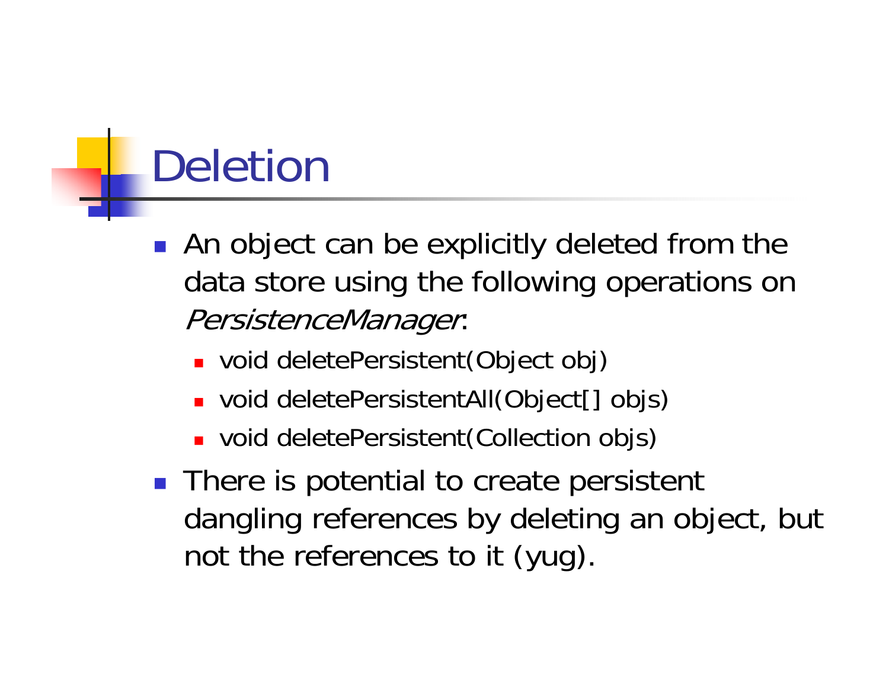# Deletion

- An object can be explicitly deleted from the data store using the following operations on *PersistenceManager*:
  - void deletePersistent(Object obj)
  - void deletePersistentAll(Object[] objs)
  - void deletePersistent(Collection objs)
- There is potential to create persistent dangling references by deleting an object, but not the references to it (yug).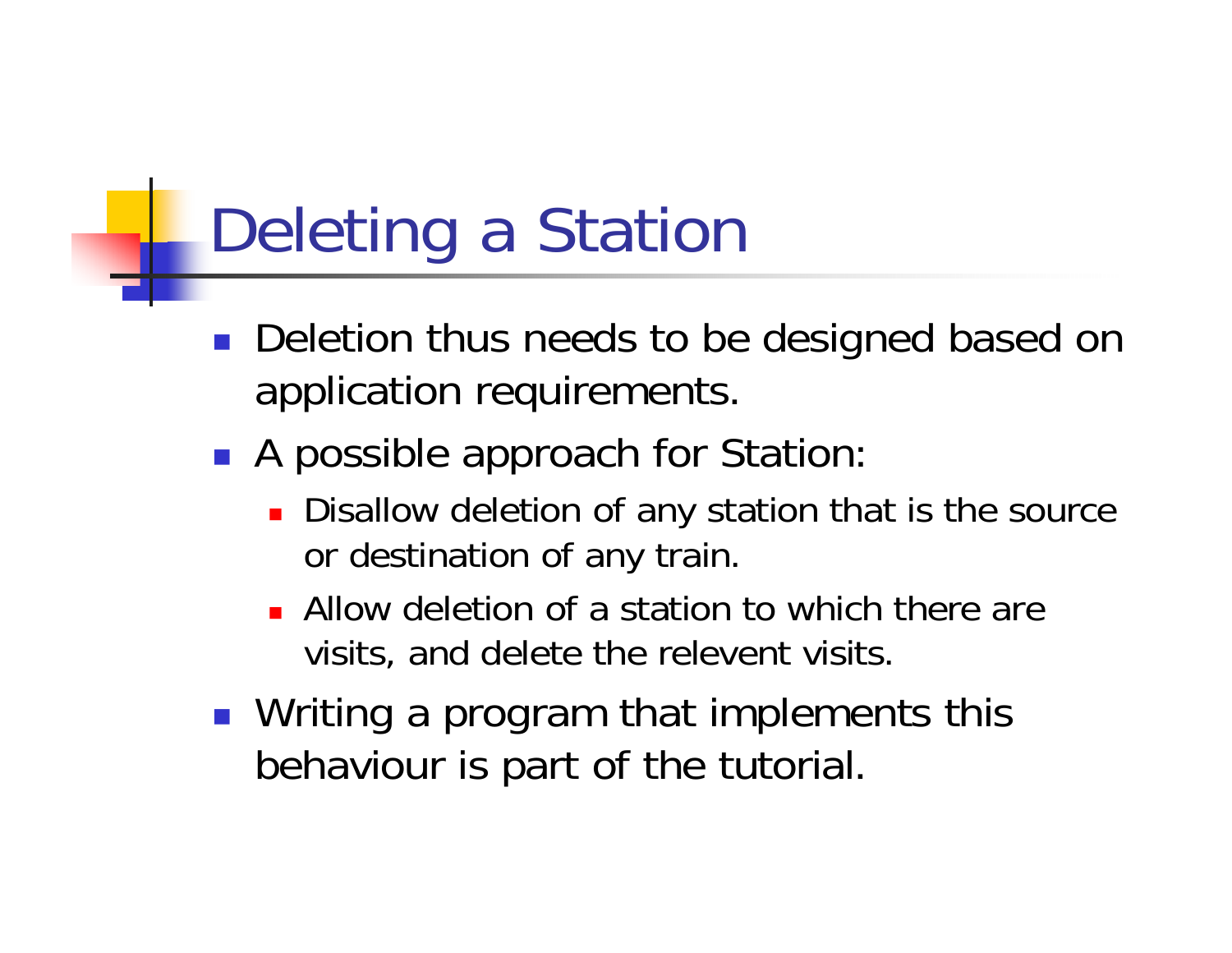# Deleting a Station

- Deletion thus needs to be designed based on application requirements.
- A possible approach for Station:
  - Disallow deletion of any station that is the source or destination of any train.
  - Allow deletion of a station to which there are visits, and delete the relevent visits.
- Writing a program that implements this behaviour is part of the tutorial.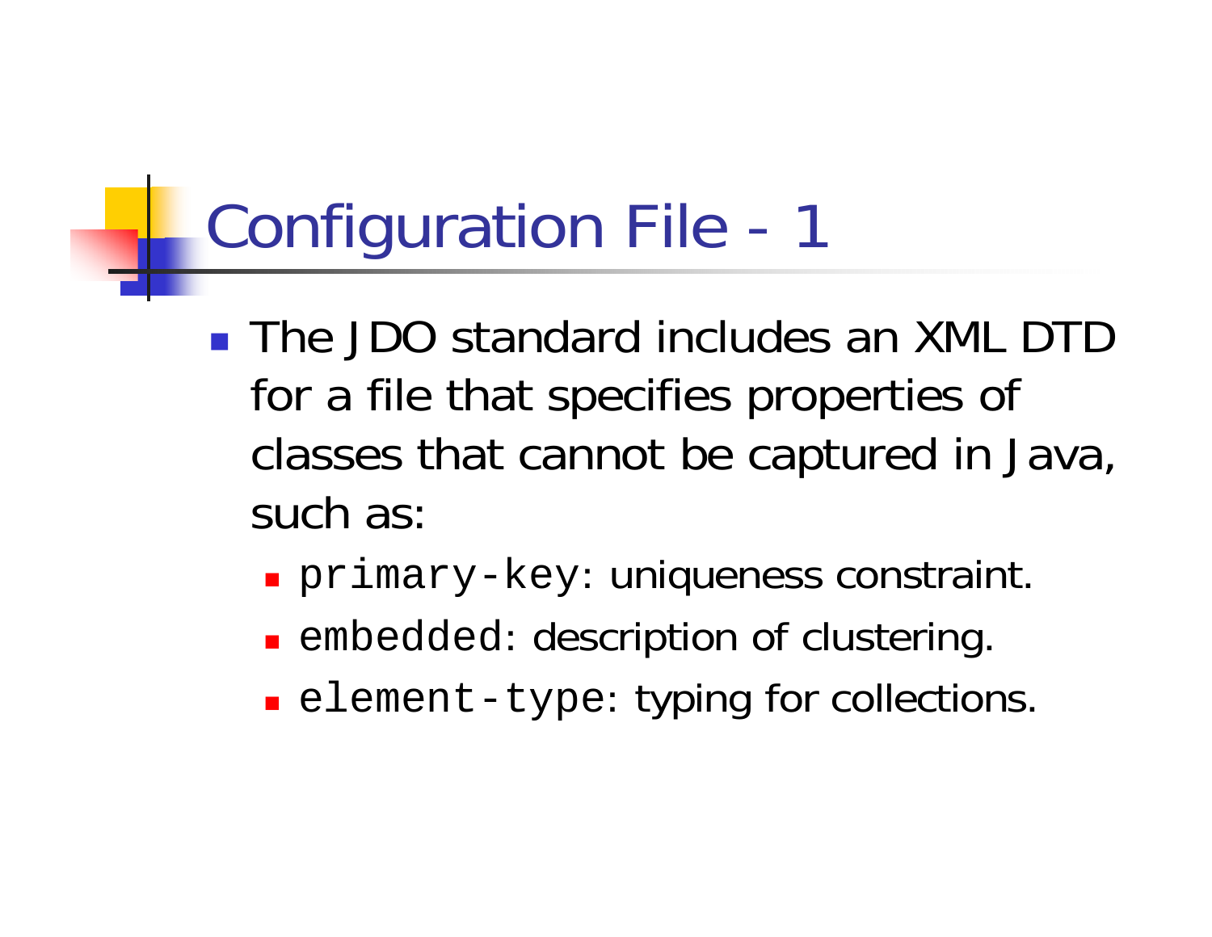# Configuration File - 1

- The JDO standard includes an XML DTD for a file that specifies properties of classes that cannot be captured in Java, such as:
  - `primary-key`: uniqueness constraint.
  - `embedded`: description of clustering.
  - `element-type`: typing for collections.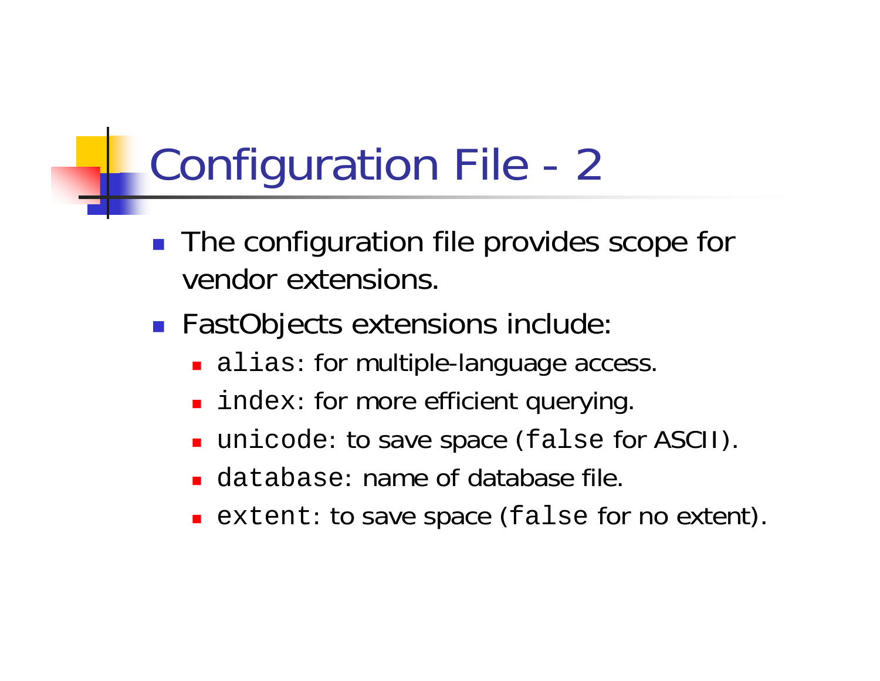# Configuration File - 2

- The configuration file provides scope for vendor extensions.
- FastObjects extensions include:
  - `alias`: for multiple-language access.
  - `index`: for more efficient querying.
  - `unicode`: to save space (`false` for ASCII).
  - `database`: name of database file.
  - `extent`: to save space (`false` for no extent).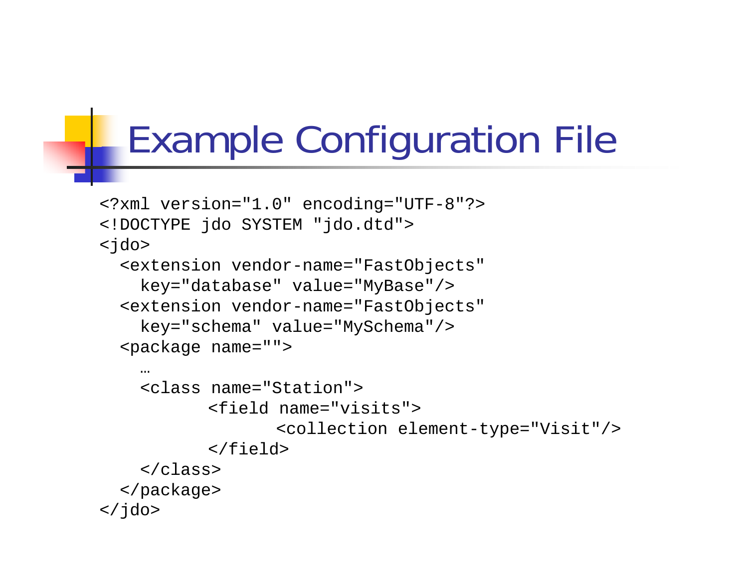# Example Configuration File

```
<?xml version="1.0" encoding="UTF-8"?>
<!DOCTYPE jdo SYSTEM "jdo.dtd">
<jdo>
  <extension vendor-name="FastObjects"
    key="database" value="MyBase"/>
  <extension vendor-name="FastObjects"
    key="schema" value="MySchema"/>
  <package name="">
    …
    <class name="Station">
           <field name="visits">
                  <collection element-type="Visit"/>
           </field>
    </class>
  </package>
</jdo>
```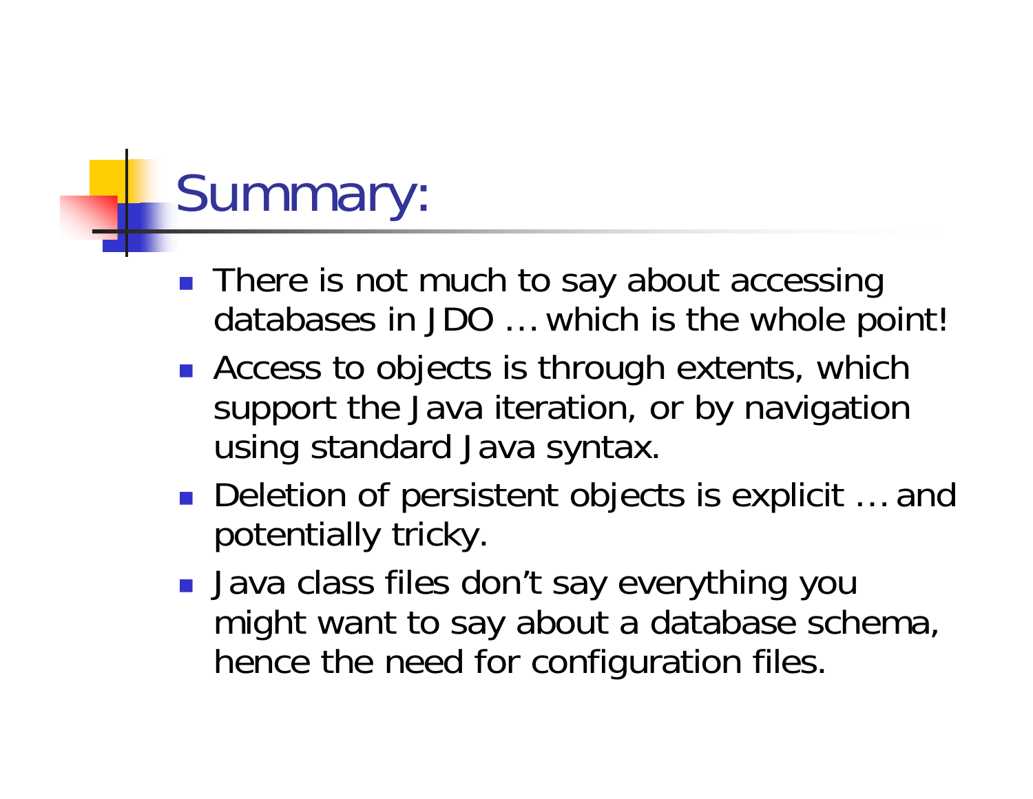# Summary:

- There is not much to say about accessing databases in JDO … which is the whole point!
- Access to objects is through extents, which support the Java iteration, or by navigation using standard Java syntax.
- Deletion of persistent objects is explicit … and potentially tricky.
- Java class files don't say everything you might want to say about a database schema, hence the need for configuration files.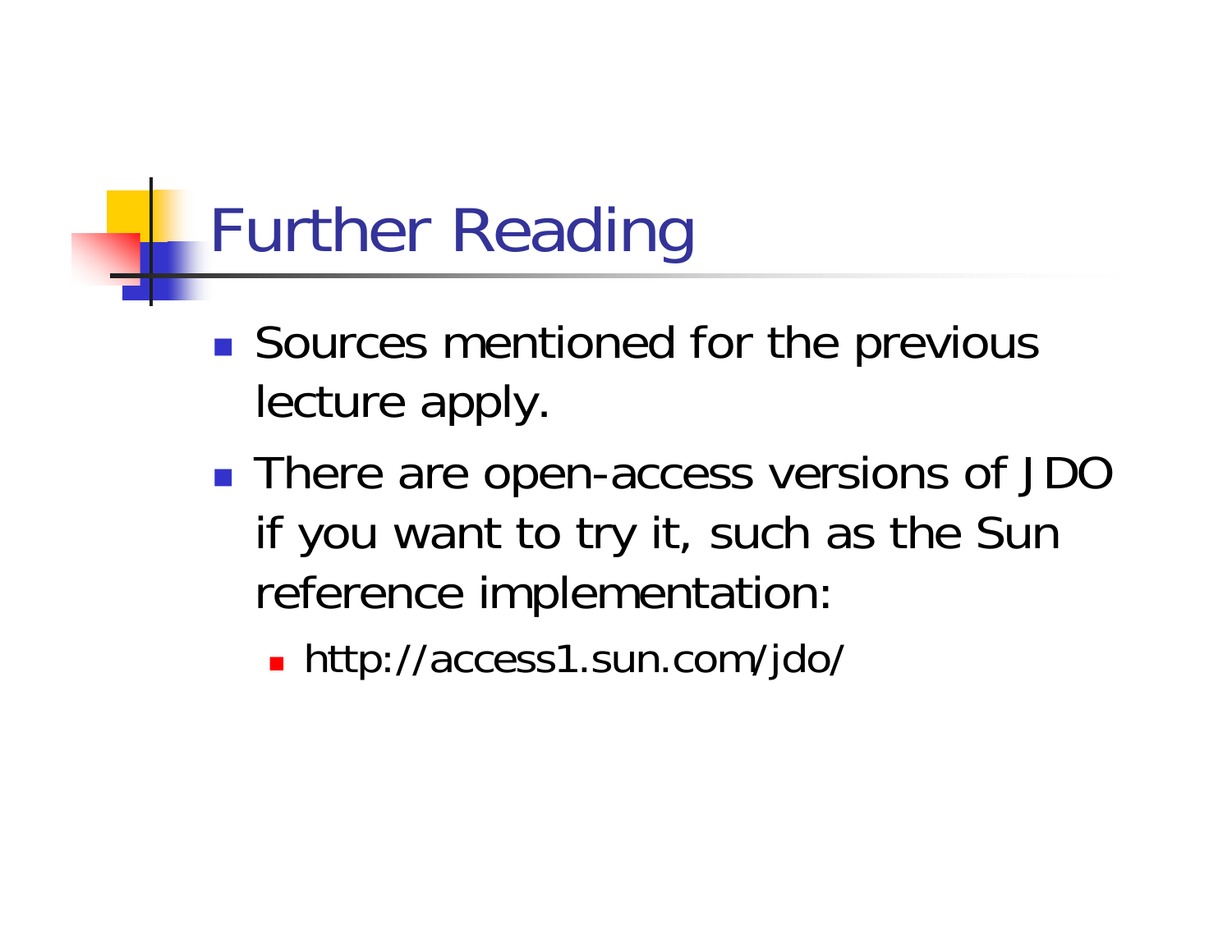# Further Reading

- Sources mentioned for the previous lecture apply.
- There are open-access versions of JDO if you want to try it, such as the Sun reference implementation:
  - http://access1.sun.com/jdo/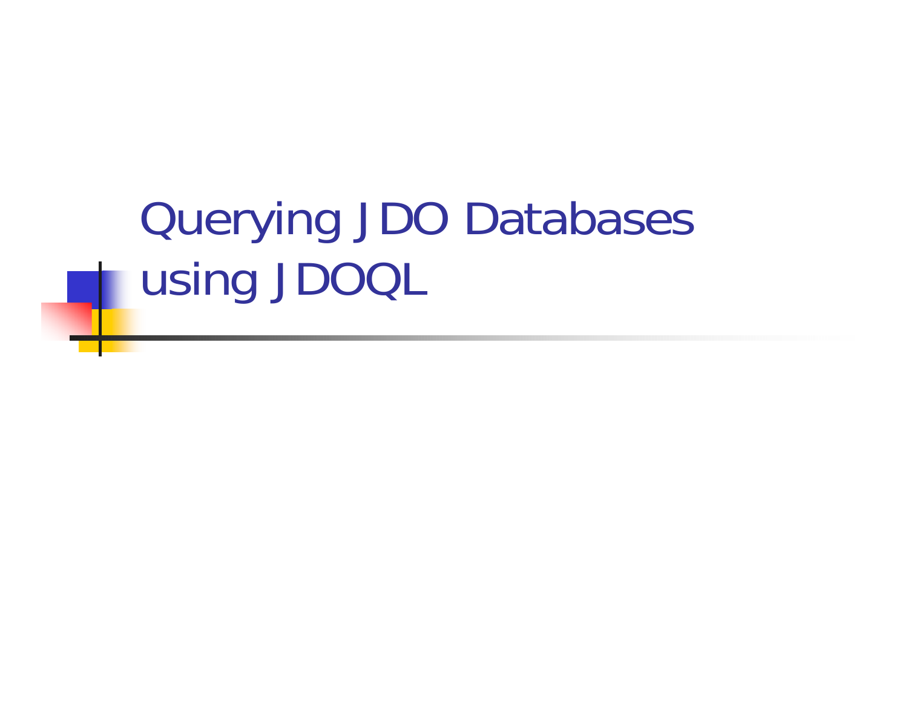# Querying JDO Databases using JDOQL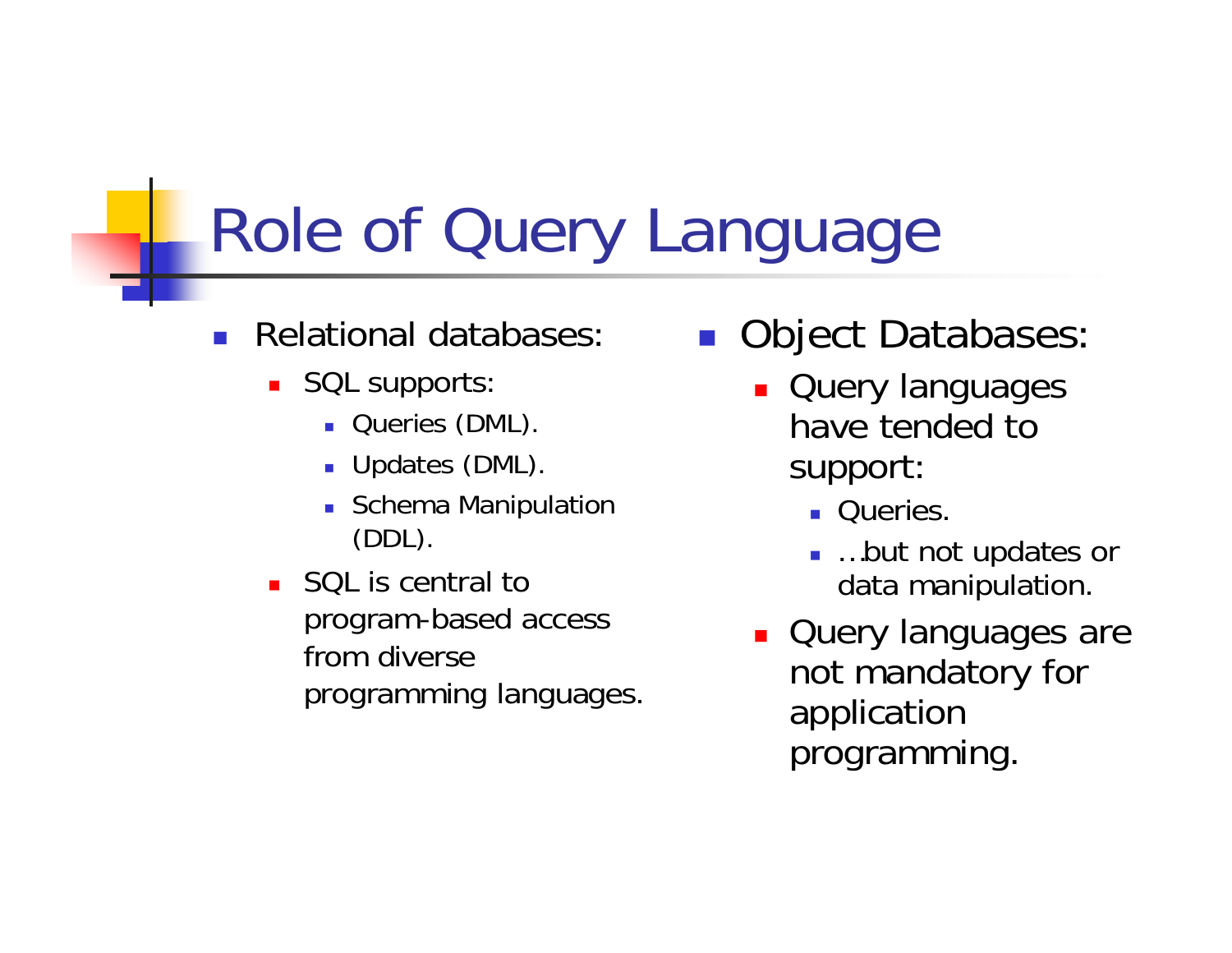# Role of Query Language

- Relational databases:
  - SQL supports:
    - Queries (DML).
    - Updates (DML).
    - Schema Manipulation (DDL).
  - SQL is central to program-based access from diverse programming languages.

- Object Databases:
  - Query languages have tended to support:
    - Queries.
    - …but not updates or data manipulation.
  - Query languages are not mandatory for application programming.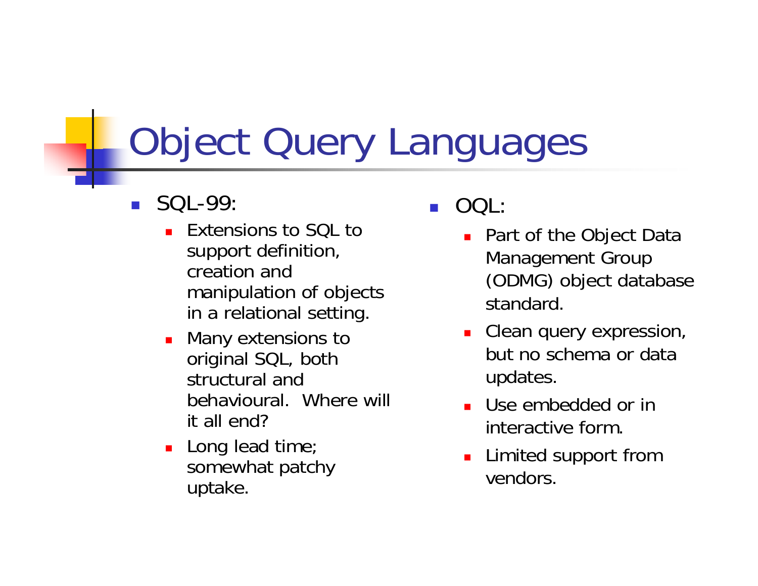# Object Query Languages

- SQL-99:
  - Extensions to SQL to support definition, creation and manipulation of objects in a relational setting.
  - Many extensions to original SQL, both structural and behavioural. Where will it all end?
  - Long lead time; somewhat patchy uptake.
- OQL:
  - Part of the Object Data Management Group (ODMG) object database standard.
  - Clean query expression, but no schema or data updates.
  - Use embedded or in interactive form.
  - Limited support from vendors.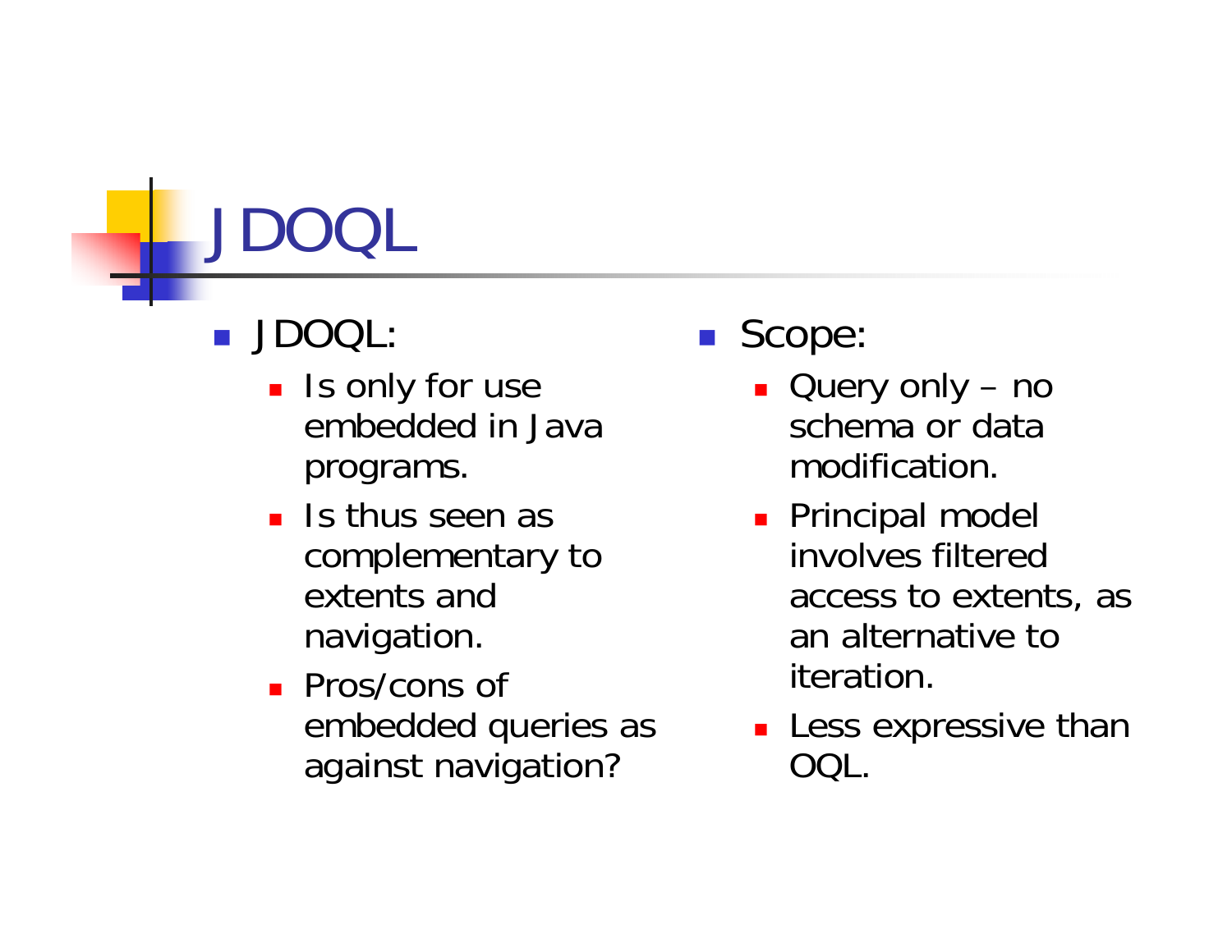# JDOQL

- JDOQL:
  - Is only for use embedded in Java programs.
  - Is thus seen as complementary to extents and navigation.
  - Pros/cons of embedded queries as against navigation?
- Scope:
  - Query only – no schema or data modification.
  - Principal model involves filtered access to extents, as an alternative to iteration.
  - Less expressive than OQL.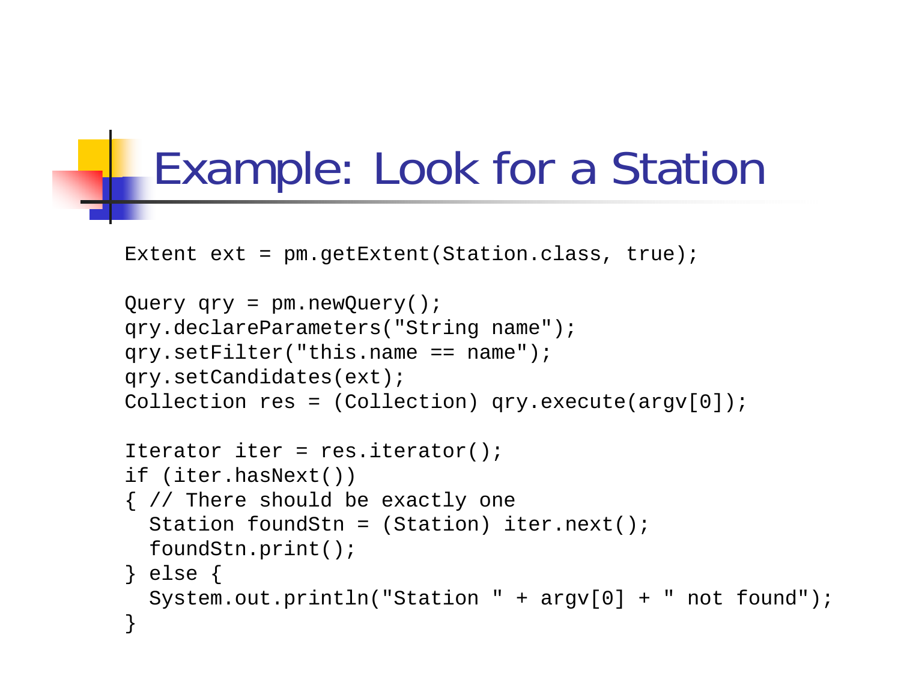# Example: Look for a Station

```
Extent ext = pm.getExtent(Station.class, true);

Query qry = pm.newQuery();
qry.declareParameters("String name");
qry.setFilter("this.name == name");
qry.setCandidates(ext);
Collection res = (Collection) qry.execute(argv[0]);

Iterator iter = res.iterator();
if (iter.hasNext())
{ // There should be exactly one
  Station foundStn = (Station) iter.next();
  foundStn.print();
} else {
  System.out.println("Station " + argv[0] + " not found");
}
```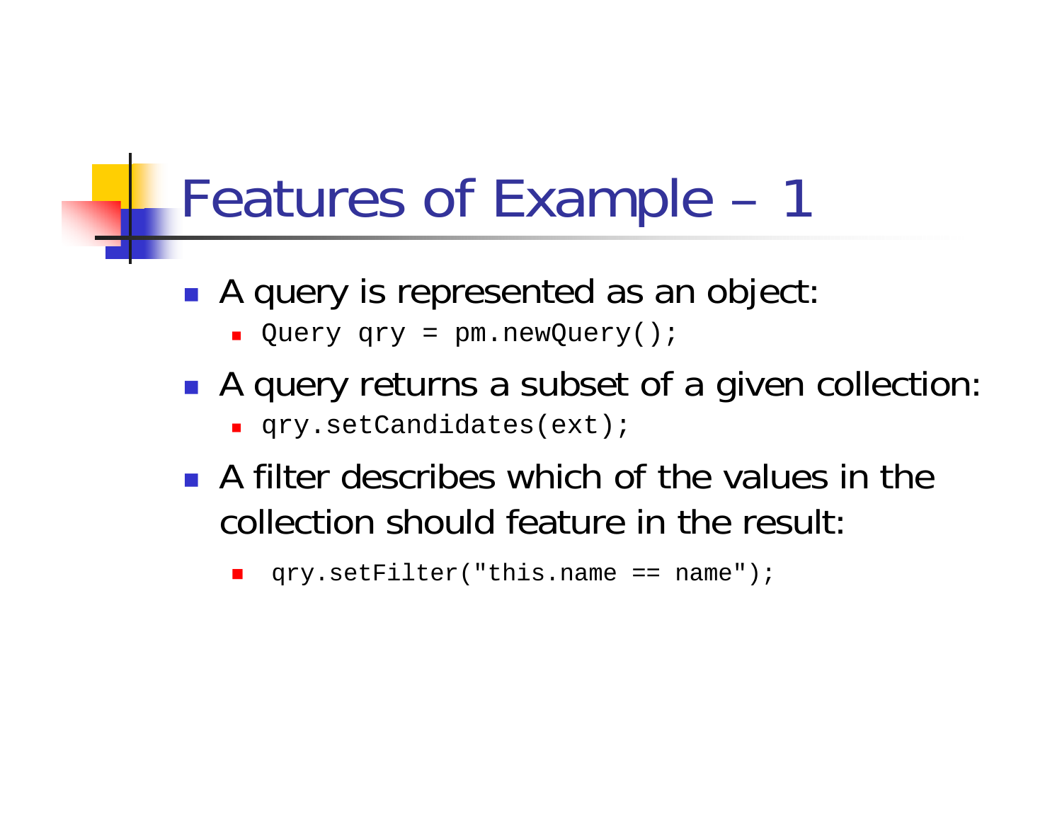# Features of Example – 1

- A query is represented as an object:
  - `Query qry = pm.newQuery();`
- A query returns a subset of a given collection:
  - `qry.setCandidates(ext);`
- A filter describes which of the values in the collection should feature in the result:
  - `qry.setFilter("this.name == name");`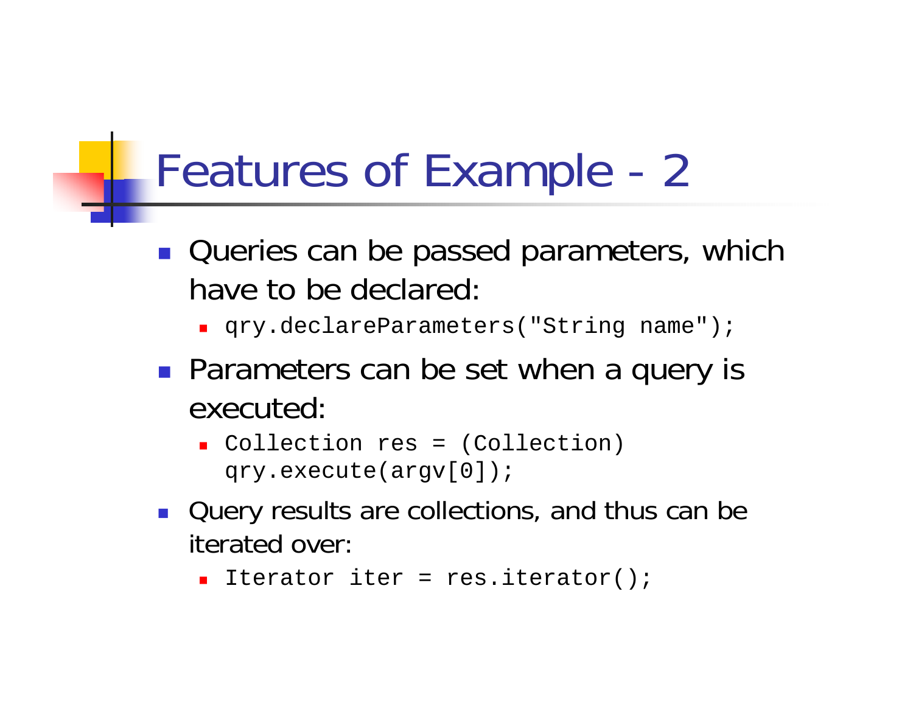# Features of Example - 2

- Queries can be passed parameters, which have to be declared:
  - `qry.declareParameters("String name");`
- Parameters can be set when a query is executed:
  - ```
    Collection res = (Collection)
    qry.execute(argv[0]);
    ```
- Query results are collections, and thus can be iterated over:
  - `Iterator iter = res.iterator();`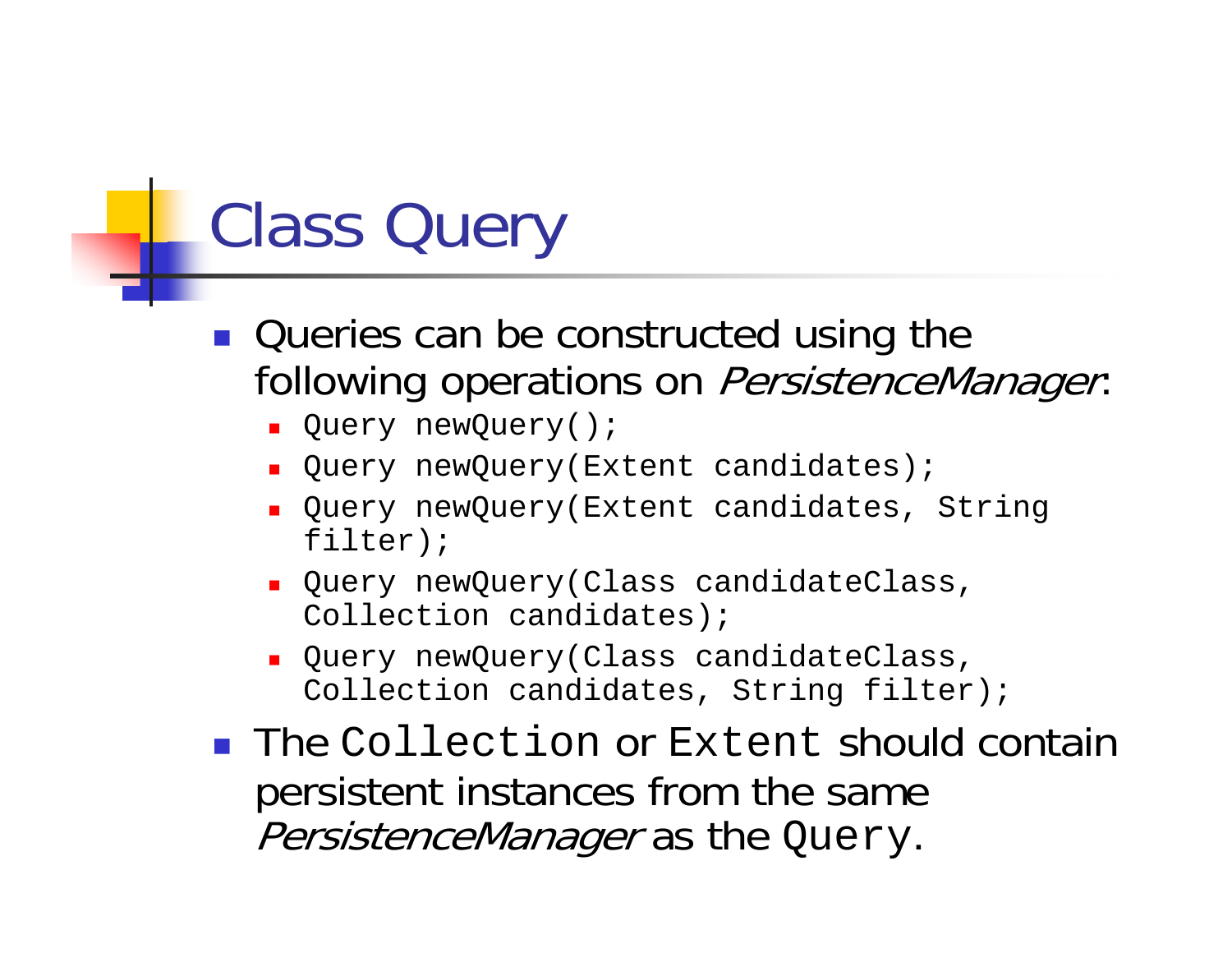# Class Query

- Queries can be constructed using the following operations on *PersistenceManager*:
  - `Query newQuery();`
  - `Query newQuery(Extent candidates);`
  - `Query newQuery(Extent candidates, String filter);`
  - `Query newQuery(Class candidateClass, Collection candidates);`
  - `Query newQuery(Class candidateClass, Collection candidates, String filter);`
- The `Collection` or `Extent` should contain persistent instances from the same *PersistenceManager* as the `Query`.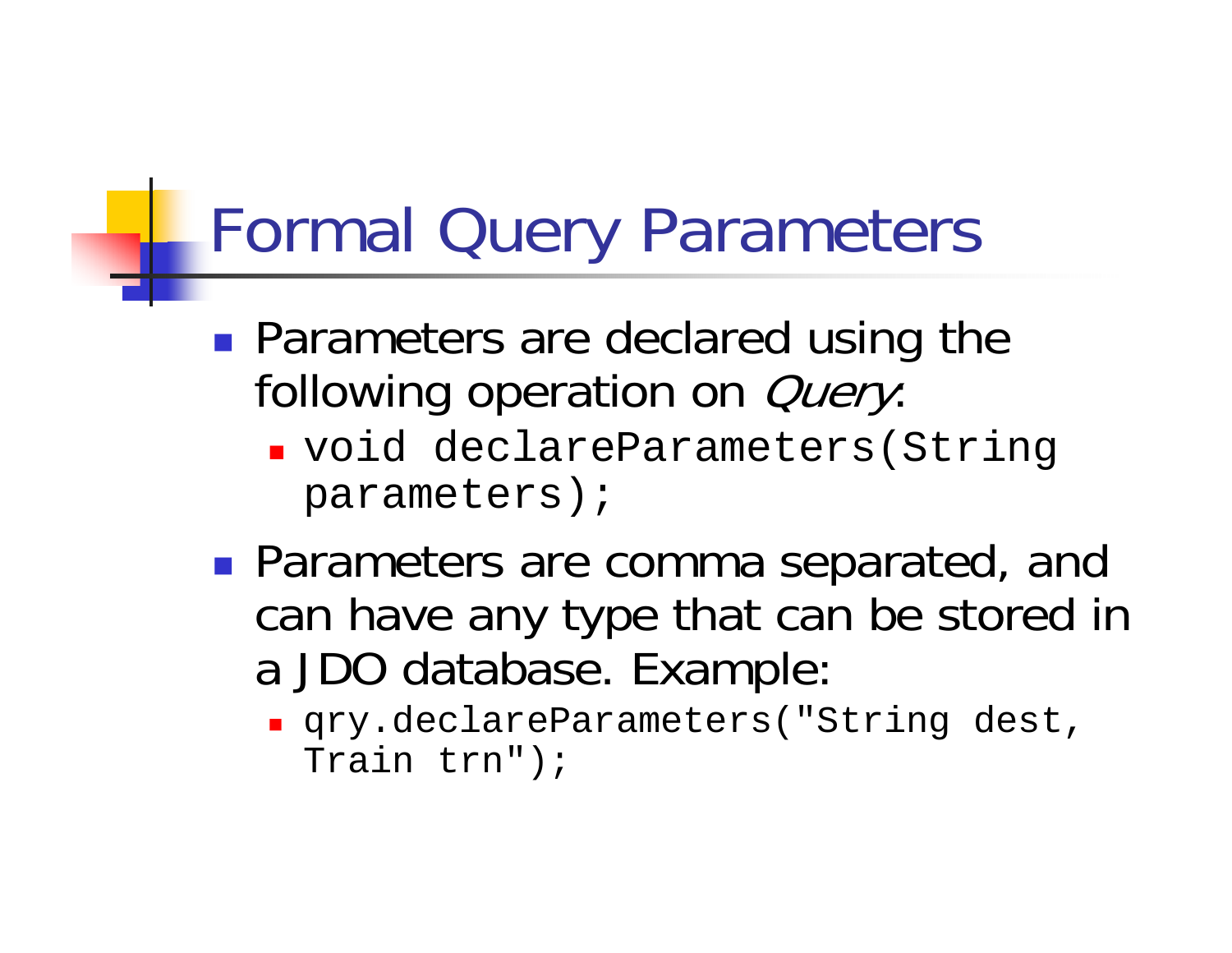# Formal Query Parameters

- Parameters are declared using the following operation on *Query*:
  - `void declareParameters(String parameters);`
- Parameters are comma separated, and can have any type that can be stored in a JDO database. Example:
  - `qry.declareParameters("String dest, Train trn");`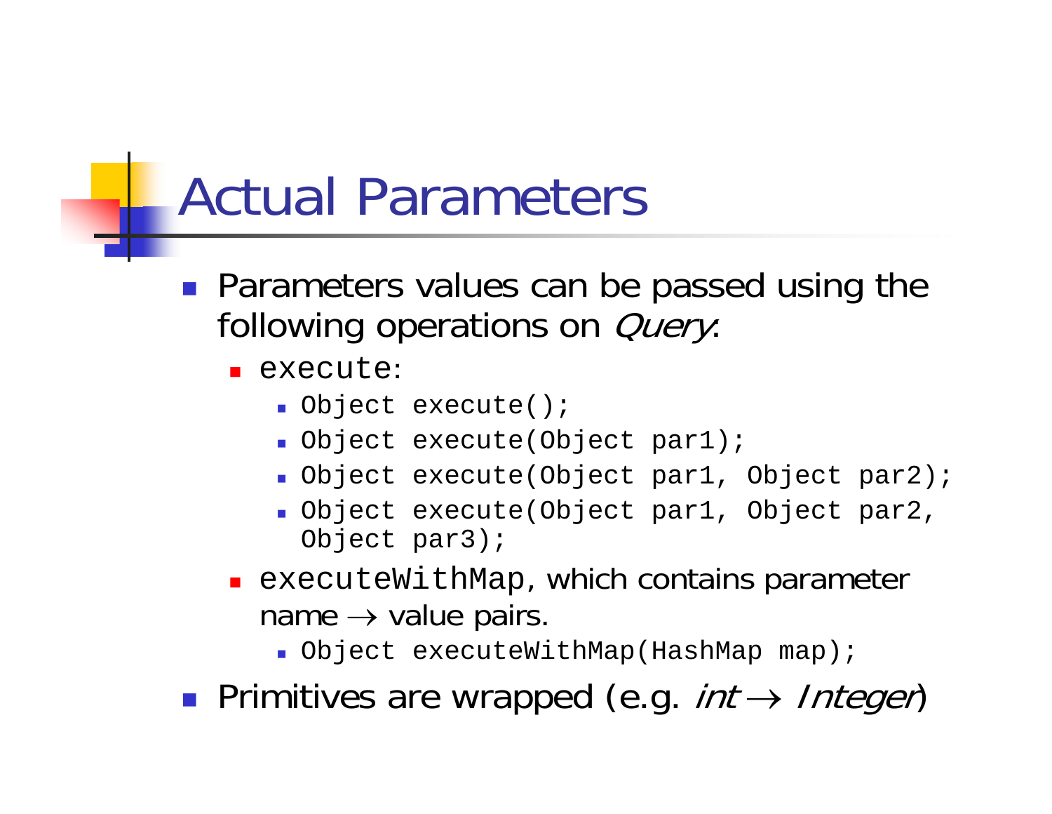# Actual Parameters

- Parameters values can be passed using the following operations on *Query*:
  - `execute`:
    - `Object execute();`
    - `Object execute(Object par1);`
    - `Object execute(Object par1, Object par2);`
    - `Object execute(Object par1, Object par2, Object par3);`
  - `executeWithMap`, which contains parameter name → value pairs.
    - `Object executeWithMap(HashMap map);`
- Primitives are wrapped (e.g. *int* → *Integer*)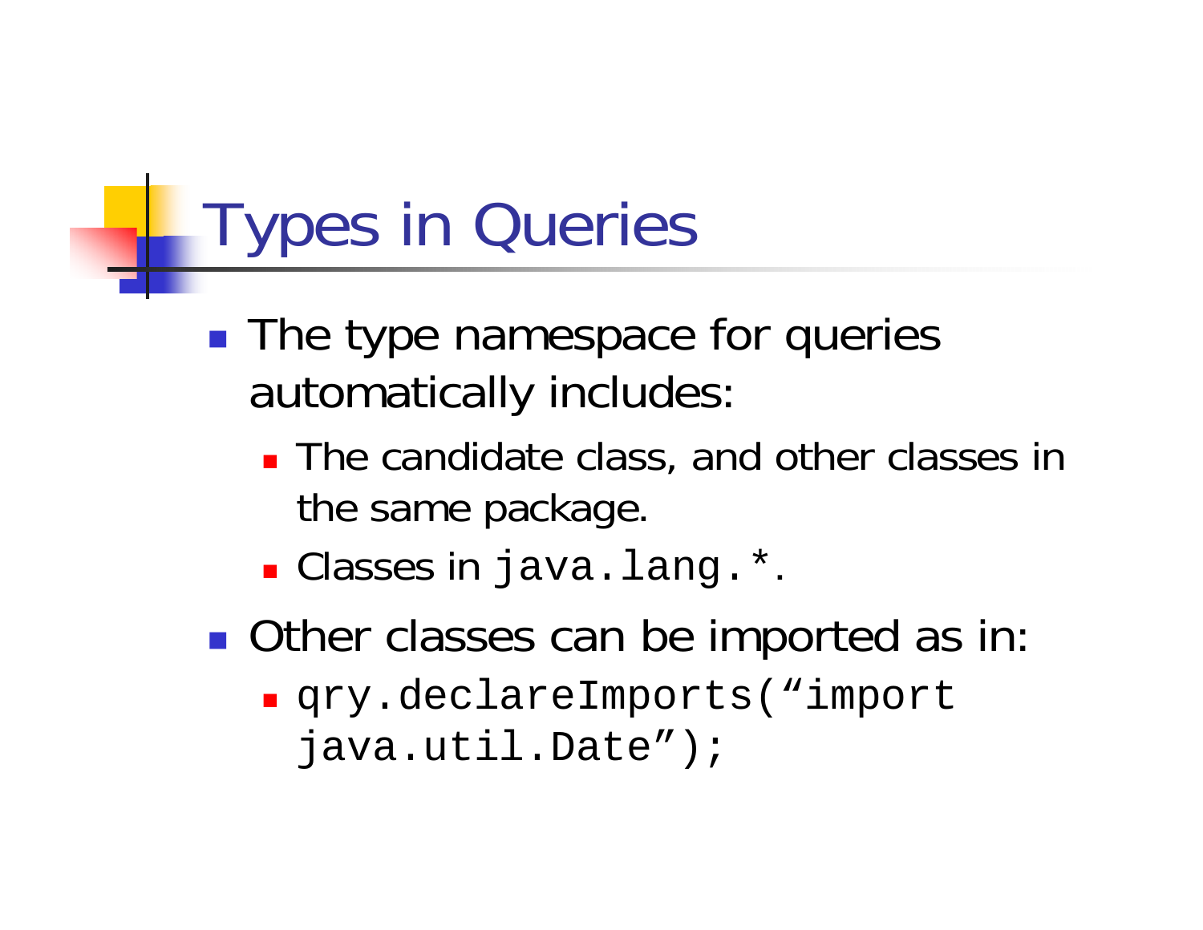# Types in Queries

- The type namespace for queries automatically includes:
  - The candidate class, and other classes in the same package.
  - Classes in `java.lang.*`.
- Other classes can be imported as in:
  - `qry.declareImports(“import java.util.Date”);`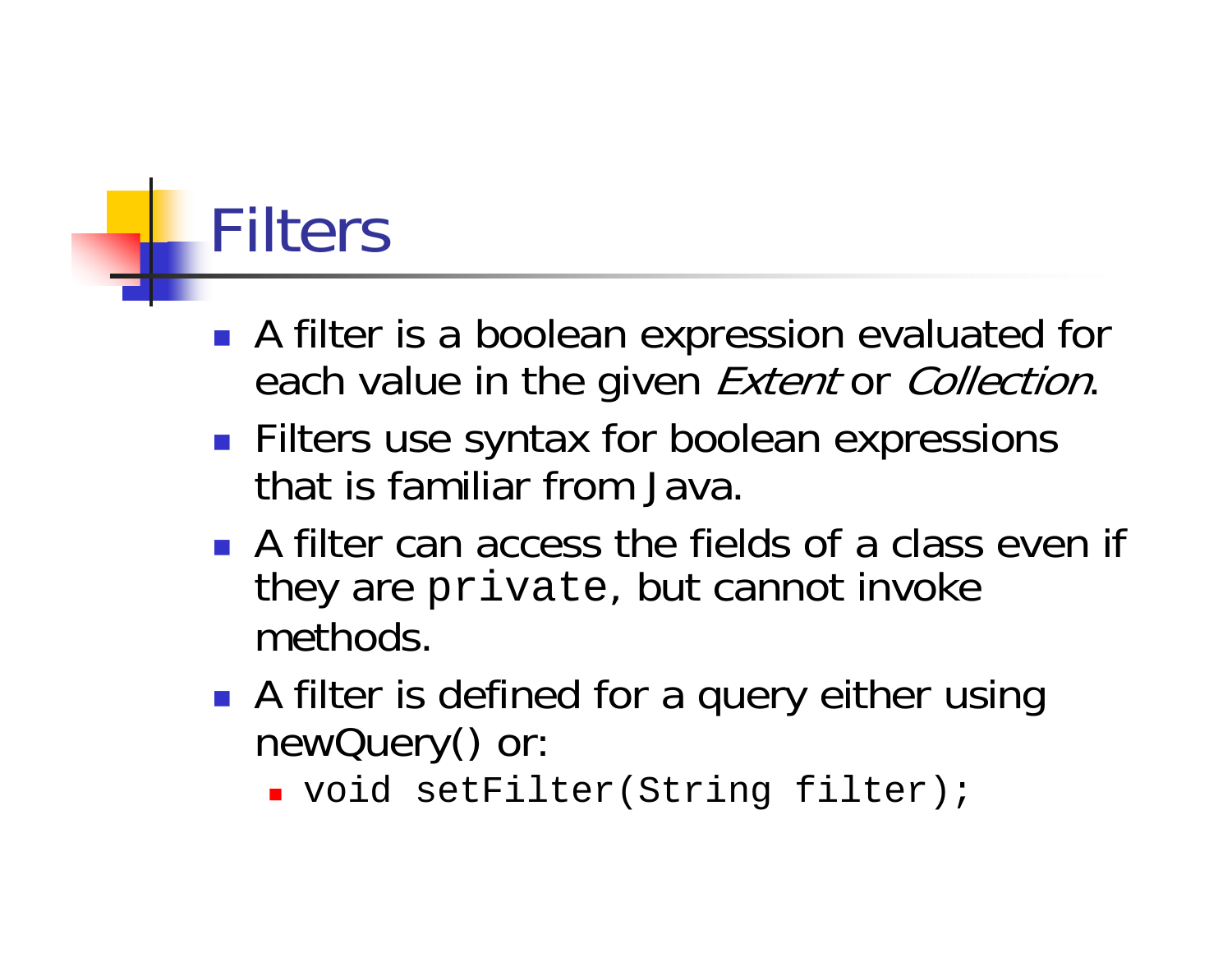# Filters

- A filter is a boolean expression evaluated for each value in the given *Extent* or *Collection*.
- Filters use syntax for boolean expressions that is familiar from Java.
- A filter can access the fields of a class even if they are `private`, but cannot invoke methods.
- A filter is defined for a query either using newQuery() or:
  - `void setFilter(String filter);`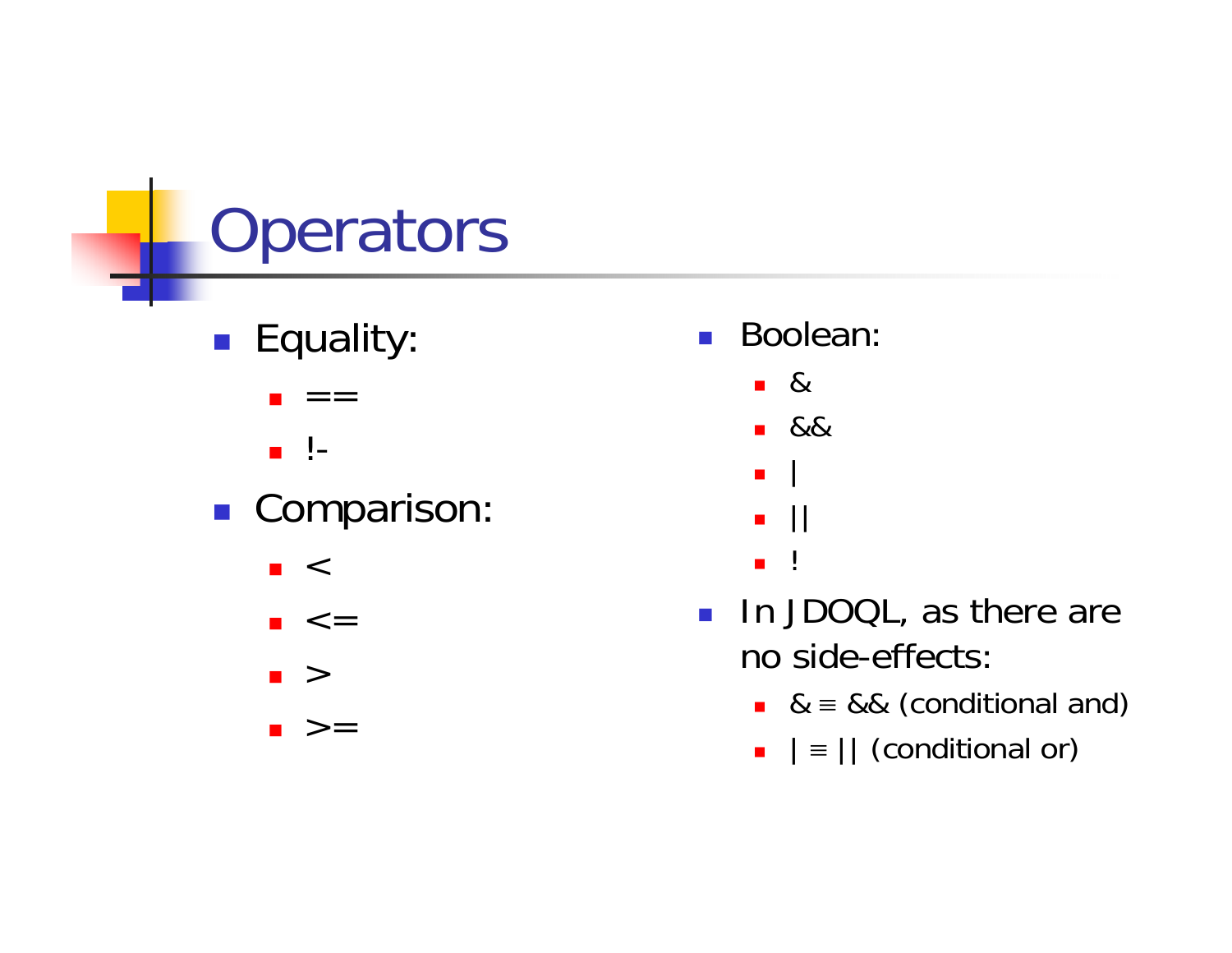# Operators

- Equality:
  - ==
  - !-
- Comparison:
  - <
  - <=
  - >
  - >=
- Boolean:
  - &
  - &&
  - |
  - ||
  - !
- In JDOQL, as there are no side-effects:
  - & ≡ && (conditional and)
  - | ≡ || (conditional or)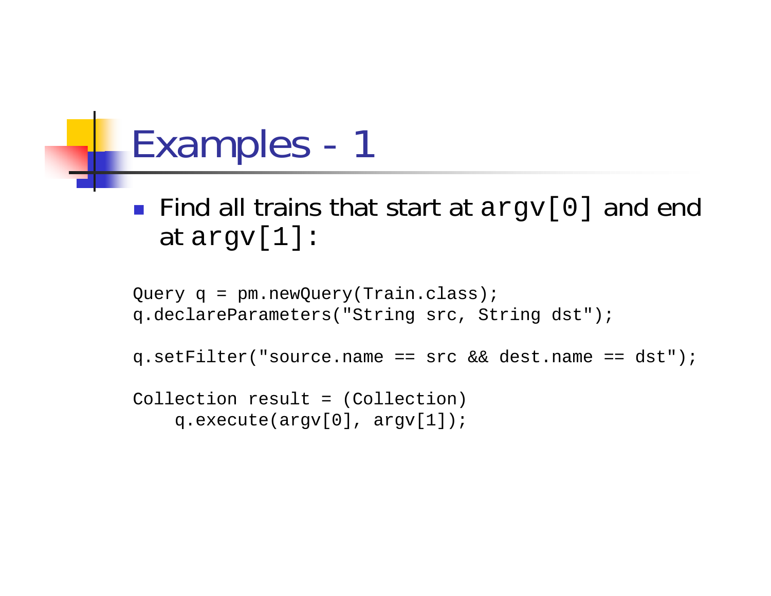# Examples - 1

- Find all trains that start at `argv[0]` and end at `argv[1]`:

```
Query q = pm.newQuery(Train.class);
q.declareParameters("String src, String dst");

q.setFilter("source.name == src && dest.name == dst");

Collection result = (Collection)
    q.execute(argv[0], argv[1]);
```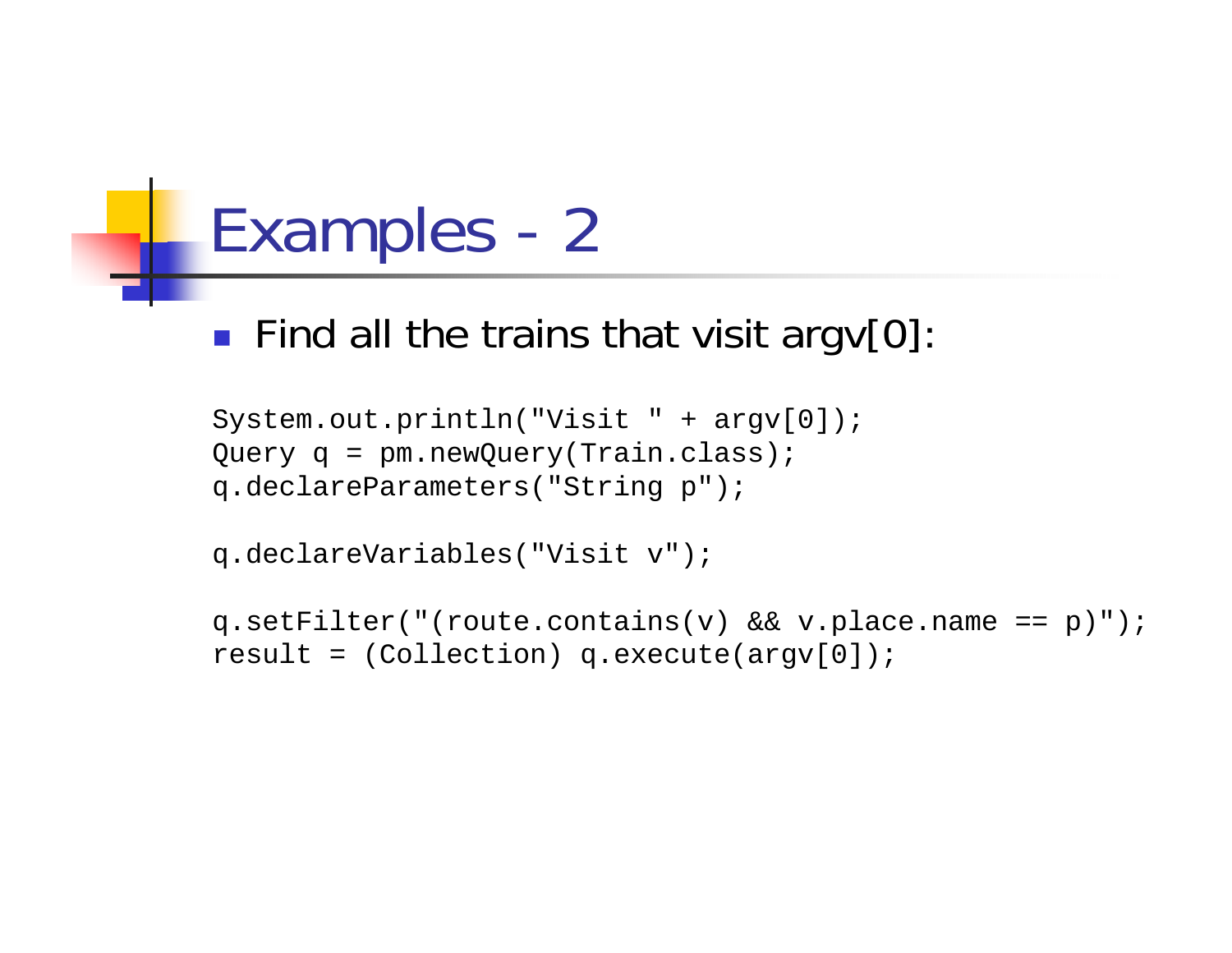# Examples - 2

- Find all the trains that visit argv[0]:

```
System.out.println("Visit " + argv[0]);
Query q = pm.newQuery(Train.class);
q.declareParameters("String p");

q.declareVariables("Visit v");

q.setFilter("(route.contains(v) && v.place.name == p)");
result = (Collection) q.execute(argv[0]);
```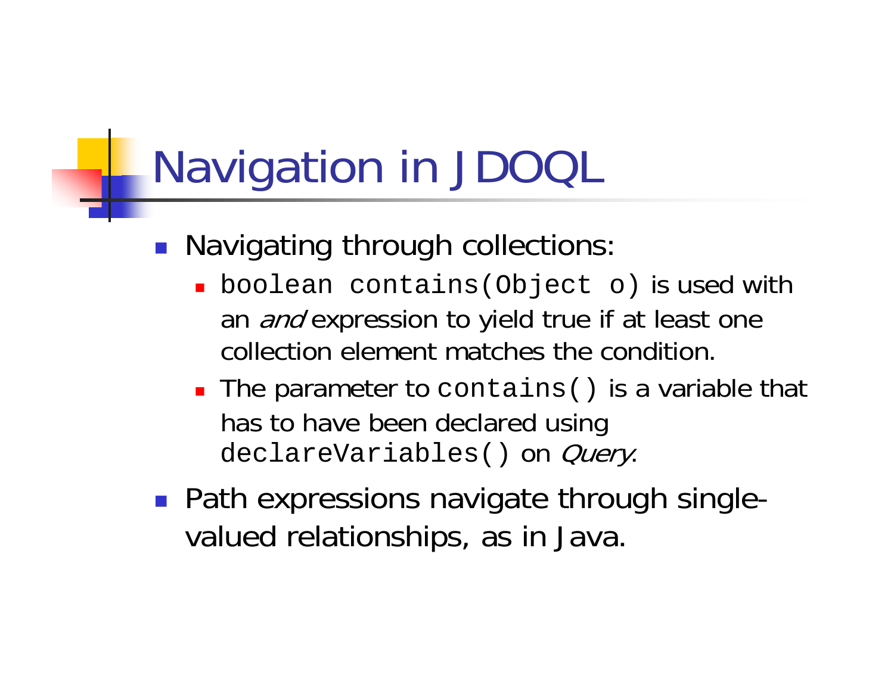# Navigation in JDOQL

- Navigating through collections:
  - `boolean contains(Object o)` is used with an *and* expression to yield true if at least one collection element matches the condition.
  - The parameter to `contains()` is a variable that has to have been declared using `declareVariables()` on *Query*.
- Path expressions navigate through single-valued relationships, as in Java.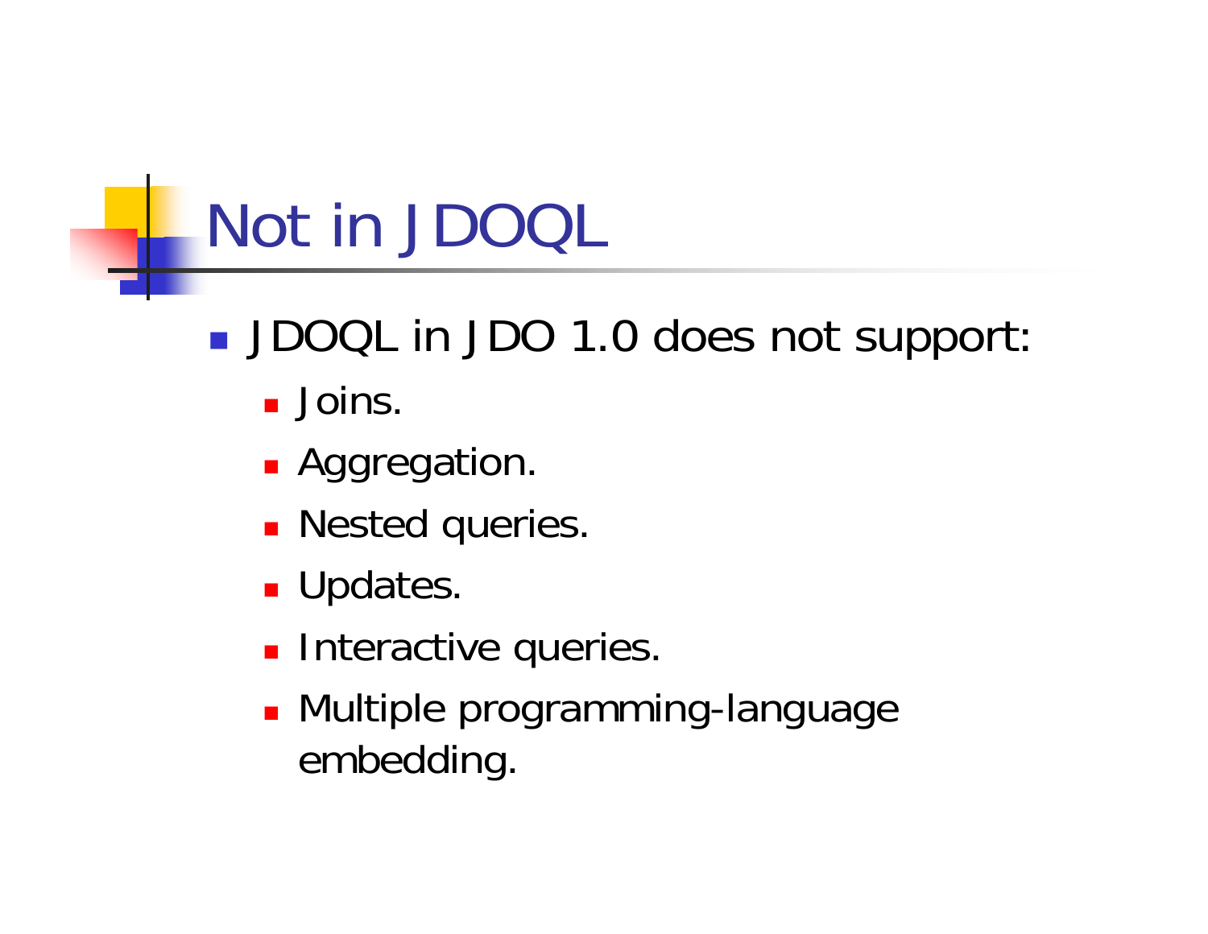# Not in JDOQL

- JDOQL in JDO 1.0 does not support:
  - Joins.
  - Aggregation.
  - Nested queries.
  - Updates.
  - Interactive queries.
  - Multiple programming-language embedding.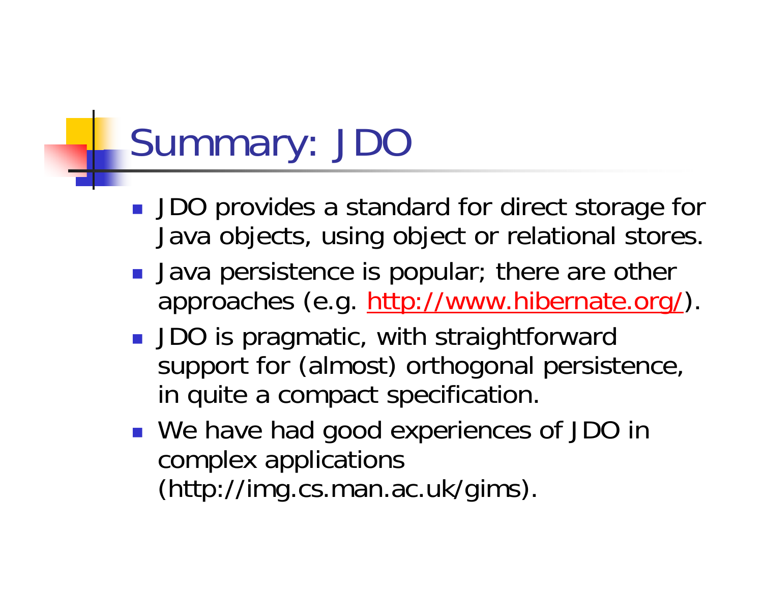# Summary: JDO

- JDO provides a standard for direct storage for Java objects, using object or relational stores.
- Java persistence is popular; there are other approaches (e.g. [http://www.hibernate.org/](http://www.hibernate.org/)).
- JDO is pragmatic, with straightforward support for (almost) orthogonal persistence, in quite a compact specification.
- We have had good experiences of JDO in complex applications (http://img.cs.man.ac.uk/gims).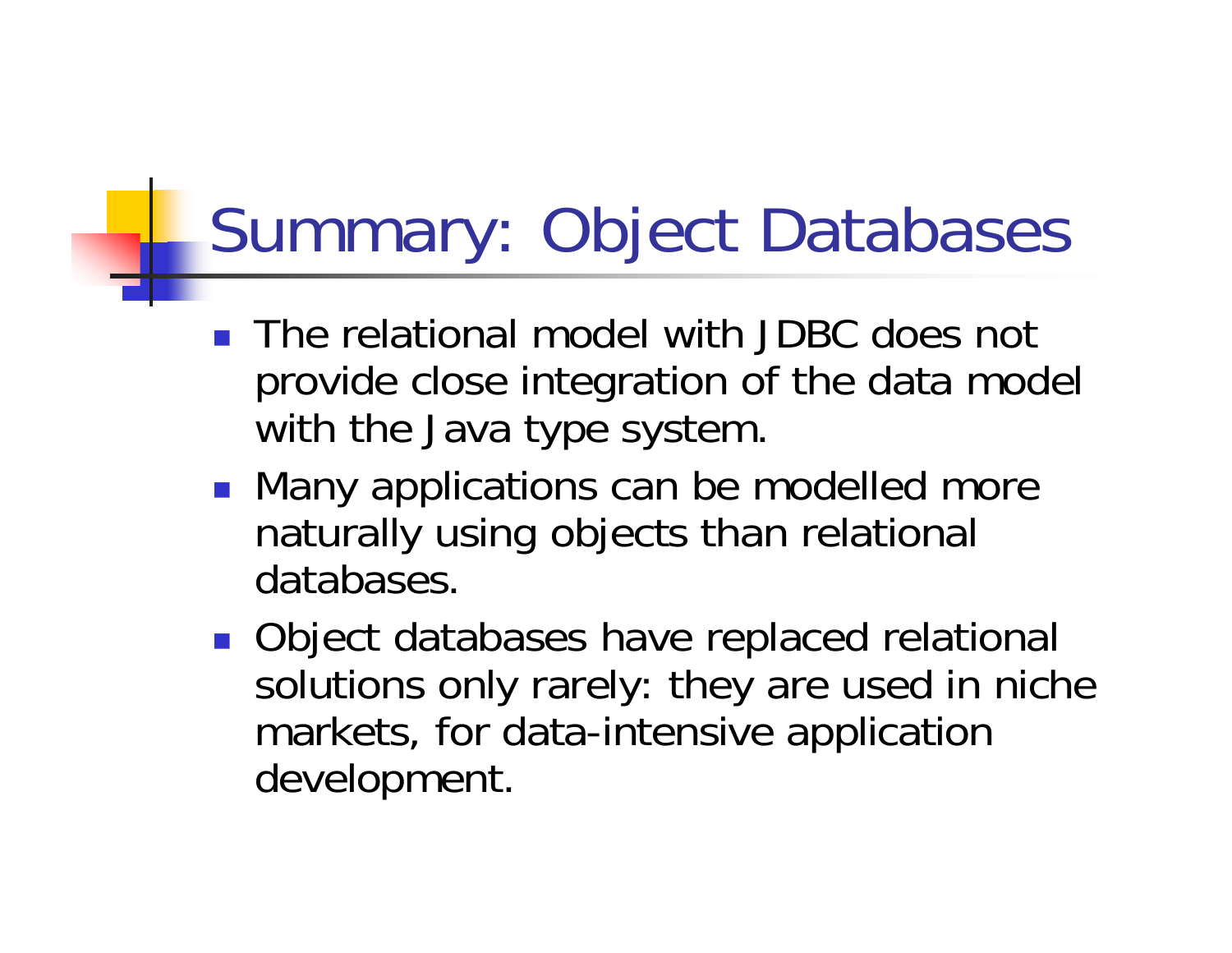# Summary: Object Databases

- The relational model with JDBC does not provide close integration of the data model with the Java type system.
- Many applications can be modelled more naturally using objects than relational databases.
- Object databases have replaced relational solutions only rarely: they are used in niche markets, for data-intensive application development.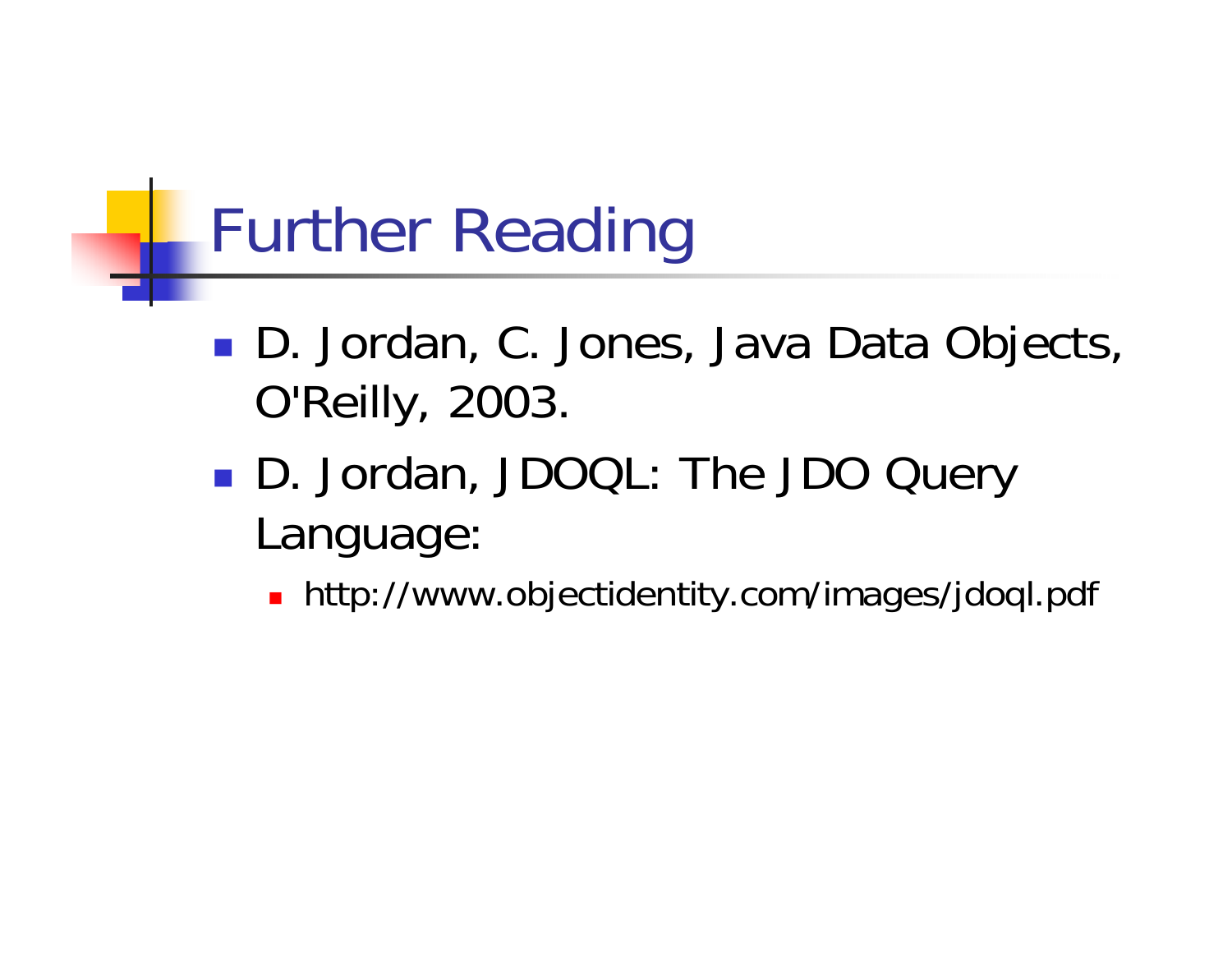# Further Reading

- D. Jordan, C. Jones, Java Data Objects, O'Reilly, 2003.
- D. Jordan, JDOQL: The JDO Query Language:
  - http://www.objectidentity.com/images/jdoql.pdf